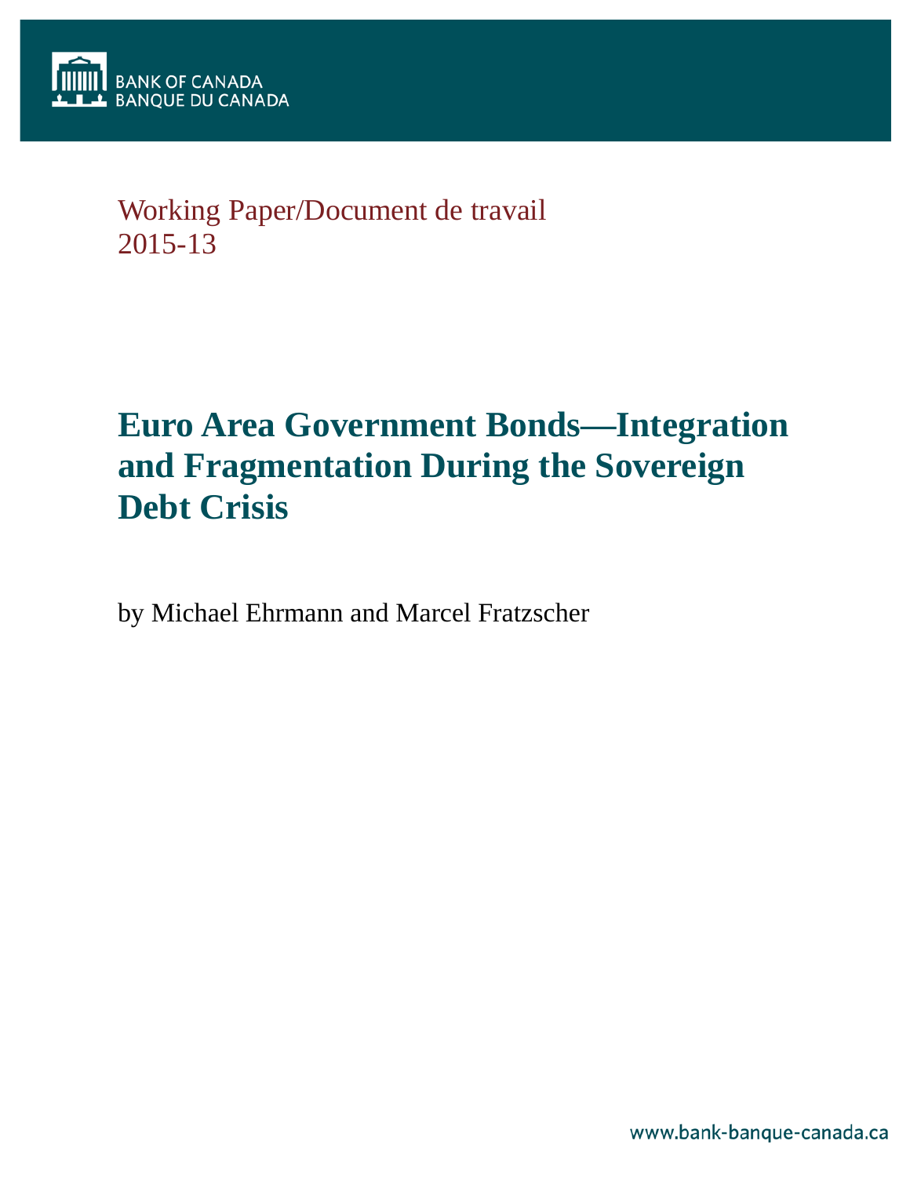BANK OF CANADA
BANQUE DU CANADA

Working Paper/Document de travail
2015-13

# Euro Area Government Bonds—Integration and Fragmentation During the Sovereign Debt Crisis

by Michael Ehrmann and Marcel Fratzscher

www.bank-banque-canada.ca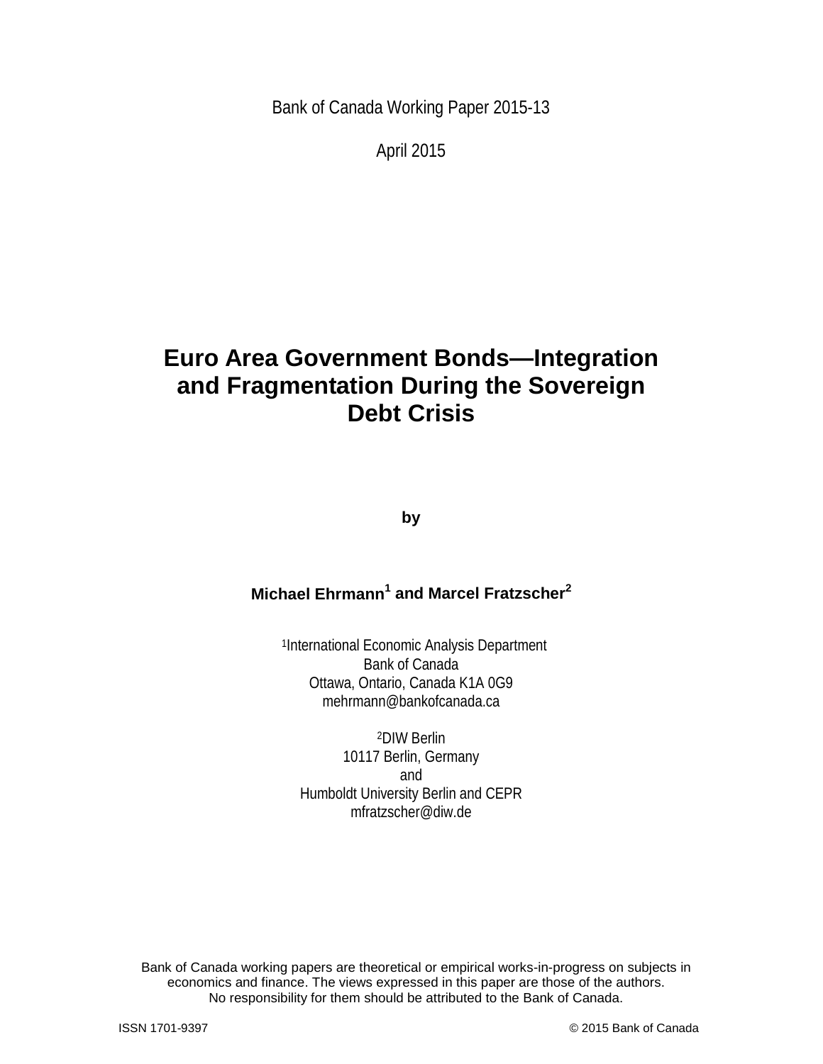Bank of Canada Working Paper 2015-13

April 2015

# Euro Area Government Bonds—Integration and Fragmentation During the Sovereign Debt Crisis

**by**

**Michael Ehrmann[1] and Marcel Fratzscher[2]**

[1]International Economic Analysis Department
Bank of Canada
Ottawa, Ontario, Canada K1A 0G9
mehrmann@bankofcanada.ca

[2]DIW Berlin
10117 Berlin, Germany
and
Humboldt University Berlin and CEPR
mfratzscher@diw.de

Bank of Canada working papers are theoretical or empirical works-in-progress on subjects in economics and finance. The views expressed in this paper are those of the authors. No responsibility for them should be attributed to the Bank of Canada.

ISSN 1701-9397 © 2015 Bank of Canada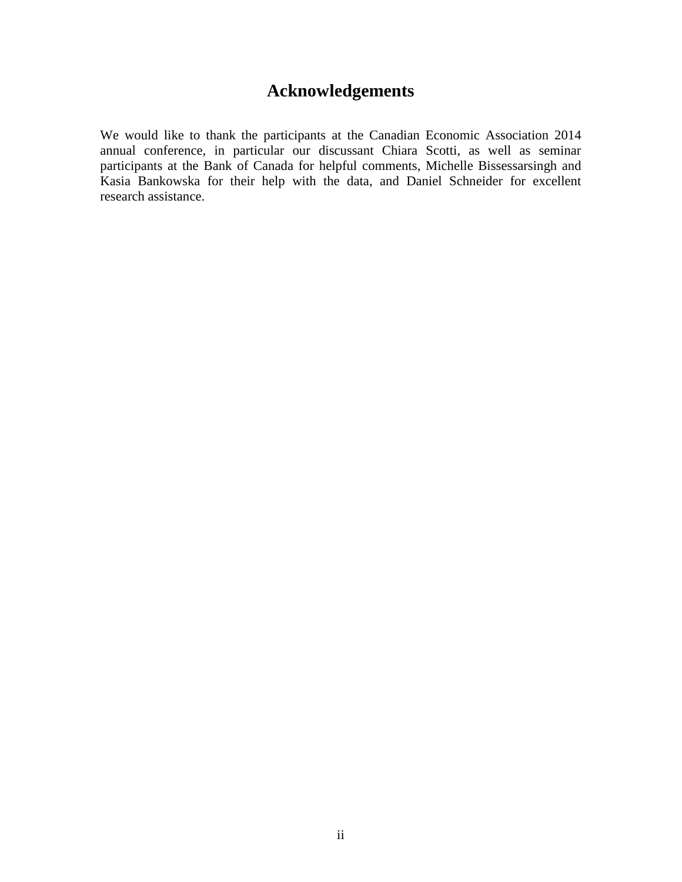# Acknowledgements

We would like to thank the participants at the Canadian Economic Association 2014 annual conference, in particular our discussant Chiara Scotti, as well as seminar participants at the Bank of Canada for helpful comments, Michelle Bissessarsingh and Kasia Bankowska for their help with the data, and Daniel Schneider for excellent research assistance.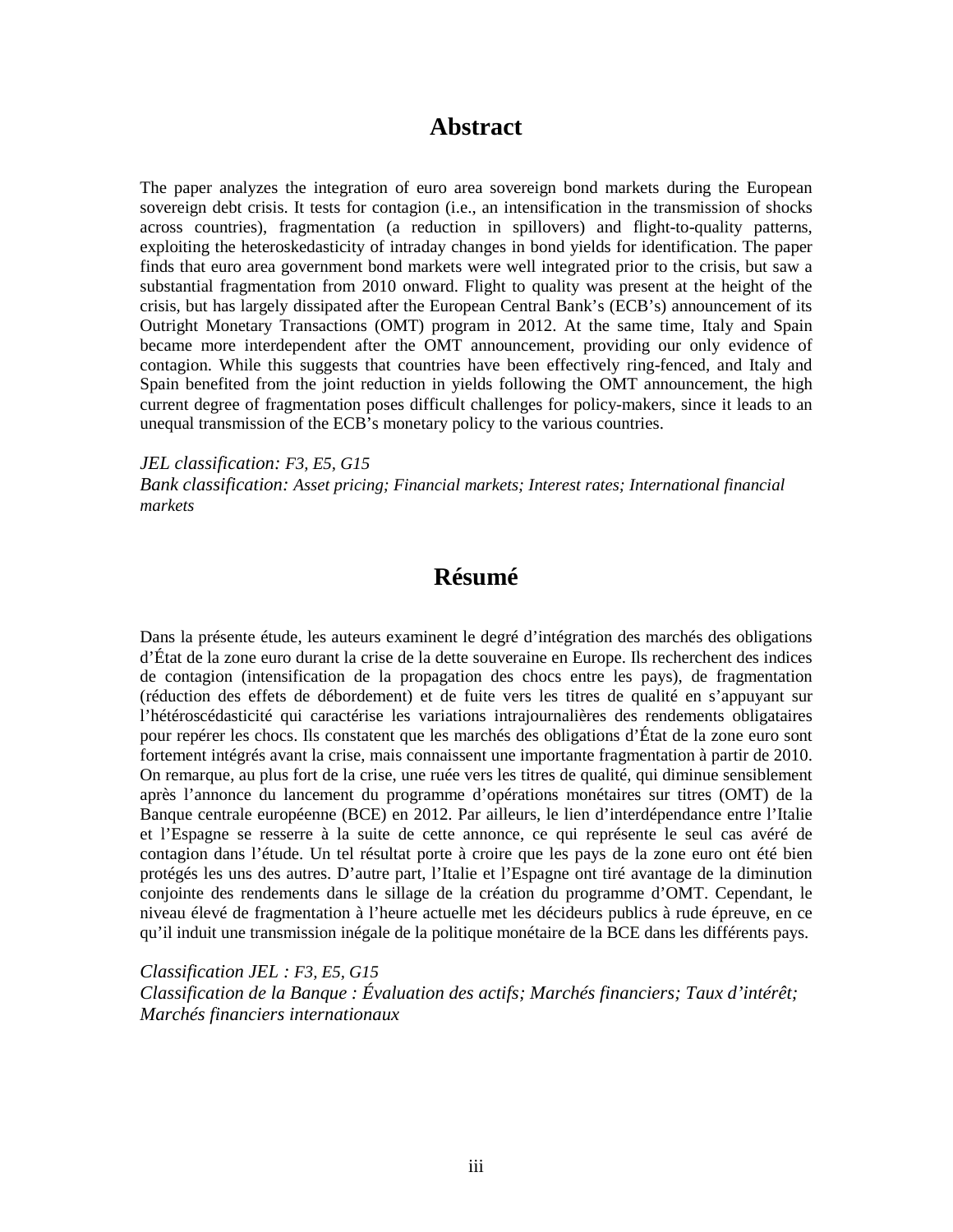# Abstract

The paper analyzes the integration of euro area sovereign bond markets during the European sovereign debt crisis. It tests for contagion (i.e., an intensification in the transmission of shocks across countries), fragmentation (a reduction in spillovers) and flight-to-quality patterns, exploiting the heteroskedasticity of intraday changes in bond yields for identification. The paper finds that euro area government bond markets were well integrated prior to the crisis, but saw a substantial fragmentation from 2010 onward. Flight to quality was present at the height of the crisis, but has largely dissipated after the European Central Bank's (ECB's) announcement of its Outright Monetary Transactions (OMT) program in 2012. At the same time, Italy and Spain became more interdependent after the OMT announcement, providing our only evidence of contagion. While this suggests that countries have been effectively ring-fenced, and Italy and Spain benefited from the joint reduction in yields following the OMT announcement, the high current degree of fragmentation poses difficult challenges for policy-makers, since it leads to an unequal transmission of the ECB's monetary policy to the various countries.

*JEL classification: F3, E5, G15*
*Bank classification: Asset pricing; Financial markets; Interest rates; International financial markets*

# Résumé

Dans la présente étude, les auteurs examinent le degré d'intégration des marchés des obligations d'État de la zone euro durant la crise de la dette souveraine en Europe. Ils recherchent des indices de contagion (intensification de la propagation des chocs entre les pays), de fragmentation (réduction des effets de débordement) et de fuite vers les titres de qualité en s'appuyant sur l'hétéroscédasticité qui caractérise les variations intrajournalières des rendements obligataires pour repérer les chocs. Ils constatent que les marchés des obligations d'État de la zone euro sont fortement intégrés avant la crise, mais connaissent une importante fragmentation à partir de 2010. On remarque, au plus fort de la crise, une ruée vers les titres de qualité, qui diminue sensiblement après l'annonce du lancement du programme d'opérations monétaires sur titres (OMT) de la Banque centrale européenne (BCE) en 2012. Par ailleurs, le lien d'interdépendance entre l'Italie et l'Espagne se resserre à la suite de cette annonce, ce qui représente le seul cas avéré de contagion dans l'étude. Un tel résultat porte à croire que les pays de la zone euro ont été bien protégés les uns des autres. D'autre part, l'Italie et l'Espagne ont tiré avantage de la diminution conjointe des rendements dans le sillage de la création du programme d'OMT. Cependant, le niveau élevé de fragmentation à l'heure actuelle met les décideurs publics à rude épreuve, en ce qu'il induit une transmission inégale de la politique monétaire de la BCE dans les différents pays.

*Classification JEL : F3, E5, G15*
*Classification de la Banque : Évaluation des actifs; Marchés financiers; Taux d'intérêt; Marchés financiers internationaux*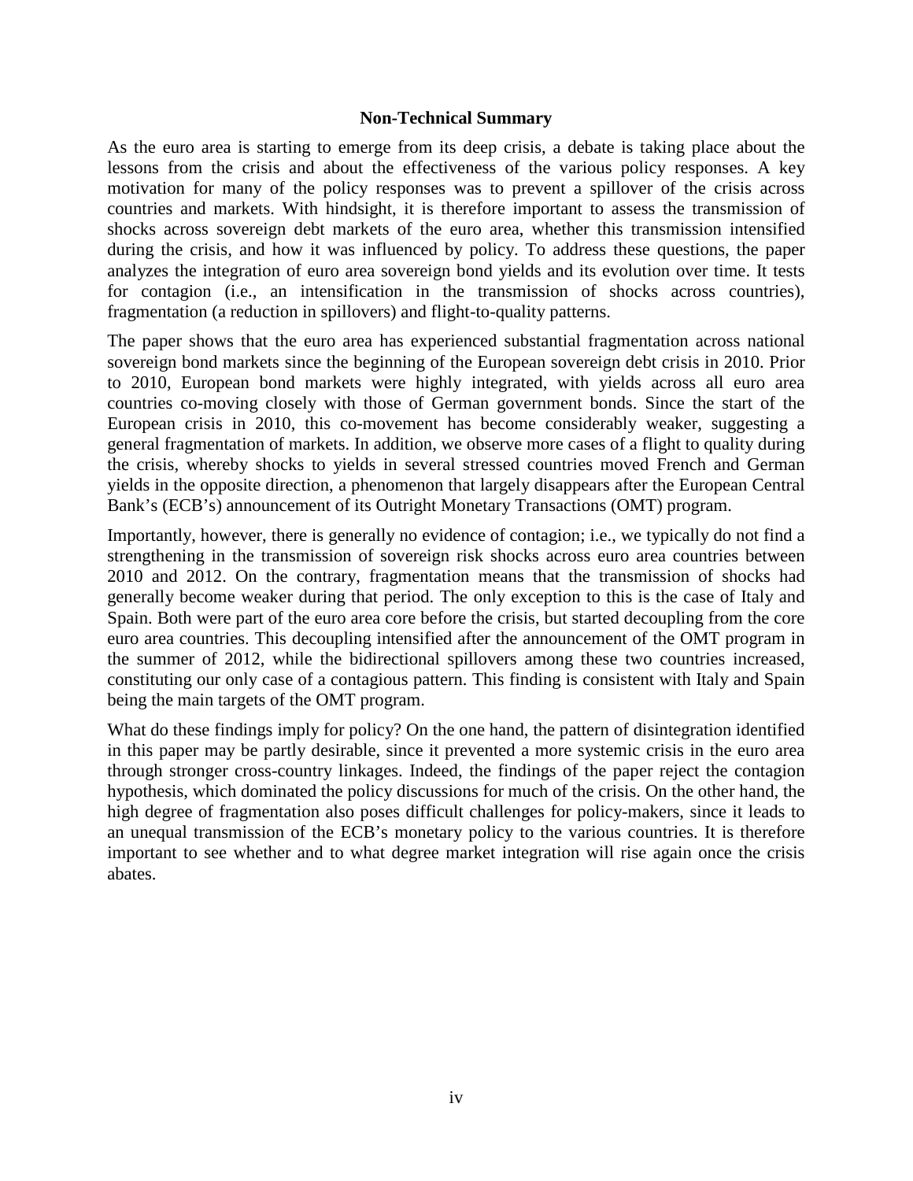## Non-Technical Summary

As the euro area is starting to emerge from its deep crisis, a debate is taking place about the lessons from the crisis and about the effectiveness of the various policy responses. A key motivation for many of the policy responses was to prevent a spillover of the crisis across countries and markets. With hindsight, it is therefore important to assess the transmission of shocks across sovereign debt markets of the euro area, whether this transmission intensified during the crisis, and how it was influenced by policy. To address these questions, the paper analyzes the integration of euro area sovereign bond yields and its evolution over time. It tests for contagion (i.e., an intensification in the transmission of shocks across countries), fragmentation (a reduction in spillovers) and flight-to-quality patterns.

The paper shows that the euro area has experienced substantial fragmentation across national sovereign bond markets since the beginning of the European sovereign debt crisis in 2010. Prior to 2010, European bond markets were highly integrated, with yields across all euro area countries co-moving closely with those of German government bonds. Since the start of the European crisis in 2010, this co-movement has become considerably weaker, suggesting a general fragmentation of markets. In addition, we observe more cases of a flight to quality during the crisis, whereby shocks to yields in several stressed countries moved French and German yields in the opposite direction, a phenomenon that largely disappears after the European Central Bank's (ECB's) announcement of its Outright Monetary Transactions (OMT) program.

Importantly, however, there is generally no evidence of contagion; i.e., we typically do not find a strengthening in the transmission of sovereign risk shocks across euro area countries between 2010 and 2012. On the contrary, fragmentation means that the transmission of shocks had generally become weaker during that period. The only exception to this is the case of Italy and Spain. Both were part of the euro area core before the crisis, but started decoupling from the core euro area countries. This decoupling intensified after the announcement of the OMT program in the summer of 2012, while the bidirectional spillovers among these two countries increased, constituting our only case of a contagious pattern. This finding is consistent with Italy and Spain being the main targets of the OMT program.

What do these findings imply for policy? On the one hand, the pattern of disintegration identified in this paper may be partly desirable, since it prevented a more systemic crisis in the euro area through stronger cross-country linkages. Indeed, the findings of the paper reject the contagion hypothesis, which dominated the policy discussions for much of the crisis. On the other hand, the high degree of fragmentation also poses difficult challenges for policy-makers, since it leads to an unequal transmission of the ECB's monetary policy to the various countries. It is therefore important to see whether and to what degree market integration will rise again once the crisis abates.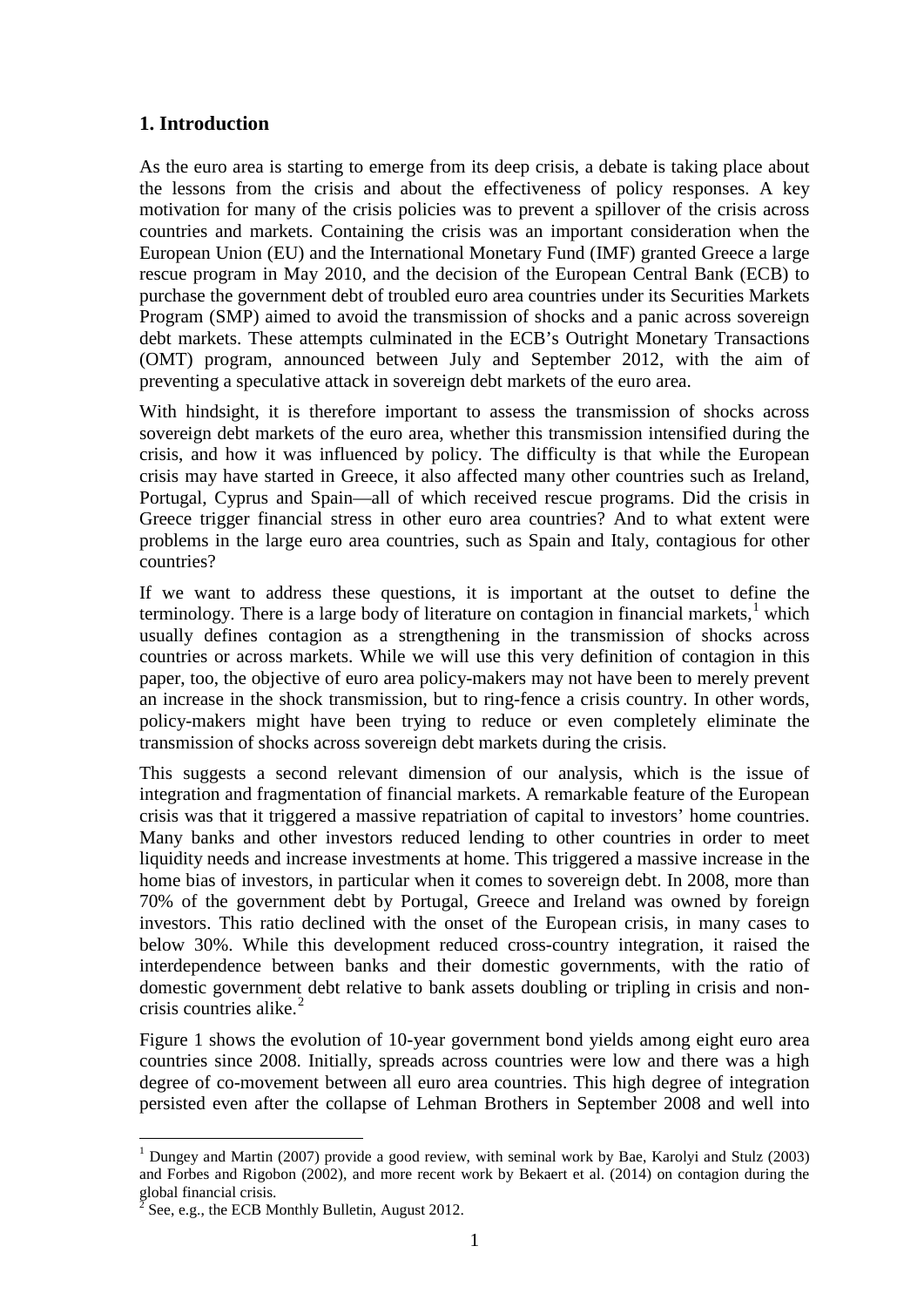## 1. Introduction

As the euro area is starting to emerge from its deep crisis, a debate is taking place about the lessons from the crisis and about the effectiveness of policy responses. A key motivation for many of the crisis policies was to prevent a spillover of the crisis across countries and markets. Containing the crisis was an important consideration when the European Union (EU) and the International Monetary Fund (IMF) granted Greece a large rescue program in May 2010, and the decision of the European Central Bank (ECB) to purchase the government debt of troubled euro area countries under its Securities Markets Program (SMP) aimed to avoid the transmission of shocks and a panic across sovereign debt markets. These attempts culminated in the ECB's Outright Monetary Transactions (OMT) program, announced between July and September 2012, with the aim of preventing a speculative attack in sovereign debt markets of the euro area.

With hindsight, it is therefore important to assess the transmission of shocks across sovereign debt markets of the euro area, whether this transmission intensified during the crisis, and how it was influenced by policy. The difficulty is that while the European crisis may have started in Greece, it also affected many other countries such as Ireland, Portugal, Cyprus and Spain—all of which received rescue programs. Did the crisis in Greece trigger financial stress in other euro area countries? And to what extent were problems in the large euro area countries, such as Spain and Italy, contagious for other countries?

If we want to address these questions, it is important at the outset to define the terminology. There is a large body of literature on contagion in financial markets,[1] which usually defines contagion as a strengthening in the transmission of shocks across countries or across markets. While we will use this very definition of contagion in this paper, too, the objective of euro area policy-makers may not have been to merely prevent an increase in the shock transmission, but to ring-fence a crisis country. In other words, policy-makers might have been trying to reduce or even completely eliminate the transmission of shocks across sovereign debt markets during the crisis.

This suggests a second relevant dimension of our analysis, which is the issue of integration and fragmentation of financial markets. A remarkable feature of the European crisis was that it triggered a massive repatriation of capital to investors' home countries. Many banks and other investors reduced lending to other countries in order to meet liquidity needs and increase investments at home. This triggered a massive increase in the home bias of investors, in particular when it comes to sovereign debt. In 2008, more than 70% of the government debt by Portugal, Greece and Ireland was owned by foreign investors. This ratio declined with the onset of the European crisis, in many cases to below 30%. While this development reduced cross-country integration, it raised the interdependence between banks and their domestic governments, with the ratio of domestic government debt relative to bank assets doubling or tripling in crisis and non-crisis countries alike.[2]

Figure 1 shows the evolution of 10-year government bond yields among eight euro area countries since 2008. Initially, spreads across countries were low and there was a high degree of co-movement between all euro area countries. This high degree of integration persisted even after the collapse of Lehman Brothers in September 2008 and well into

[1] Dungey and Martin (2007) provide a good review, with seminal work by Bae, Karolyi and Stulz (2003) and Forbes and Rigobon (2002), and more recent work by Bekaert et al. (2014) on contagion during the global financial crisis.

[2] See, e.g., the ECB Monthly Bulletin, August 2012.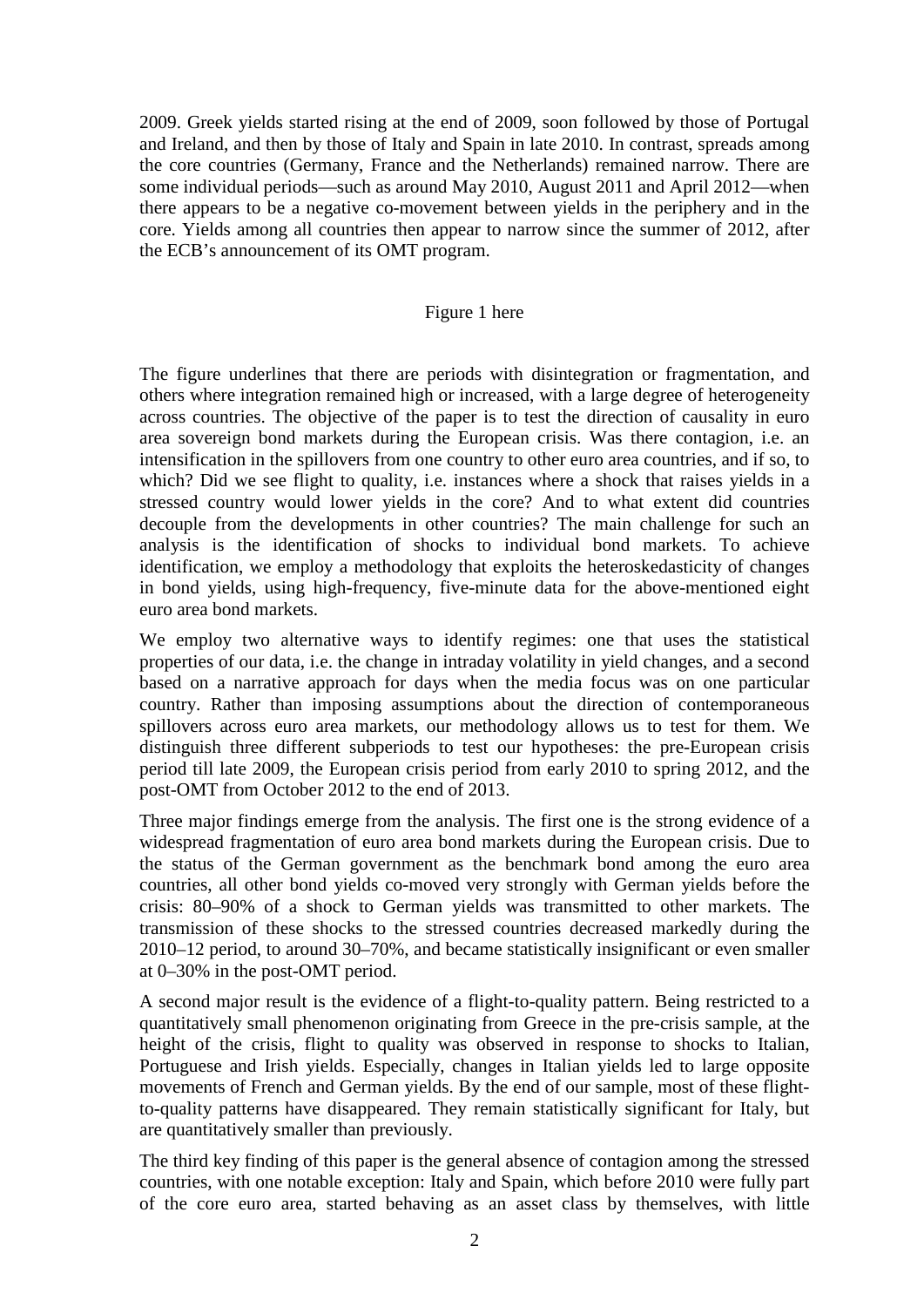2009. Greek yields started rising at the end of 2009, soon followed by those of Portugal and Ireland, and then by those of Italy and Spain in late 2010. In contrast, spreads among the core countries (Germany, France and the Netherlands) remained narrow. There are some individual periods—such as around May 2010, August 2011 and April 2012—when there appears to be a negative co-movement between yields in the periphery and in the core. Yields among all countries then appear to narrow since the summer of 2012, after the ECB's announcement of its OMT program.

Figure 1 here

The figure underlines that there are periods with disintegration or fragmentation, and others where integration remained high or increased, with a large degree of heterogeneity across countries. The objective of the paper is to test the direction of causality in euro area sovereign bond markets during the European crisis. Was there contagion, i.e. an intensification in the spillovers from one country to other euro area countries, and if so, to which? Did we see flight to quality, i.e. instances where a shock that raises yields in a stressed country would lower yields in the core? And to what extent did countries decouple from the developments in other countries? The main challenge for such an analysis is the identification of shocks to individual bond markets. To achieve identification, we employ a methodology that exploits the heteroskedasticity of changes in bond yields, using high-frequency, five-minute data for the above-mentioned eight euro area bond markets.

We employ two alternative ways to identify regimes: one that uses the statistical properties of our data, i.e. the change in intraday volatility in yield changes, and a second based on a narrative approach for days when the media focus was on one particular country. Rather than imposing assumptions about the direction of contemporaneous spillovers across euro area markets, our methodology allows us to test for them. We distinguish three different subperiods to test our hypotheses: the pre-European crisis period till late 2009, the European crisis period from early 2010 to spring 2012, and the post-OMT from October 2012 to the end of 2013.

Three major findings emerge from the analysis. The first one is the strong evidence of a widespread fragmentation of euro area bond markets during the European crisis. Due to the status of the German government as the benchmark bond among the euro area countries, all other bond yields co-moved very strongly with German yields before the crisis: 80–90% of a shock to German yields was transmitted to other markets. The transmission of these shocks to the stressed countries decreased markedly during the 2010–12 period, to around 30–70%, and became statistically insignificant or even smaller at 0–30% in the post-OMT period.

A second major result is the evidence of a flight-to-quality pattern. Being restricted to a quantitatively small phenomenon originating from Greece in the pre-crisis sample, at the height of the crisis, flight to quality was observed in response to shocks to Italian, Portuguese and Irish yields. Especially, changes in Italian yields led to large opposite movements of French and German yields. By the end of our sample, most of these flight-to-quality patterns have disappeared. They remain statistically significant for Italy, but are quantitatively smaller than previously.

The third key finding of this paper is the general absence of contagion among the stressed countries, with one notable exception: Italy and Spain, which before 2010 were fully part of the core euro area, started behaving as an asset class by themselves, with little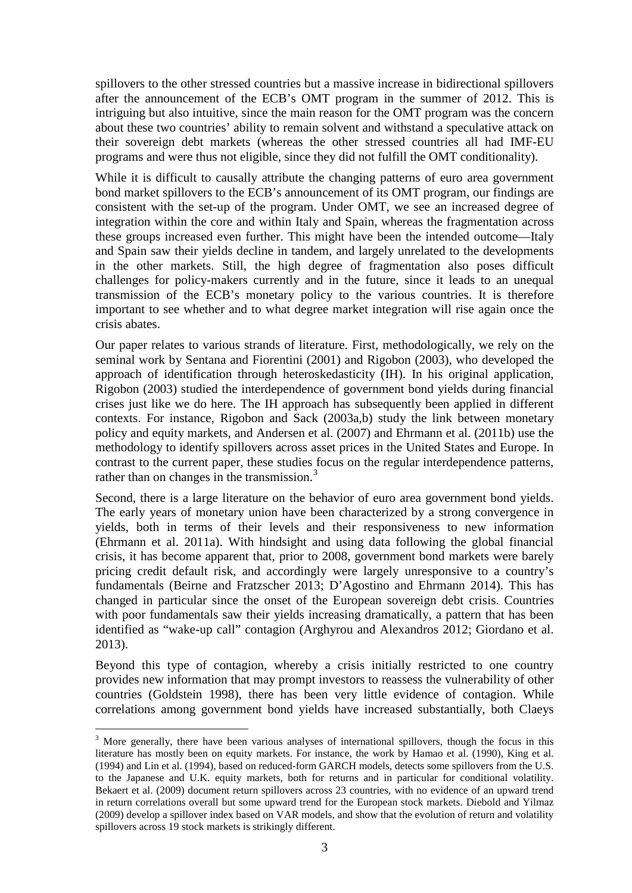spillovers to the other stressed countries but a massive increase in bidirectional spillovers after the announcement of the ECB's OMT program in the summer of 2012. This is intriguing but also intuitive, since the main reason for the OMT program was the concern about these two countries' ability to remain solvent and withstand a speculative attack on their sovereign debt markets (whereas the other stressed countries all had IMF-EU programs and were thus not eligible, since they did not fulfill the OMT conditionality).

While it is difficult to causally attribute the changing patterns of euro area government bond market spillovers to the ECB's announcement of its OMT program, our findings are consistent with the set-up of the program. Under OMT, we see an increased degree of integration within the core and within Italy and Spain, whereas the fragmentation across these groups increased even further. This might have been the intended outcome—Italy and Spain saw their yields decline in tandem, and largely unrelated to the developments in the other markets. Still, the high degree of fragmentation also poses difficult challenges for policy-makers currently and in the future, since it leads to an unequal transmission of the ECB's monetary policy to the various countries. It is therefore important to see whether and to what degree market integration will rise again once the crisis abates.

Our paper relates to various strands of literature. First, methodologically, we rely on the seminal work by Sentana and Fiorentini (2001) and Rigobon (2003), who developed the approach of identification through heteroskedasticity (IH). In his original application, Rigobon (2003) studied the interdependence of government bond yields during financial crises just like we do here. The IH approach has subsequently been applied in different contexts. For instance, Rigobon and Sack (2003a,b) study the link between monetary policy and equity markets, and Andersen et al. (2007) and Ehrmann et al. (2011b) use the methodology to identify spillovers across asset prices in the United States and Europe. In contrast to the current paper, these studies focus on the regular interdependence patterns, rather than on changes in the transmission.[3]

Second, there is a large literature on the behavior of euro area government bond yields. The early years of monetary union have been characterized by a strong convergence in yields, both in terms of their levels and their responsiveness to new information (Ehrmann et al. 2011a). With hindsight and using data following the global financial crisis, it has become apparent that, prior to 2008, government bond markets were barely pricing credit default risk, and accordingly were largely unresponsive to a country's fundamentals (Beirne and Fratzscher 2013; D'Agostino and Ehrmann 2014). This has changed in particular since the onset of the European sovereign debt crisis. Countries with poor fundamentals saw their yields increasing dramatically, a pattern that has been identified as "wake-up call" contagion (Arghyrou and Alexandros 2012; Giordano et al. 2013).

Beyond this type of contagion, whereby a crisis initially restricted to one country provides new information that may prompt investors to reassess the vulnerability of other countries (Goldstein 1998), there has been very little evidence of contagion. While correlations among government bond yields have increased substantially, both Claeys

[3] More generally, there have been various analyses of international spillovers, though the focus in this literature has mostly been on equity markets. For instance, the work by Hamao et al. (1990), King et al. (1994) and Lin et al. (1994), based on reduced-form GARCH models, detects some spillovers from the U.S. to the Japanese and U.K. equity markets, both for returns and in particular for conditional volatility. Bekaert et al. (2009) document return spillovers across 23 countries, with no evidence of an upward trend in return correlations overall but some upward trend for the European stock markets. Diebold and Yilmaz (2009) develop a spillover index based on VAR models, and show that the evolution of return and volatility spillovers across 19 stock markets is strikingly different.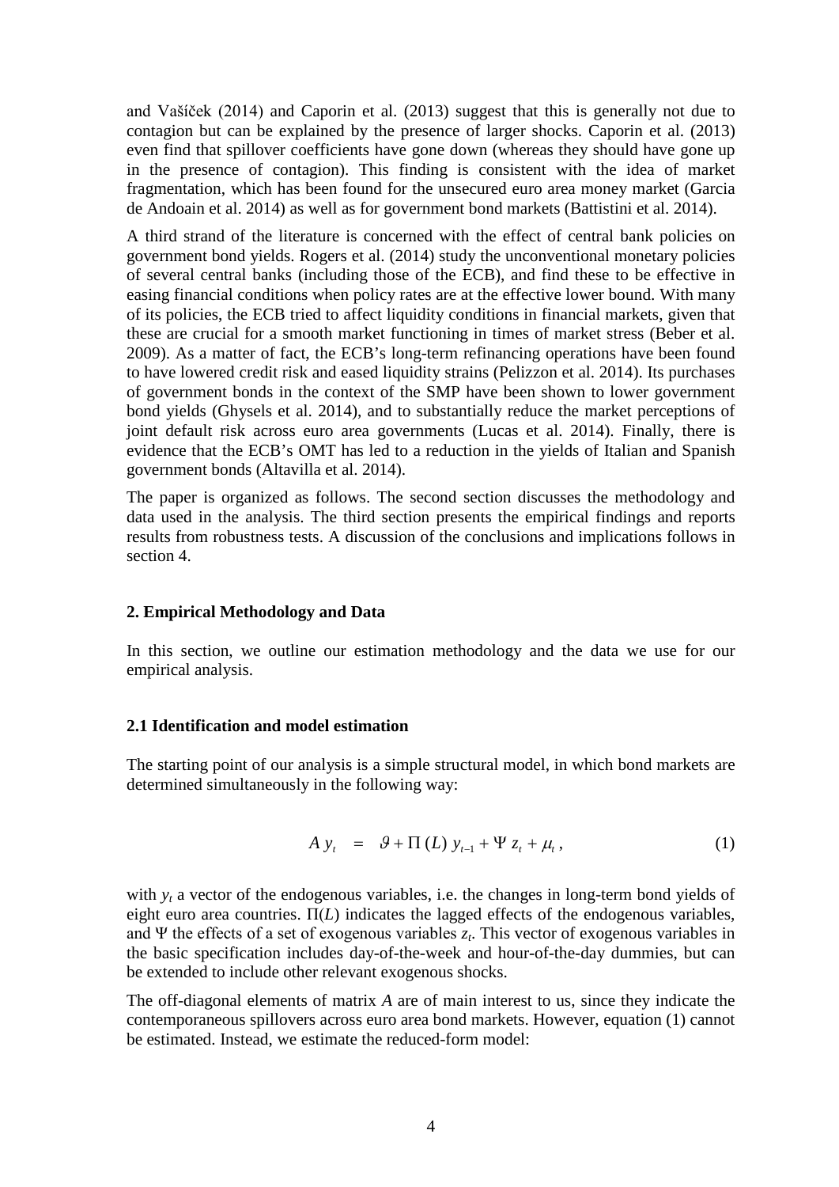and Vašíček (2014) and Caporin et al. (2013) suggest that this is generally not due to contagion but can be explained by the presence of larger shocks. Caporin et al. (2013) even find that spillover coefficients have gone down (whereas they should have gone up in the presence of contagion). This finding is consistent with the idea of market fragmentation, which has been found for the unsecured euro area money market (Garcia de Andoain et al. 2014) as well as for government bond markets (Battistini et al. 2014).

A third strand of the literature is concerned with the effect of central bank policies on government bond yields. Rogers et al. (2014) study the unconventional monetary policies of several central banks (including those of the ECB), and find these to be effective in easing financial conditions when policy rates are at the effective lower bound. With many of its policies, the ECB tried to affect liquidity conditions in financial markets, given that these are crucial for a smooth market functioning in times of market stress (Beber et al. 2009). As a matter of fact, the ECB's long-term refinancing operations have been found to have lowered credit risk and eased liquidity strains (Pelizzon et al. 2014). Its purchases of government bonds in the context of the SMP have been shown to lower government bond yields (Ghysels et al. 2014), and to substantially reduce the market perceptions of joint default risk across euro area governments (Lucas et al. 2014). Finally, there is evidence that the ECB's OMT has led to a reduction in the yields of Italian and Spanish government bonds (Altavilla et al. 2014).

The paper is organized as follows. The second section discusses the methodology and data used in the analysis. The third section presents the empirical findings and reports results from robustness tests. A discussion of the conclusions and implications follows in section 4.

## 2. Empirical Methodology and Data

In this section, we outline our estimation methodology and the data we use for our empirical analysis.

### 2.1 Identification and model estimation

The starting point of our analysis is a simple structural model, in which bond markets are determined simultaneously in the following way:

$$A\, y_t \;=\; \vartheta + \Pi\,(L)\; y_{t-1} + \Psi\; z_t + \mu_t\,, \tag{1}$$

with $y_t$ a vector of the endogenous variables, i.e. the changes in long-term bond yields of eight euro area countries. $\Pi(L)$ indicates the lagged effects of the endogenous variables, and $\Psi$ the effects of a set of exogenous variables $z_t$. This vector of exogenous variables in the basic specification includes day-of-the-week and hour-of-the-day dummies, but can be extended to include other relevant exogenous shocks.

The off-diagonal elements of matrix $A$ are of main interest to us, since they indicate the contemporaneous spillovers across euro area bond markets. However, equation (1) cannot be estimated. Instead, we estimate the reduced-form model: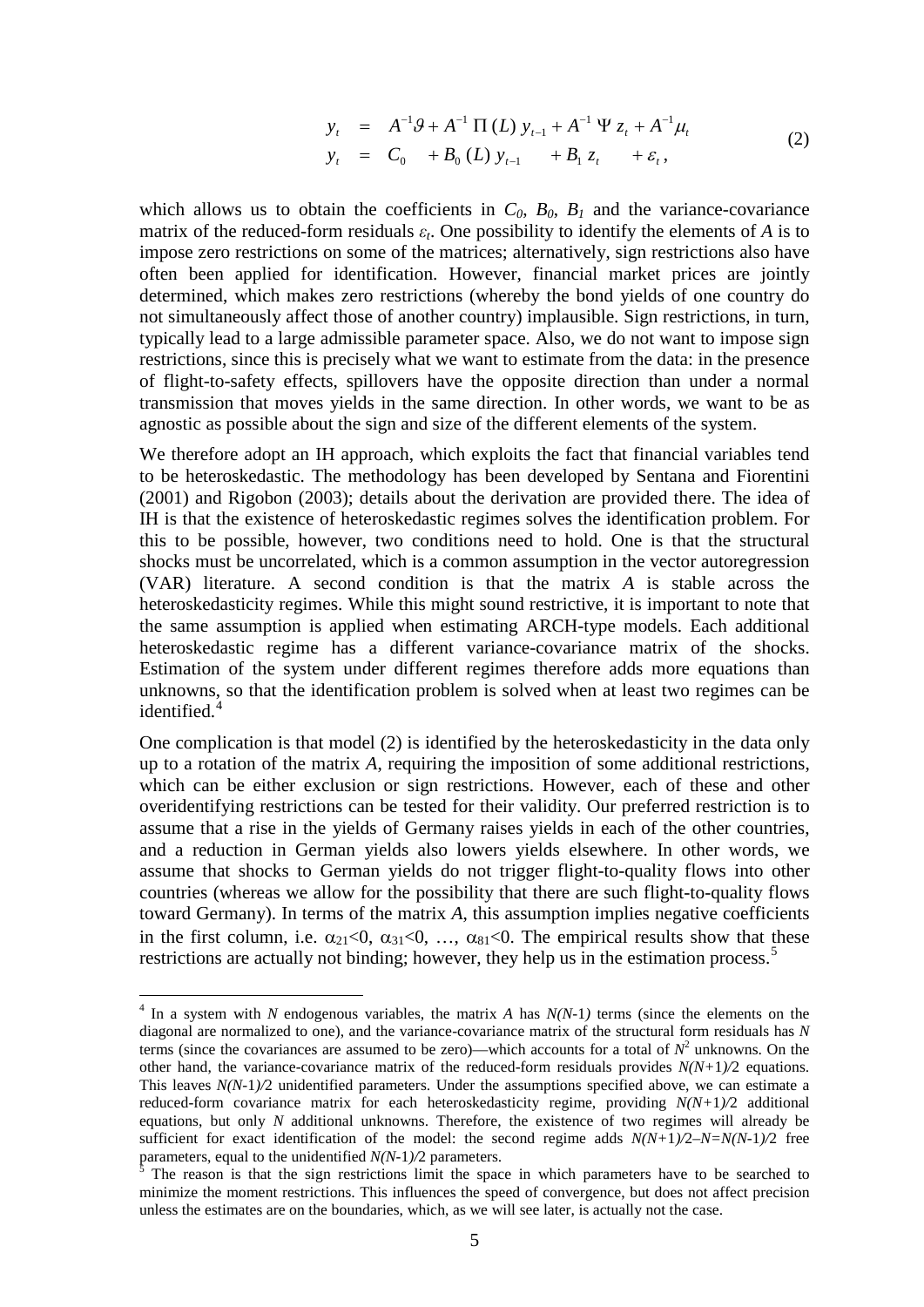$$
\begin{aligned}
y_t &= A^{-1}\vartheta + A^{-1}\,\Pi(L)\,y_{t-1} + A^{-1}\,\Psi\,z_t + A^{-1}\mu_t \\
y_t &= C_0 \quad + B_0(L)\,y_{t-1} \quad + B_1\,z_t \quad + \varepsilon_t\,,
\end{aligned} \tag{2}
$$

which allows us to obtain the coefficients in $C_0$, $B_0$, $B_1$ and the variance-covariance matrix of the reduced-form residuals $\varepsilon_t$. One possibility to identify the elements of $A$ is to impose zero restrictions on some of the matrices; alternatively, sign restrictions also have often been applied for identification. However, financial market prices are jointly determined, which makes zero restrictions (whereby the bond yields of one country do not simultaneously affect those of another country) implausible. Sign restrictions, in turn, typically lead to a large admissible parameter space. Also, we do not want to impose sign restrictions, since this is precisely what we want to estimate from the data: in the presence of flight-to-safety effects, spillovers have the opposite direction than under a normal transmission that moves yields in the same direction. In other words, we want to be as agnostic as possible about the sign and size of the different elements of the system.

We therefore adopt an IH approach, which exploits the fact that financial variables tend to be heteroskedastic. The methodology has been developed by Sentana and Fiorentini (2001) and Rigobon (2003); details about the derivation are provided there. The idea of IH is that the existence of heteroskedastic regimes solves the identification problem. For this to be possible, however, two conditions need to hold. One is that the structural shocks must be uncorrelated, which is a common assumption in the vector autoregression (VAR) literature. A second condition is that the matrix $A$ is stable across the heteroskedasticity regimes. While this might sound restrictive, it is important to note that the same assumption is applied when estimating ARCH-type models. Each additional heteroskedastic regime has a different variance-covariance matrix of the shocks. Estimation of the system under different regimes therefore adds more equations than unknowns, so that the identification problem is solved when at least two regimes can be identified.[4]

One complication is that model (2) is identified by the heteroskedasticity in the data only up to a rotation of the matrix $A$, requiring the imposition of some additional restrictions, which can be either exclusion or sign restrictions. However, each of these and other overidentifying restrictions can be tested for their validity. Our preferred restriction is to assume that a rise in the yields of Germany raises yields in each of the other countries, and a reduction in German yields also lowers yields elsewhere. In other words, we assume that shocks to German yields do not trigger flight-to-quality flows into other countries (whereas we allow for the possibility that there are such flight-to-quality flows toward Germany). In terms of the matrix $A$, this assumption implies negative coefficients in the first column, i.e. $\alpha_{21}<0$, $\alpha_{31}<0$, …, $\alpha_{81}<0$. The empirical results show that these restrictions are actually not binding; however, they help us in the estimation process.[5]

---

[4] In a system with $N$ endogenous variables, the matrix $A$ has $N(N\text{-}1)$ terms (since the elements on the diagonal are normalized to one), and the variance-covariance matrix of the structural form residuals has $N$ terms (since the covariances are assumed to be zero)—which accounts for a total of $N^2$ unknowns. On the other hand, the variance-covariance matrix of the reduced-form residuals provides $N(N+1)/2$ equations. This leaves $N(N\text{-}1)/2$ unidentified parameters. Under the assumptions specified above, we can estimate a reduced-form covariance matrix for each heteroskedasticity regime, providing $N(N+1)/2$ additional equations, but only $N$ additional unknowns. Therefore, the existence of two regimes will already be sufficient for exact identification of the model: the second regime adds $N(N+1)/2–N=N(N\text{-}1)/2$ free parameters, equal to the unidentified $N(N\text{-}1)/2$ parameters.

[5] The reason is that the sign restrictions limit the space in which parameters have to be searched to minimize the moment restrictions. This influences the speed of convergence, but does not affect precision unless the estimates are on the boundaries, which, as we will see later, is actually not the case.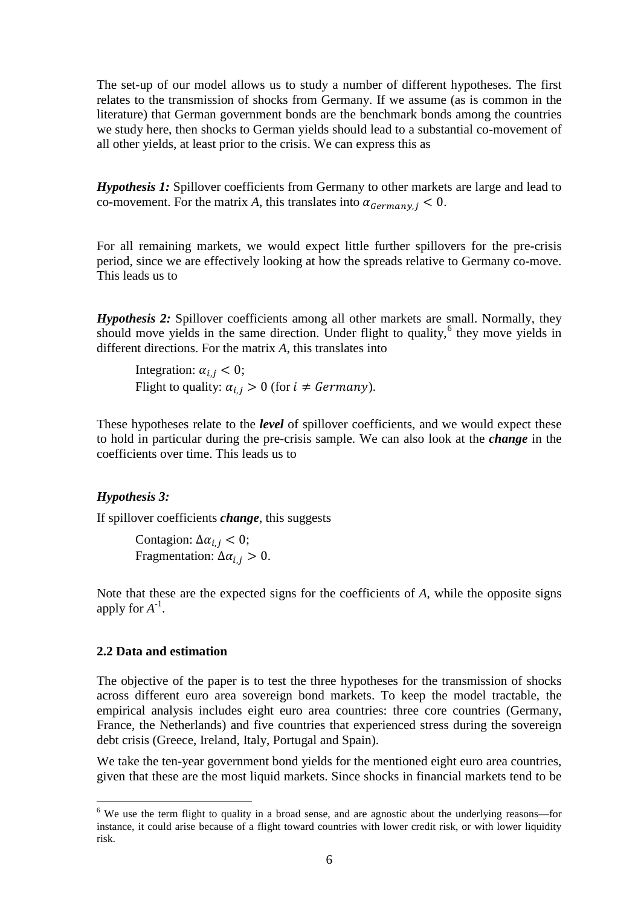The set-up of our model allows us to study a number of different hypotheses. The first relates to the transmission of shocks from Germany. If we assume (as is common in the literature) that German government bonds are the benchmark bonds among the countries we study here, then shocks to German yields should lead to a substantial co-movement of all other yields, at least prior to the crisis. We can express this as

***Hypothesis 1:*** Spillover coefficients from Germany to other markets are large and lead to co-movement. For the matrix *A*, this translates into $\alpha_{Germany,j} < 0$.

For all remaining markets, we would expect little further spillovers for the pre-crisis period, since we are effectively looking at how the spreads relative to Germany co-move. This leads us to

***Hypothesis 2:*** Spillover coefficients among all other markets are small. Normally, they should move yields in the same direction. Under flight to quality,[6] they move yields in different directions. For the matrix *A*, this translates into

> Integration: $\alpha_{i,j} < 0$;
> Flight to quality: $\alpha_{i,j} > 0$ (for $i \neq Germany$).

These hypotheses relate to the ***level*** of spillover coefficients, and we would expect these to hold in particular during the pre-crisis sample. We can also look at the ***change*** in the coefficients over time. This leads us to

***Hypothesis 3:***

If spillover coefficients ***change***, this suggests

> Contagion: $\Delta\alpha_{i,j} < 0$;
> Fragmentation: $\Delta\alpha_{i,j} > 0$.

Note that these are the expected signs for the coefficients of *A*, while the opposite signs apply for $A^{-1}$.

### 2.2 Data and estimation

The objective of the paper is to test the three hypotheses for the transmission of shocks across different euro area sovereign bond markets. To keep the model tractable, the empirical analysis includes eight euro area countries: three core countries (Germany, France, the Netherlands) and five countries that experienced stress during the sovereign debt crisis (Greece, Ireland, Italy, Portugal and Spain).

We take the ten-year government bond yields for the mentioned eight euro area countries, given that these are the most liquid markets. Since shocks in financial markets tend to be

[6] We use the term flight to quality in a broad sense, and are agnostic about the underlying reasons—for instance, it could arise because of a flight toward countries with lower credit risk, or with lower liquidity risk.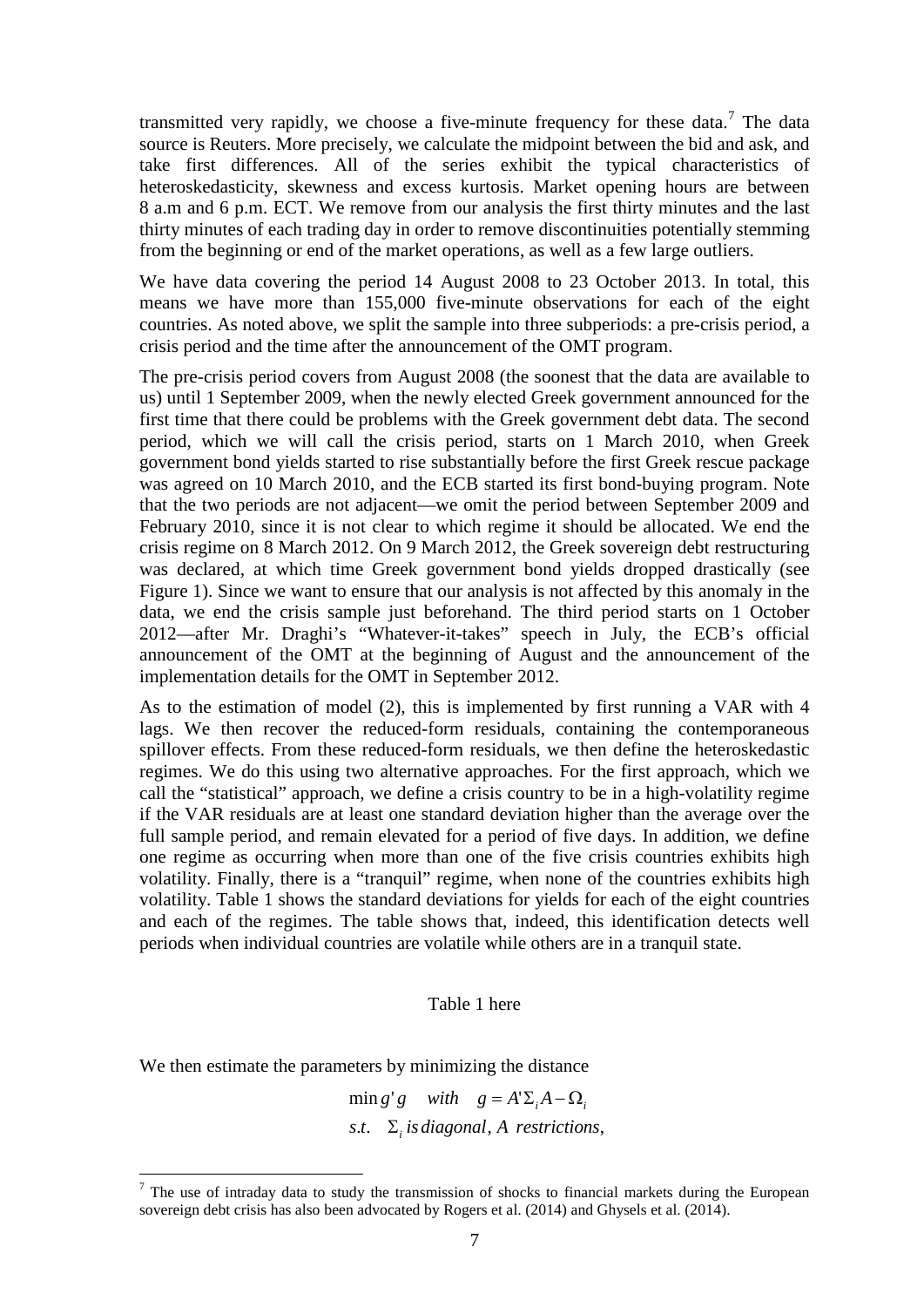transmitted very rapidly, we choose a five-minute frequency for these data.[7] The data source is Reuters. More precisely, we calculate the midpoint between the bid and ask, and take first differences. All of the series exhibit the typical characteristics of heteroskedasticity, skewness and excess kurtosis. Market opening hours are between 8 a.m and 6 p.m. ECT. We remove from our analysis the first thirty minutes and the last thirty minutes of each trading day in order to remove discontinuities potentially stemming from the beginning or end of the market operations, as well as a few large outliers.

We have data covering the period 14 August 2008 to 23 October 2013. In total, this means we have more than 155,000 five-minute observations for each of the eight countries. As noted above, we split the sample into three subperiods: a pre-crisis period, a crisis period and the time after the announcement of the OMT program.

The pre-crisis period covers from August 2008 (the soonest that the data are available to us) until 1 September 2009, when the newly elected Greek government announced for the first time that there could be problems with the Greek government debt data. The second period, which we will call the crisis period, starts on 1 March 2010, when Greek government bond yields started to rise substantially before the first Greek rescue package was agreed on 10 March 2010, and the ECB started its first bond-buying program. Note that the two periods are not adjacent—we omit the period between September 2009 and February 2010, since it is not clear to which regime it should be allocated. We end the crisis regime on 8 March 2012. On 9 March 2012, the Greek sovereign debt restructuring was declared, at which time Greek government bond yields dropped drastically (see Figure 1). Since we want to ensure that our analysis is not affected by this anomaly in the data, we end the crisis sample just beforehand. The third period starts on 1 October 2012—after Mr. Draghi's "Whatever-it-takes" speech in July, the ECB's official announcement of the OMT at the beginning of August and the announcement of the implementation details for the OMT in September 2012.

As to the estimation of model (2), this is implemented by first running a VAR with 4 lags. We then recover the reduced-form residuals, containing the contemporaneous spillover effects. From these reduced-form residuals, we then define the heteroskedastic regimes. We do this using two alternative approaches. For the first approach, which we call the "statistical" approach, we define a crisis country to be in a high-volatility regime if the VAR residuals are at least one standard deviation higher than the average over the full sample period, and remain elevated for a period of five days. In addition, we define one regime as occurring when more than one of the five crisis countries exhibits high volatility. Finally, there is a "tranquil" regime, when none of the countries exhibits high volatility. Table 1 shows the standard deviations for yields for each of the eight countries and each of the regimes. The table shows that, indeed, this identification detects well periods when individual countries are volatile while others are in a tranquil state.

Table 1 here

We then estimate the parameters by minimizing the distance

$$\min g'g \quad with \quad g = A'\Sigma_i A - \Omega_i$$
$$s.t. \quad \Sigma_i \; is \, diagonal, \; A \; restrictions,$$

[7] The use of intraday data to study the transmission of shocks to financial markets during the European sovereign debt crisis has also been advocated by Rogers et al. (2014) and Ghysels et al. (2014).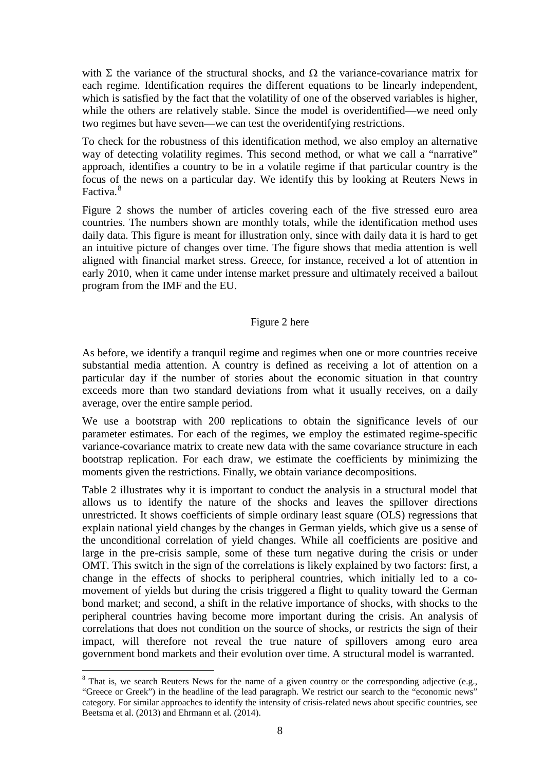with $\Sigma$ the variance of the structural shocks, and $\Omega$ the variance-covariance matrix for each regime. Identification requires the different equations to be linearly independent, which is satisfied by the fact that the volatility of one of the observed variables is higher, while the others are relatively stable. Since the model is overidentified—we need only two regimes but have seven—we can test the overidentifying restrictions.

To check for the robustness of this identification method, we also employ an alternative way of detecting volatility regimes. This second method, or what we call a "narrative" approach, identifies a country to be in a volatile regime if that particular country is the focus of the news on a particular day. We identify this by looking at Reuters News in Factiva.[8]

Figure 2 shows the number of articles covering each of the five stressed euro area countries. The numbers shown are monthly totals, while the identification method uses daily data. This figure is meant for illustration only, since with daily data it is hard to get an intuitive picture of changes over time. The figure shows that media attention is well aligned with financial market stress. Greece, for instance, received a lot of attention in early 2010, when it came under intense market pressure and ultimately received a bailout program from the IMF and the EU.

Figure 2 here

As before, we identify a tranquil regime and regimes when one or more countries receive substantial media attention. A country is defined as receiving a lot of attention on a particular day if the number of stories about the economic situation in that country exceeds more than two standard deviations from what it usually receives, on a daily average, over the entire sample period.

We use a bootstrap with 200 replications to obtain the significance levels of our parameter estimates. For each of the regimes, we employ the estimated regime-specific variance-covariance matrix to create new data with the same covariance structure in each bootstrap replication. For each draw, we estimate the coefficients by minimizing the moments given the restrictions. Finally, we obtain variance decompositions.

Table 2 illustrates why it is important to conduct the analysis in a structural model that allows us to identify the nature of the shocks and leaves the spillover directions unrestricted. It shows coefficients of simple ordinary least square (OLS) regressions that explain national yield changes by the changes in German yields, which give us a sense of the unconditional correlation of yield changes. While all coefficients are positive and large in the pre-crisis sample, some of these turn negative during the crisis or under OMT. This switch in the sign of the correlations is likely explained by two factors: first, a change in the effects of shocks to peripheral countries, which initially led to a co-movement of yields but during the crisis triggered a flight to quality toward the German bond market; and second, a shift in the relative importance of shocks, with shocks to the peripheral countries having become more important during the crisis. An analysis of correlations that does not condition on the source of shocks, or restricts the sign of their impact, will therefore not reveal the true nature of spillovers among euro area government bond markets and their evolution over time. A structural model is warranted.

---

[8] That is, we search Reuters News for the name of a given country or the corresponding adjective (e.g., "Greece or Greek") in the headline of the lead paragraph. We restrict our search to the "economic news" category. For similar approaches to identify the intensity of crisis-related news about specific countries, see Beetsma et al. (2013) and Ehrmann et al. (2014).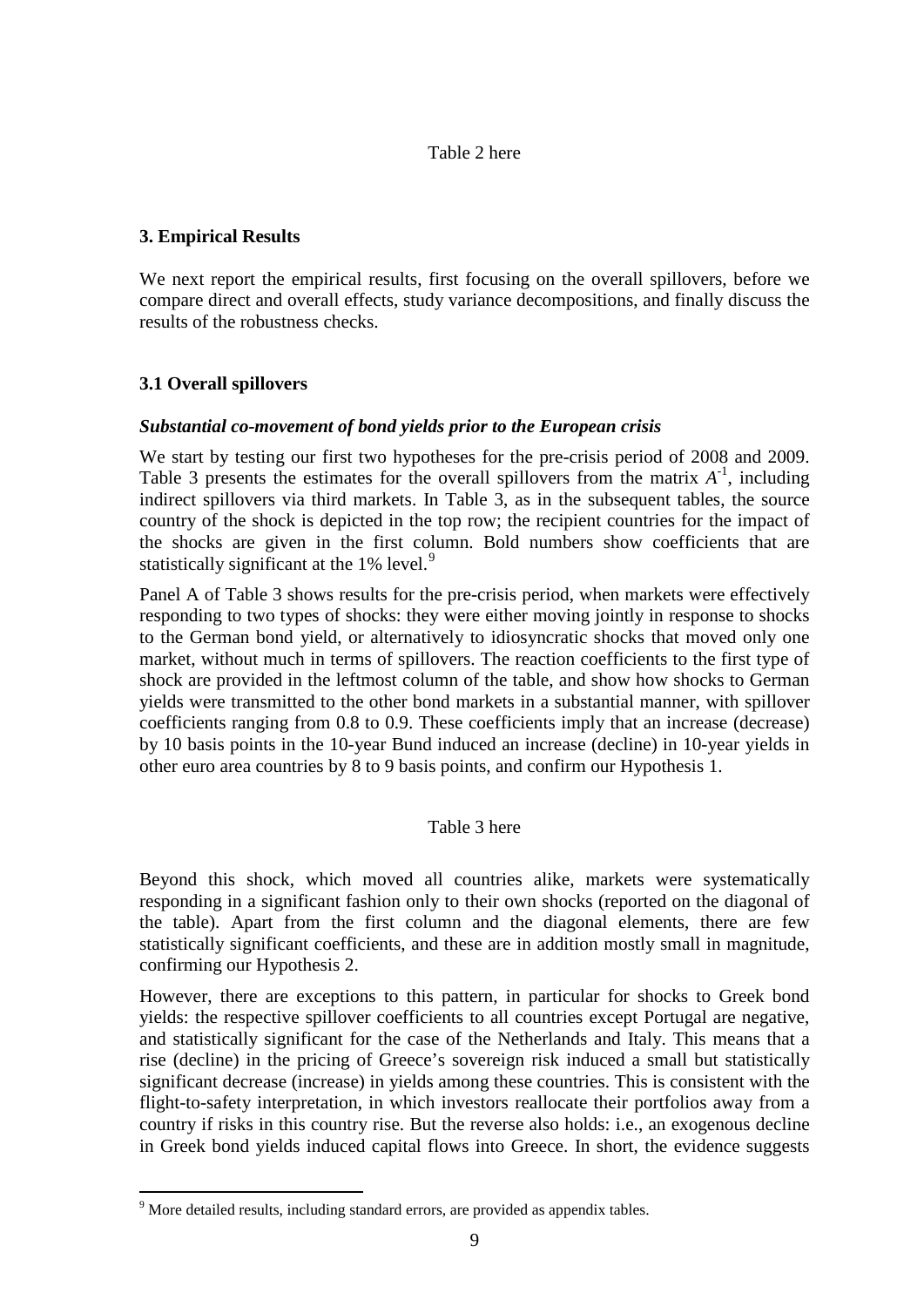Table 2 here

## 3. Empirical Results

We next report the empirical results, first focusing on the overall spillovers, before we compare direct and overall effects, study variance decompositions, and finally discuss the results of the robustness checks.

### 3.1 Overall spillovers

***Substantial co-movement of bond yields prior to the European crisis***

We start by testing our first two hypotheses for the pre-crisis period of 2008 and 2009. Table 3 presents the estimates for the overall spillovers from the matrix $A^{-1}$, including indirect spillovers via third markets. In Table 3, as in the subsequent tables, the source country of the shock is depicted in the top row; the recipient countries for the impact of the shocks are given in the first column. Bold numbers show coefficients that are statistically significant at the 1% level.[9]

Panel A of Table 3 shows results for the pre-crisis period, when markets were effectively responding to two types of shocks: they were either moving jointly in response to shocks to the German bond yield, or alternatively to idiosyncratic shocks that moved only one market, without much in terms of spillovers. The reaction coefficients to the first type of shock are provided in the leftmost column of the table, and show how shocks to German yields were transmitted to the other bond markets in a substantial manner, with spillover coefficients ranging from 0.8 to 0.9. These coefficients imply that an increase (decrease) by 10 basis points in the 10-year Bund induced an increase (decline) in 10-year yields in other euro area countries by 8 to 9 basis points, and confirm our Hypothesis 1.

Table 3 here

Beyond this shock, which moved all countries alike, markets were systematically responding in a significant fashion only to their own shocks (reported on the diagonal of the table). Apart from the first column and the diagonal elements, there are few statistically significant coefficients, and these are in addition mostly small in magnitude, confirming our Hypothesis 2.

However, there are exceptions to this pattern, in particular for shocks to Greek bond yields: the respective spillover coefficients to all countries except Portugal are negative, and statistically significant for the case of the Netherlands and Italy. This means that a rise (decline) in the pricing of Greece's sovereign risk induced a small but statistically significant decrease (increase) in yields among these countries. This is consistent with the flight-to-safety interpretation, in which investors reallocate their portfolios away from a country if risks in this country rise. But the reverse also holds: i.e., an exogenous decline in Greek bond yields induced capital flows into Greece. In short, the evidence suggests

[9] More detailed results, including standard errors, are provided as appendix tables.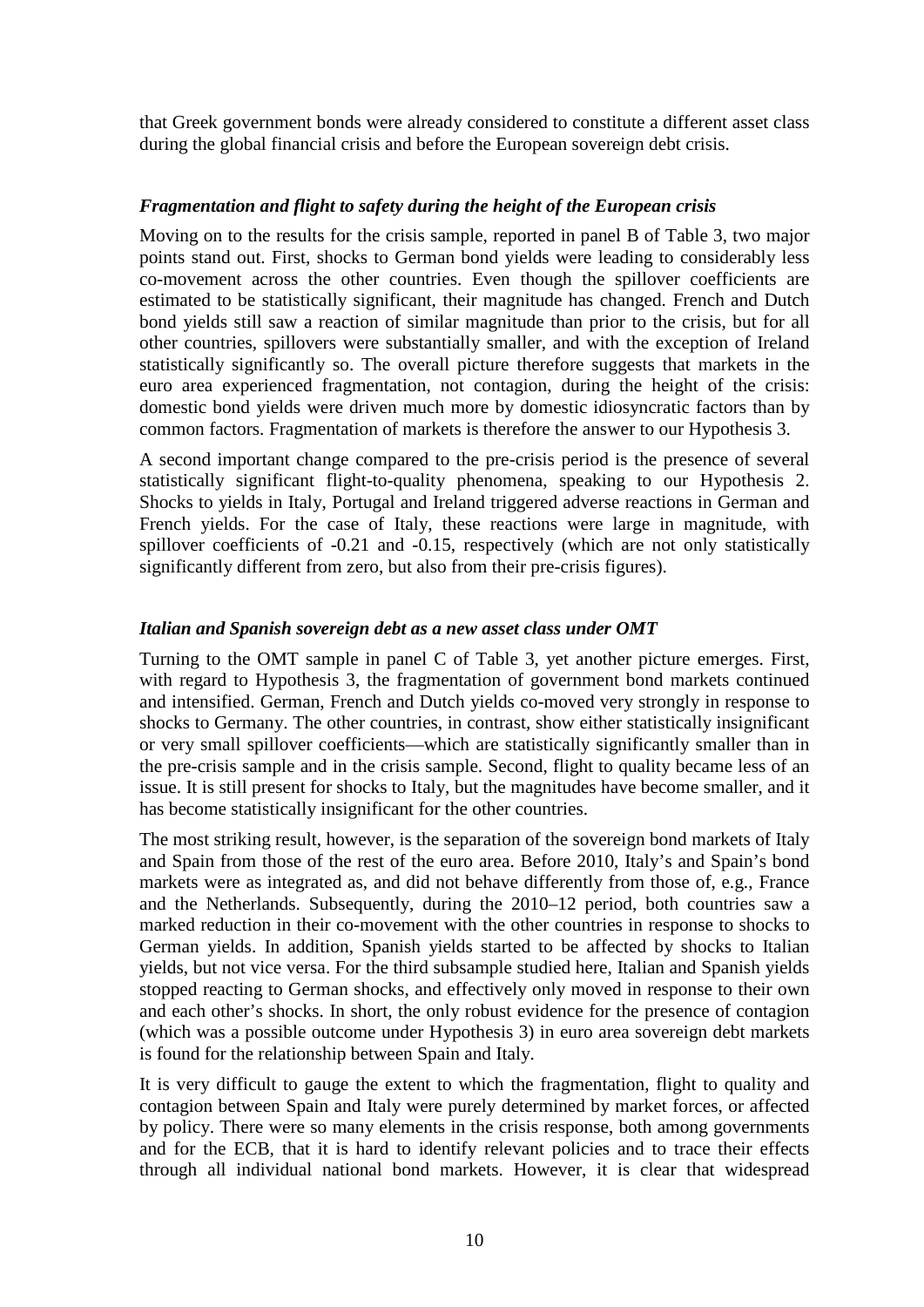that Greek government bonds were already considered to constitute a different asset class during the global financial crisis and before the European sovereign debt crisis.

### *Fragmentation and flight to safety during the height of the European crisis*

Moving on to the results for the crisis sample, reported in panel B of Table 3, two major points stand out. First, shocks to German bond yields were leading to considerably less co-movement across the other countries. Even though the spillover coefficients are estimated to be statistically significant, their magnitude has changed. French and Dutch bond yields still saw a reaction of similar magnitude than prior to the crisis, but for all other countries, spillovers were substantially smaller, and with the exception of Ireland statistically significantly so. The overall picture therefore suggests that markets in the euro area experienced fragmentation, not contagion, during the height of the crisis: domestic bond yields were driven much more by domestic idiosyncratic factors than by common factors. Fragmentation of markets is therefore the answer to our Hypothesis 3.

A second important change compared to the pre-crisis period is the presence of several statistically significant flight-to-quality phenomena, speaking to our Hypothesis 2. Shocks to yields in Italy, Portugal and Ireland triggered adverse reactions in German and French yields. For the case of Italy, these reactions were large in magnitude, with spillover coefficients of -0.21 and -0.15, respectively (which are not only statistically significantly different from zero, but also from their pre-crisis figures).

### *Italian and Spanish sovereign debt as a new asset class under OMT*

Turning to the OMT sample in panel C of Table 3, yet another picture emerges. First, with regard to Hypothesis 3, the fragmentation of government bond markets continued and intensified. German, French and Dutch yields co-moved very strongly in response to shocks to Germany. The other countries, in contrast, show either statistically insignificant or very small spillover coefficients—which are statistically significantly smaller than in the pre-crisis sample and in the crisis sample. Second, flight to quality became less of an issue. It is still present for shocks to Italy, but the magnitudes have become smaller, and it has become statistically insignificant for the other countries.

The most striking result, however, is the separation of the sovereign bond markets of Italy and Spain from those of the rest of the euro area. Before 2010, Italy's and Spain's bond markets were as integrated as, and did not behave differently from those of, e.g., France and the Netherlands. Subsequently, during the 2010–12 period, both countries saw a marked reduction in their co-movement with the other countries in response to shocks to German yields. In addition, Spanish yields started to be affected by shocks to Italian yields, but not vice versa. For the third subsample studied here, Italian and Spanish yields stopped reacting to German shocks, and effectively only moved in response to their own and each other's shocks. In short, the only robust evidence for the presence of contagion (which was a possible outcome under Hypothesis 3) in euro area sovereign debt markets is found for the relationship between Spain and Italy.

It is very difficult to gauge the extent to which the fragmentation, flight to quality and contagion between Spain and Italy were purely determined by market forces, or affected by policy. There were so many elements in the crisis response, both among governments and for the ECB, that it is hard to identify relevant policies and to trace their effects through all individual national bond markets. However, it is clear that widespread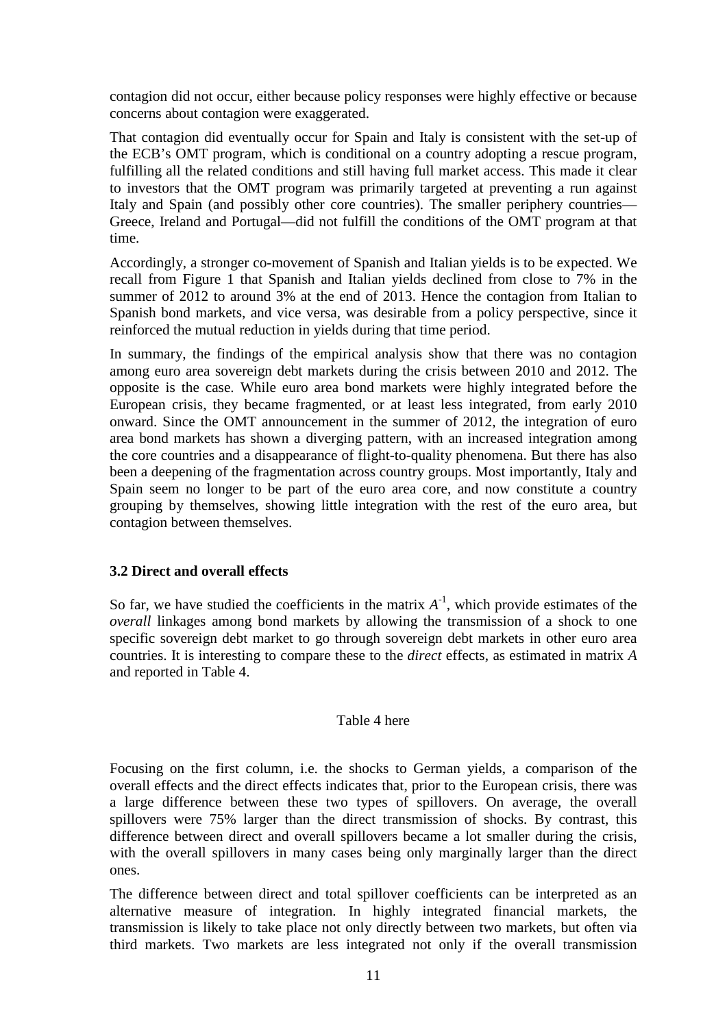contagion did not occur, either because policy responses were highly effective or because concerns about contagion were exaggerated.

That contagion did eventually occur for Spain and Italy is consistent with the set-up of the ECB's OMT program, which is conditional on a country adopting a rescue program, fulfilling all the related conditions and still having full market access. This made it clear to investors that the OMT program was primarily targeted at preventing a run against Italy and Spain (and possibly other core countries). The smaller periphery countries—Greece, Ireland and Portugal—did not fulfill the conditions of the OMT program at that time.

Accordingly, a stronger co-movement of Spanish and Italian yields is to be expected. We recall from Figure 1 that Spanish and Italian yields declined from close to 7% in the summer of 2012 to around 3% at the end of 2013. Hence the contagion from Italian to Spanish bond markets, and vice versa, was desirable from a policy perspective, since it reinforced the mutual reduction in yields during that time period.

In summary, the findings of the empirical analysis show that there was no contagion among euro area sovereign debt markets during the crisis between 2010 and 2012. The opposite is the case. While euro area bond markets were highly integrated before the European crisis, they became fragmented, or at least less integrated, from early 2010 onward. Since the OMT announcement in the summer of 2012, the integration of euro area bond markets has shown a diverging pattern, with an increased integration among the core countries and a disappearance of flight-to-quality phenomena. But there has also been a deepening of the fragmentation across country groups. Most importantly, Italy and Spain seem no longer to be part of the euro area core, and now constitute a country grouping by themselves, showing little integration with the rest of the euro area, but contagion between themselves.

### 3.2 Direct and overall effects

So far, we have studied the coefficients in the matrix $A^{-1}$, which provide estimates of the *overall* linkages among bond markets by allowing the transmission of a shock to one specific sovereign debt market to go through sovereign debt markets in other euro area countries. It is interesting to compare these to the *direct* effects, as estimated in matrix $A$ and reported in Table 4.

Table 4 here

Focusing on the first column, i.e. the shocks to German yields, a comparison of the overall effects and the direct effects indicates that, prior to the European crisis, there was a large difference between these two types of spillovers. On average, the overall spillovers were 75% larger than the direct transmission of shocks. By contrast, this difference between direct and overall spillovers became a lot smaller during the crisis, with the overall spillovers in many cases being only marginally larger than the direct ones.

The difference between direct and total spillover coefficients can be interpreted as an alternative measure of integration. In highly integrated financial markets, the transmission is likely to take place not only directly between two markets, but often via third markets. Two markets are less integrated not only if the overall transmission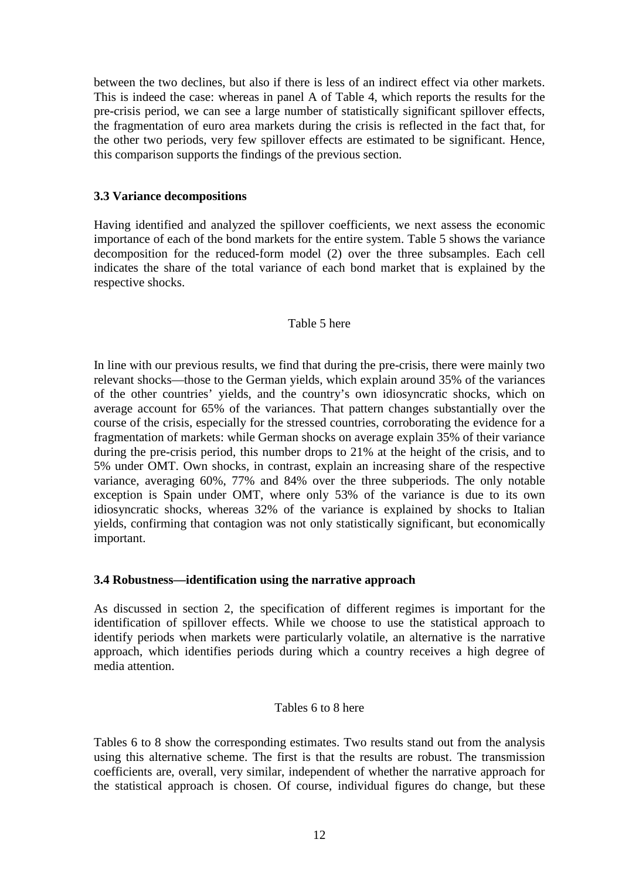between the two declines, but also if there is less of an indirect effect via other markets. This is indeed the case: whereas in panel A of Table 4, which reports the results for the pre-crisis period, we can see a large number of statistically significant spillover effects, the fragmentation of euro area markets during the crisis is reflected in the fact that, for the other two periods, very few spillover effects are estimated to be significant. Hence, this comparison supports the findings of the previous section.

### 3.3 Variance decompositions

Having identified and analyzed the spillover coefficients, we next assess the economic importance of each of the bond markets for the entire system. Table 5 shows the variance decomposition for the reduced-form model (2) over the three subsamples. Each cell indicates the share of the total variance of each bond market that is explained by the respective shocks.

Table 5 here

In line with our previous results, we find that during the pre-crisis, there were mainly two relevant shocks—those to the German yields, which explain around 35% of the variances of the other countries' yields, and the country's own idiosyncratic shocks, which on average account for 65% of the variances. That pattern changes substantially over the course of the crisis, especially for the stressed countries, corroborating the evidence for a fragmentation of markets: while German shocks on average explain 35% of their variance during the pre-crisis period, this number drops to 21% at the height of the crisis, and to 5% under OMT. Own shocks, in contrast, explain an increasing share of the respective variance, averaging 60%, 77% and 84% over the three subperiods. The only notable exception is Spain under OMT, where only 53% of the variance is due to its own idiosyncratic shocks, whereas 32% of the variance is explained by shocks to Italian yields, confirming that contagion was not only statistically significant, but economically important.

### 3.4 Robustness—identification using the narrative approach

As discussed in section 2, the specification of different regimes is important for the identification of spillover effects. While we choose to use the statistical approach to identify periods when markets were particularly volatile, an alternative is the narrative approach, which identifies periods during which a country receives a high degree of media attention.

Tables 6 to 8 here

Tables 6 to 8 show the corresponding estimates. Two results stand out from the analysis using this alternative scheme. The first is that the results are robust. The transmission coefficients are, overall, very similar, independent of whether the narrative approach for the statistical approach is chosen. Of course, individual figures do change, but these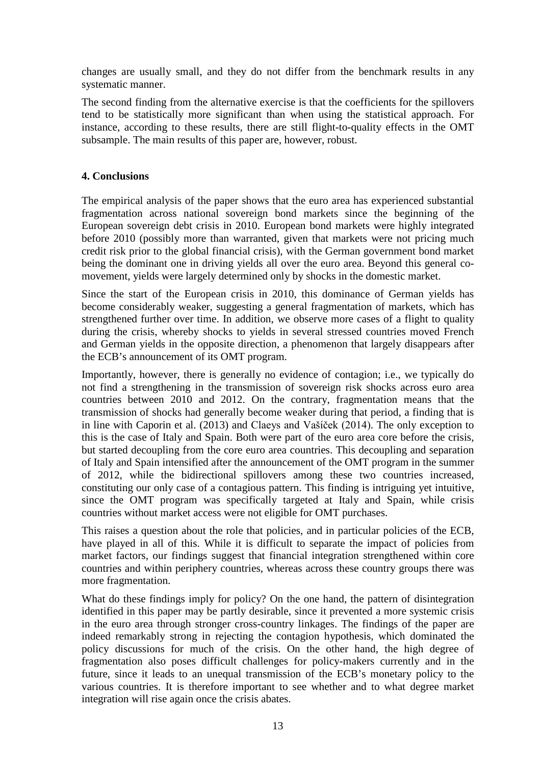changes are usually small, and they do not differ from the benchmark results in any systematic manner.

The second finding from the alternative exercise is that the coefficients for the spillovers tend to be statistically more significant than when using the statistical approach. For instance, according to these results, there are still flight-to-quality effects in the OMT subsample. The main results of this paper are, however, robust.

## 4. Conclusions

The empirical analysis of the paper shows that the euro area has experienced substantial fragmentation across national sovereign bond markets since the beginning of the European sovereign debt crisis in 2010. European bond markets were highly integrated before 2010 (possibly more than warranted, given that markets were not pricing much credit risk prior to the global financial crisis), with the German government bond market being the dominant one in driving yields all over the euro area. Beyond this general co-movement, yields were largely determined only by shocks in the domestic market.

Since the start of the European crisis in 2010, this dominance of German yields has become considerably weaker, suggesting a general fragmentation of markets, which has strengthened further over time. In addition, we observe more cases of a flight to quality during the crisis, whereby shocks to yields in several stressed countries moved French and German yields in the opposite direction, a phenomenon that largely disappears after the ECB's announcement of its OMT program.

Importantly, however, there is generally no evidence of contagion; i.e., we typically do not find a strengthening in the transmission of sovereign risk shocks across euro area countries between 2010 and 2012. On the contrary, fragmentation means that the transmission of shocks had generally become weaker during that period, a finding that is in line with Caporin et al. (2013) and Claeys and Vašíček (2014). The only exception to this is the case of Italy and Spain. Both were part of the euro area core before the crisis, but started decoupling from the core euro area countries. This decoupling and separation of Italy and Spain intensified after the announcement of the OMT program in the summer of 2012, while the bidirectional spillovers among these two countries increased, constituting our only case of a contagious pattern. This finding is intriguing yet intuitive, since the OMT program was specifically targeted at Italy and Spain, while crisis countries without market access were not eligible for OMT purchases.

This raises a question about the role that policies, and in particular policies of the ECB, have played in all of this. While it is difficult to separate the impact of policies from market factors, our findings suggest that financial integration strengthened within core countries and within periphery countries, whereas across these country groups there was more fragmentation.

What do these findings imply for policy? On the one hand, the pattern of disintegration identified in this paper may be partly desirable, since it prevented a more systemic crisis in the euro area through stronger cross-country linkages. The findings of the paper are indeed remarkably strong in rejecting the contagion hypothesis, which dominated the policy discussions for much of the crisis. On the other hand, the high degree of fragmentation also poses difficult challenges for policy-makers currently and in the future, since it leads to an unequal transmission of the ECB's monetary policy to the various countries. It is therefore important to see whether and to what degree market integration will rise again once the crisis abates.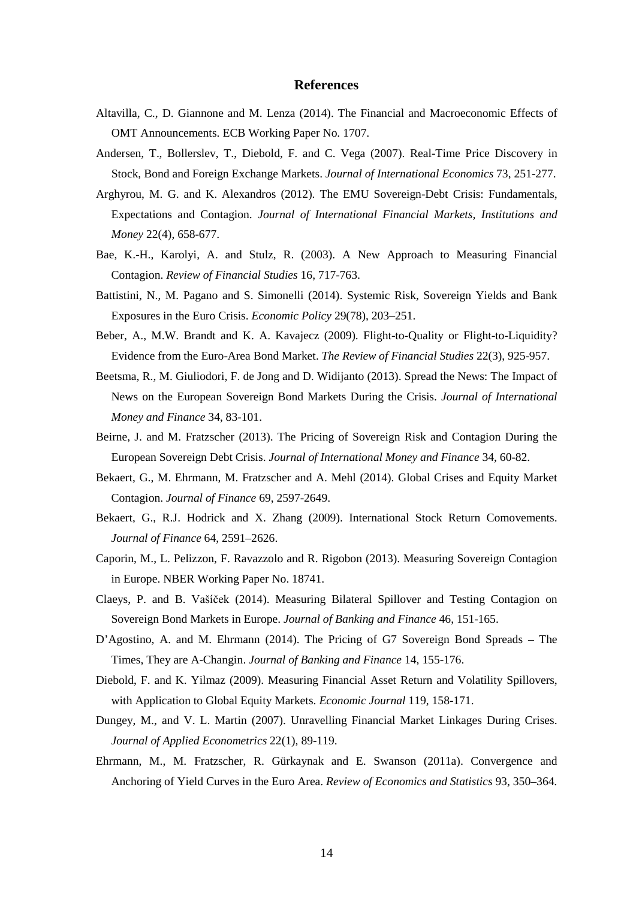## References

Altavilla, C., D. Giannone and M. Lenza (2014). The Financial and Macroeconomic Effects of OMT Announcements. ECB Working Paper No. 1707.

Andersen, T., Bollerslev, T., Diebold, F. and C. Vega (2007). Real-Time Price Discovery in Stock, Bond and Foreign Exchange Markets. *Journal of International Economics* 73, 251-277.

Arghyrou, M. G. and K. Alexandros (2012). The EMU Sovereign-Debt Crisis: Fundamentals, Expectations and Contagion. *Journal of International Financial Markets, Institutions and Money* 22(4), 658-677.

Bae, K.-H., Karolyi, A. and Stulz, R. (2003). A New Approach to Measuring Financial Contagion. *Review of Financial Studies* 16, 717-763.

Battistini, N., M. Pagano and S. Simonelli (2014). Systemic Risk, Sovereign Yields and Bank Exposures in the Euro Crisis. *Economic Policy* 29(78), 203–251.

Beber, A., M.W. Brandt and K. A. Kavajecz (2009). Flight-to-Quality or Flight-to-Liquidity? Evidence from the Euro-Area Bond Market. *The Review of Financial Studies* 22(3), 925-957.

Beetsma, R., M. Giuliodori, F. de Jong and D. Widijanto (2013). Spread the News: The Impact of News on the European Sovereign Bond Markets During the Crisis. *Journal of International Money and Finance* 34, 83-101.

Beirne, J. and M. Fratzscher (2013). The Pricing of Sovereign Risk and Contagion During the European Sovereign Debt Crisis. *Journal of International Money and Finance* 34, 60-82.

Bekaert, G., M. Ehrmann, M. Fratzscher and A. Mehl (2014). Global Crises and Equity Market Contagion. *Journal of Finance* 69, 2597-2649.

Bekaert, G., R.J. Hodrick and X. Zhang (2009). International Stock Return Comovements. *Journal of Finance* 64, 2591–2626.

Caporin, M., L. Pelizzon, F. Ravazzolo and R. Rigobon (2013). Measuring Sovereign Contagion in Europe. NBER Working Paper No. 18741.

Claeys, P. and B. Vašíček (2014). Measuring Bilateral Spillover and Testing Contagion on Sovereign Bond Markets in Europe. *Journal of Banking and Finance* 46, 151-165.

D'Agostino, A. and M. Ehrmann (2014). The Pricing of G7 Sovereign Bond Spreads – The Times, They are A-Changin. *Journal of Banking and Finance* 14, 155-176.

Diebold, F. and K. Yilmaz (2009). Measuring Financial Asset Return and Volatility Spillovers, with Application to Global Equity Markets. *Economic Journal* 119, 158-171.

Dungey, M., and V. L. Martin (2007). Unravelling Financial Market Linkages During Crises. *Journal of Applied Econometrics* 22(1), 89-119.

Ehrmann, M., M. Fratzscher, R. Gürkaynak and E. Swanson (2011a). Convergence and Anchoring of Yield Curves in the Euro Area. *Review of Economics and Statistics* 93, 350–364.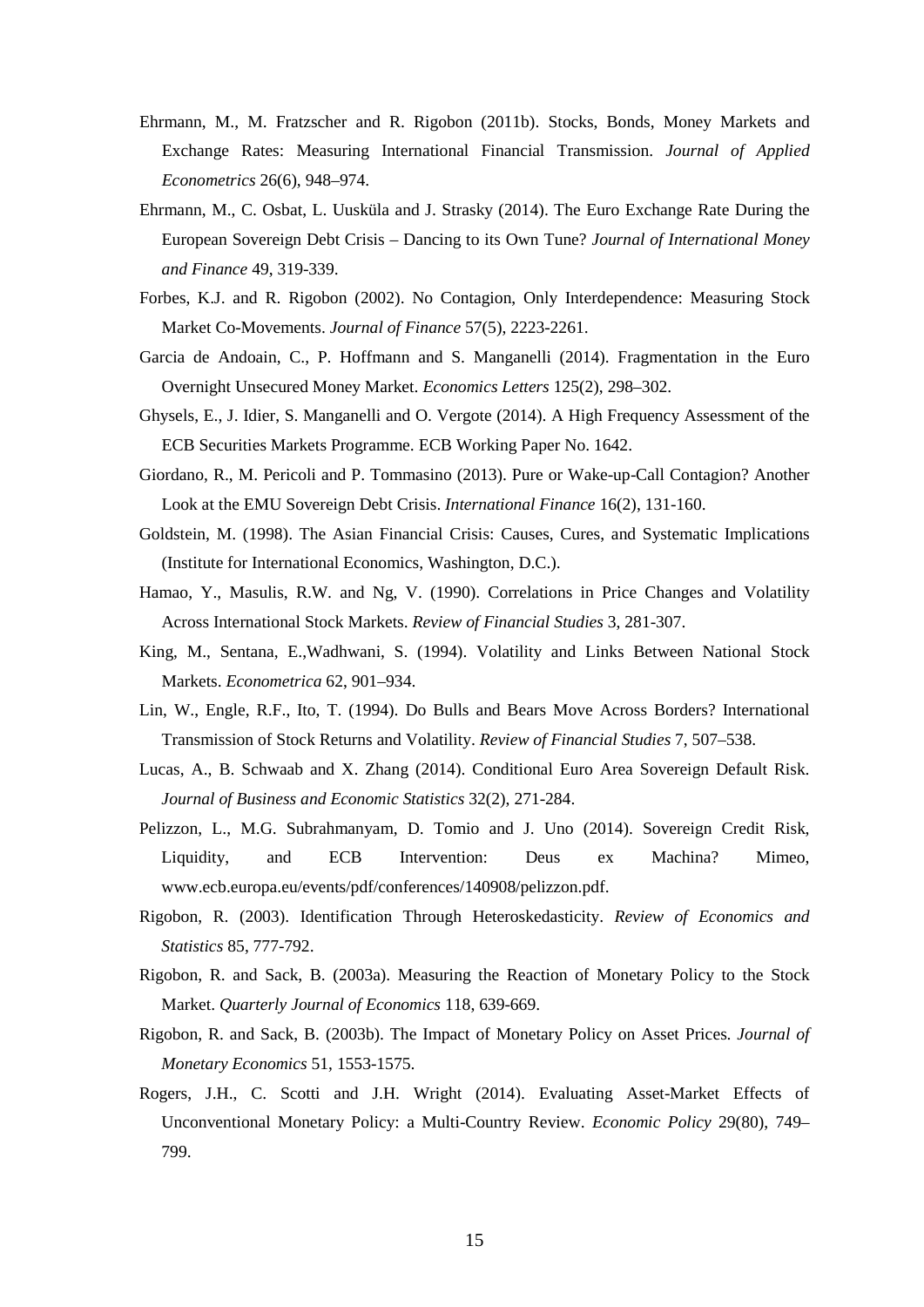Ehrmann, M., M. Fratzscher and R. Rigobon (2011b). Stocks, Bonds, Money Markets and Exchange Rates: Measuring International Financial Transmission. *Journal of Applied Econometrics* 26(6), 948–974.

Ehrmann, M., C. Osbat, L. Uusküla and J. Strasky (2014). The Euro Exchange Rate During the European Sovereign Debt Crisis – Dancing to its Own Tune? *Journal of International Money and Finance* 49, 319-339.

Forbes, K.J. and R. Rigobon (2002). No Contagion, Only Interdependence: Measuring Stock Market Co-Movements. *Journal of Finance* 57(5), 2223-2261.

Garcia de Andoain, C., P. Hoffmann and S. Manganelli (2014). Fragmentation in the Euro Overnight Unsecured Money Market. *Economics Letters* 125(2), 298–302.

Ghysels, E., J. Idier, S. Manganelli and O. Vergote (2014). A High Frequency Assessment of the ECB Securities Markets Programme. ECB Working Paper No. 1642.

Giordano, R., M. Pericoli and P. Tommasino (2013). Pure or Wake-up-Call Contagion? Another Look at the EMU Sovereign Debt Crisis. *International Finance* 16(2), 131-160.

Goldstein, M. (1998). The Asian Financial Crisis: Causes, Cures, and Systematic Implications (Institute for International Economics, Washington, D.C.).

Hamao, Y., Masulis, R.W. and Ng, V. (1990). Correlations in Price Changes and Volatility Across International Stock Markets. *Review of Financial Studies* 3, 281-307.

King, M., Sentana, E.,Wadhwani, S. (1994). Volatility and Links Between National Stock Markets. *Econometrica* 62, 901–934.

Lin, W., Engle, R.F., Ito, T. (1994). Do Bulls and Bears Move Across Borders? International Transmission of Stock Returns and Volatility. *Review of Financial Studies* 7, 507–538.

Lucas, A., B. Schwaab and X. Zhang (2014). Conditional Euro Area Sovereign Default Risk. *Journal of Business and Economic Statistics* 32(2), 271-284.

Pelizzon, L., M.G. Subrahmanyam, D. Tomio and J. Uno (2014). Sovereign Credit Risk, Liquidity, and ECB Intervention: Deus ex Machina? Mimeo, www.ecb.europa.eu/events/pdf/conferences/140908/pelizzon.pdf.

Rigobon, R. (2003). Identification Through Heteroskedasticity. *Review of Economics and Statistics* 85, 777-792.

Rigobon, R. and Sack, B. (2003a). Measuring the Reaction of Monetary Policy to the Stock Market. *Quarterly Journal of Economics* 118, 639-669.

Rigobon, R. and Sack, B. (2003b). The Impact of Monetary Policy on Asset Prices. *Journal of Monetary Economics* 51, 1553-1575.

Rogers, J.H., C. Scotti and J.H. Wright (2014). Evaluating Asset-Market Effects of Unconventional Monetary Policy: a Multi-Country Review. *Economic Policy* 29(80), 749–799.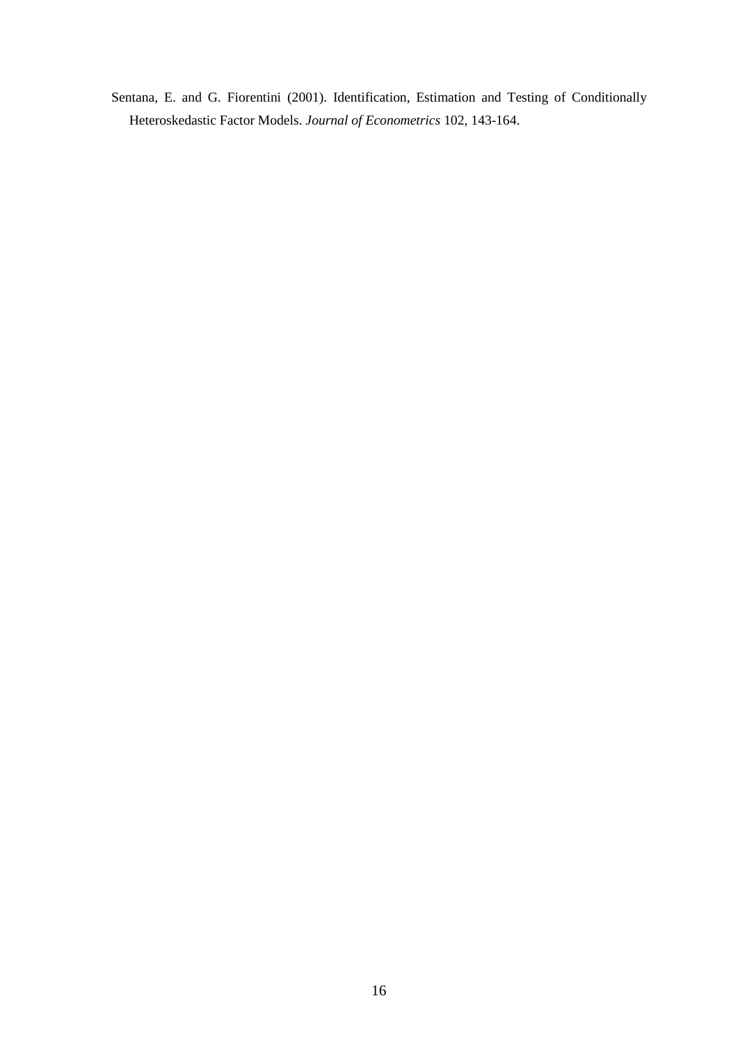Sentana, E. and G. Fiorentini (2001). Identification, Estimation and Testing of Conditionally Heteroskedastic Factor Models. *Journal of Econometrics* 102, 143-164.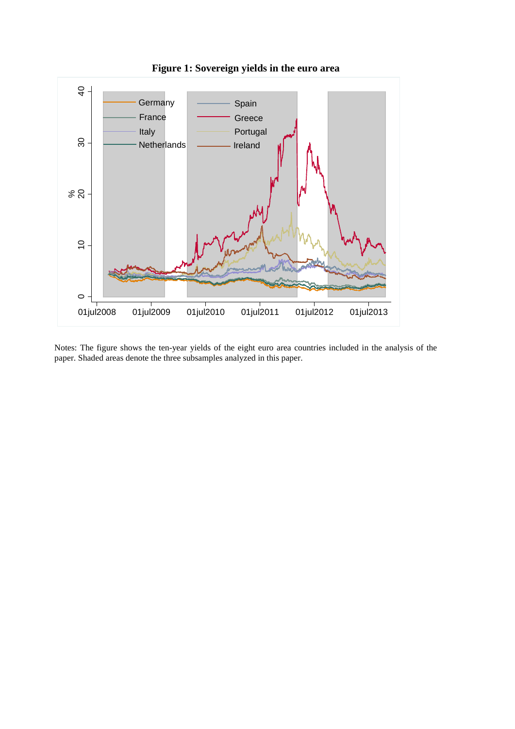**Figure 1: Sovereign yields in the euro area**

Notes: The figure shows the ten-year yields of the eight euro area countries included in the analysis of the paper. Shaded areas denote the three subsamples analyzed in this paper.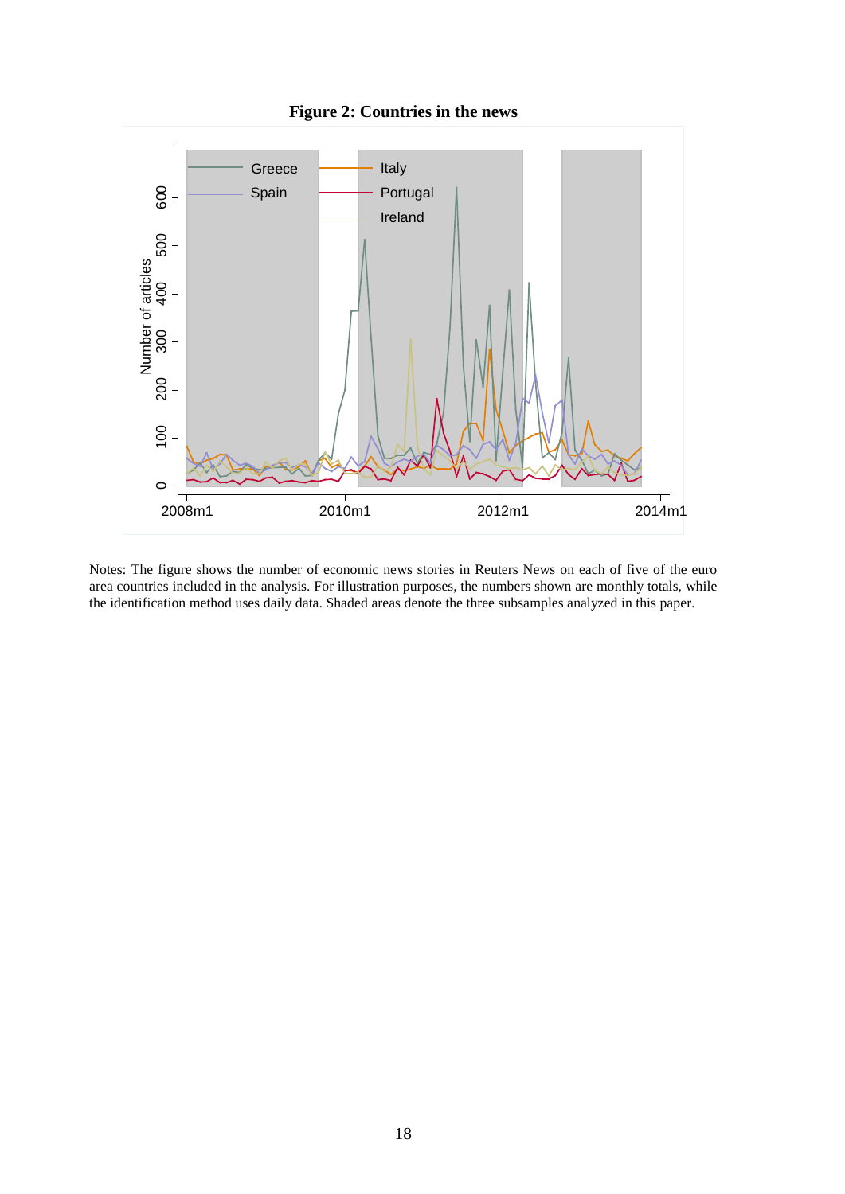**Figure 2: Countries in the news**

Notes: The figure shows the number of economic news stories in Reuters News on each of five of the euro area countries included in the analysis. For illustration purposes, the numbers shown are monthly totals, while the identification method uses daily data. Shaded areas denote the three subsamples analyzed in this paper.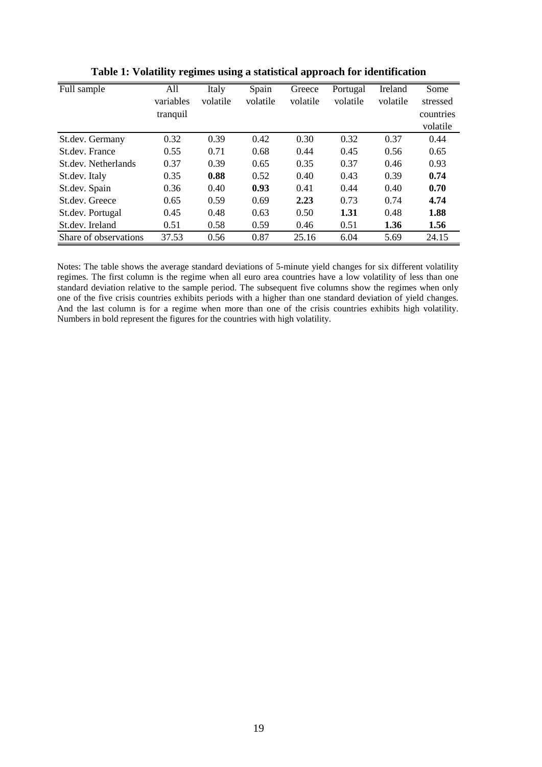**Table 1: Volatility regimes using a statistical approach for identification**

| Full sample | All variables tranquil | Italy volatile | Spain volatile | Greece volatile | Portugal volatile | Ireland volatile | Some stressed countries volatile |
|---|---|---|---|---|---|---|---|
| St.dev. Germany | 0.32 | 0.39 | 0.42 | 0.30 | 0.32 | 0.37 | 0.44 |
| St.dev. France | 0.55 | 0.71 | 0.68 | 0.44 | 0.45 | 0.56 | 0.65 |
| St.dev. Netherlands | 0.37 | 0.39 | 0.65 | 0.35 | 0.37 | 0.46 | 0.93 |
| St.dev. Italy | 0.35 | **0.88** | 0.52 | 0.40 | 0.43 | 0.39 | **0.74** |
| St.dev. Spain | 0.36 | 0.40 | **0.93** | 0.41 | 0.44 | 0.40 | **0.70** |
| St.dev. Greece | 0.65 | 0.59 | 0.69 | **2.23** | 0.73 | 0.74 | **4.74** |
| St.dev. Portugal | 0.45 | 0.48 | 0.63 | 0.50 | **1.31** | 0.48 | **1.88** |
| St.dev. Ireland | 0.51 | 0.58 | 0.59 | 0.46 | 0.51 | **1.36** | **1.56** |
| Share of observations | 37.53 | 0.56 | 0.87 | 25.16 | 6.04 | 5.69 | 24.15 |

Notes: The table shows the average standard deviations of 5-minute yield changes for six different volatility regimes. The first column is the regime when all euro area countries have a low volatility of less than one standard deviation relative to the sample period. The subsequent five columns show the regimes when only one of the five crisis countries exhibits periods with a higher than one standard deviation of yield changes. And the last column is for a regime when more than one of the crisis countries exhibits high volatility. Numbers in bold represent the figures for the countries with high volatility.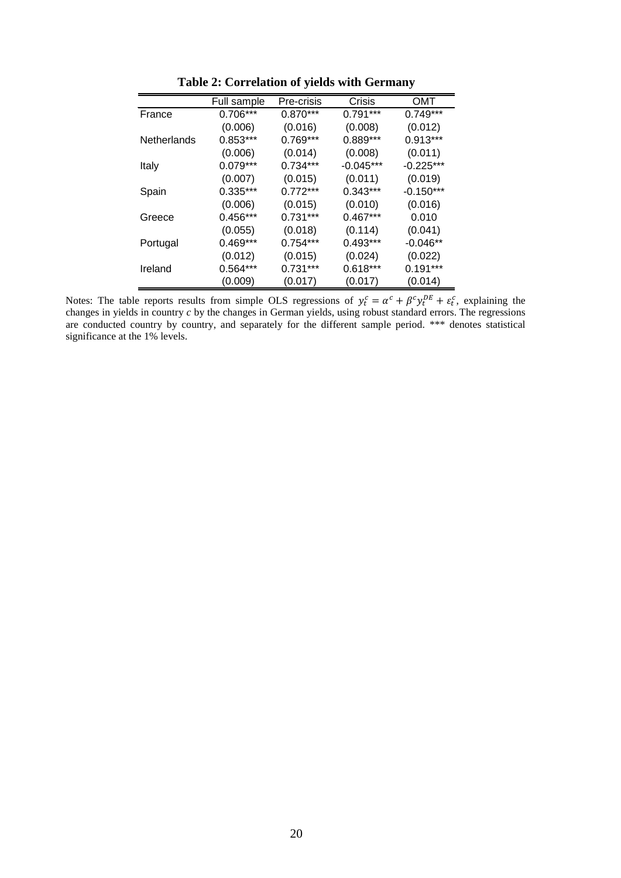**Table 2: Correlation of yields with Germany**

| | Full sample | Pre-crisis | Crisis | OMT |
|---|---|---|---|---|
| France | 0.706*** | 0.870*** | 0.791*** | 0.749*** |
| | (0.006) | (0.016) | (0.008) | (0.012) |
| Netherlands | 0.853*** | 0.769*** | 0.889*** | 0.913*** |
| | (0.006) | (0.014) | (0.008) | (0.011) |
| Italy | 0.079*** | 0.734*** | -0.045*** | -0.225*** |
| | (0.007) | (0.015) | (0.011) | (0.019) |
| Spain | 0.335*** | 0.772*** | 0.343*** | -0.150*** |
| | (0.006) | (0.015) | (0.010) | (0.016) |
| Greece | 0.456*** | 0.731*** | 0.467*** | 0.010 |
| | (0.055) | (0.018) | (0.114) | (0.041) |
| Portugal | 0.469*** | 0.754*** | 0.493*** | -0.046** |
| | (0.012) | (0.015) | (0.024) | (0.022) |
| Ireland | 0.564*** | 0.731*** | 0.618*** | 0.191*** |
| | (0.009) | (0.017) | (0.017) | (0.014) |

Notes: The table reports results from simple OLS regressions of $y_t^c = \alpha^c + \beta^c y_t^{DE} + \varepsilon_t^c$, explaining the changes in yields in country $c$ by the changes in German yields, using robust standard errors. The regressions are conducted country by country, and separately for the different sample period. *** denotes statistical significance at the 1% levels.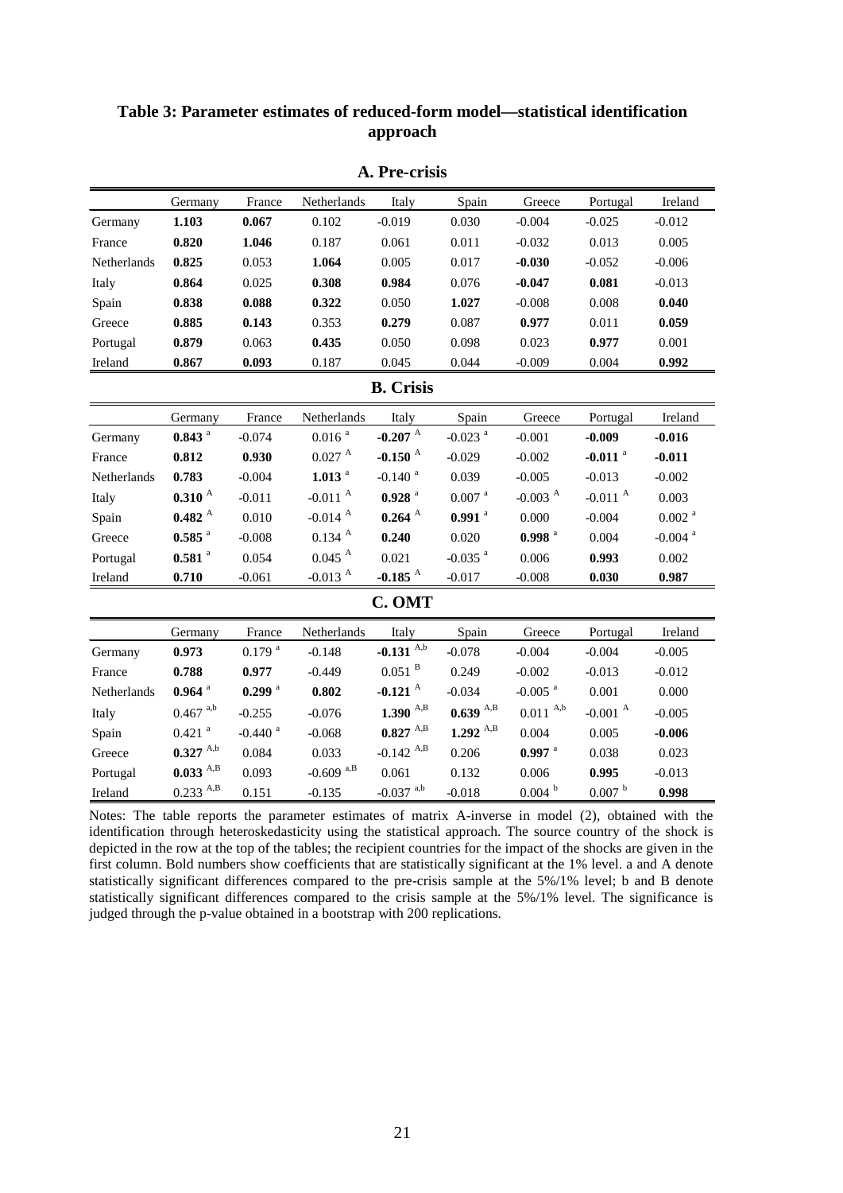**Table 3: Parameter estimates of reduced-form model—statistical identification approach**

**A. Pre-crisis**

| | Germany | France | Netherlands | Italy | Spain | Greece | Portugal | Ireland |
|---|---|---|---|---|---|---|---|---|
| Germany | **1.103** | **0.067** | 0.102 | -0.019 | 0.030 | -0.004 | -0.025 | -0.012 |
| France | **0.820** | **1.046** | 0.187 | 0.061 | 0.011 | -0.032 | 0.013 | 0.005 |
| Netherlands | **0.825** | 0.053 | **1.064** | 0.005 | 0.017 | **-0.030** | -0.052 | -0.006 |
| Italy | **0.864** | 0.025 | **0.308** | **0.984** | 0.076 | **-0.047** | **0.081** | -0.013 |
| Spain | **0.838** | **0.088** | **0.322** | 0.050 | **1.027** | -0.008 | 0.008 | **0.040** |
| Greece | **0.885** | **0.143** | 0.353 | **0.279** | 0.087 | **0.977** | 0.011 | **0.059** |
| Portugal | **0.879** | 0.063 | **0.435** | 0.050 | 0.098 | 0.023 | **0.977** | 0.001 |
| Ireland | **0.867** | **0.093** | 0.187 | 0.045 | 0.044 | -0.009 | 0.004 | **0.992** |

**B. Crisis**

| | Germany | France | Netherlands | Italy | Spain | Greece | Portugal | Ireland |
|---|---|---|---|---|---|---|---|---|
| Germany | **0.843** $^{a}$ | -0.074 | 0.016 $^{a}$ | **-0.207** $^{A}$ | -0.023 $^{a}$ | -0.001 | **-0.009** | **-0.016** |
| France | **0.812** | **0.930** | 0.027 $^{A}$ | **-0.150** $^{A}$ | -0.029 | -0.002 | **-0.011** $^{a}$ | **-0.011** |
| Netherlands | **0.783** | -0.004 | **1.013** $^{a}$ | -0.140 $^{a}$ | 0.039 | -0.005 | -0.013 | -0.002 |
| Italy | **0.310** $^{A}$ | -0.011 | -0.011 $^{A}$ | **0.928** $^{a}$ | 0.007 $^{a}$ | -0.003 $^{A}$ | -0.011 $^{A}$ | 0.003 |
| Spain | **0.482** $^{A}$ | 0.010 | -0.014 $^{A}$ | **0.264** $^{A}$ | **0.991** $^{a}$ | 0.000 | -0.004 | 0.002 $^{a}$ |
| Greece | **0.585** $^{a}$ | -0.008 | 0.134 $^{A}$ | **0.240** | 0.020 | **0.998** $^{a}$ | 0.004 | -0.004 $^{a}$ |
| Portugal | **0.581** $^{a}$ | 0.054 | 0.045 $^{A}$ | 0.021 | -0.035 $^{a}$ | 0.006 | **0.993** | 0.002 |
| Ireland | **0.710** | -0.061 | -0.013 $^{A}$ | **-0.185** $^{A}$ | -0.017 | -0.008 | **0.030** | **0.987** |

**C. OMT**

| | Germany | France | Netherlands | Italy | Spain | Greece | Portugal | Ireland |
|---|---|---|---|---|---|---|---|---|
| Germany | **0.973** | 0.179 $^{a}$ | -0.148 | **-0.131** $^{A,b}$ | -0.078 | -0.004 | -0.004 | -0.005 |
| France | **0.788** | **0.977** | -0.449 | 0.051 $^{B}$ | 0.249 | -0.002 | -0.013 | -0.012 |
| Netherlands | **0.964** $^{a}$ | **0.299** $^{a}$ | **0.802** | **-0.121** $^{A}$ | -0.034 | -0.005 $^{a}$ | 0.001 | 0.000 |
| Italy | 0.467 $^{a,b}$ | -0.255 | -0.076 | **1.390** $^{A,B}$ | **0.639** $^{A,B}$ | 0.011 $^{A,b}$ | -0.001 $^{A}$ | -0.005 |
| Spain | 0.421 $^{a}$ | -0.440 $^{a}$ | -0.068 | **0.827** $^{A,B}$ | **1.292** $^{A,B}$ | 0.004 | 0.005 | **-0.006** |
| Greece | **0.327** $^{A,b}$ | 0.084 | 0.033 | -0.142 $^{A,B}$ | 0.206 | **0.997** $^{a}$ | 0.038 | 0.023 |
| Portugal | **0.033** $^{A,B}$ | 0.093 | -0.609 $^{a,B}$ | 0.061 | 0.132 | 0.006 | **0.995** | -0.013 |
| Ireland | 0.233 $^{A,B}$ | 0.151 | -0.135 | -0.037 $^{a,b}$ | -0.018 | 0.004 $^{b}$ | 0.007 $^{b}$ | **0.998** |

Notes: The table reports the parameter estimates of matrix A-inverse in model (2), obtained with the identification through heteroskedasticity using the statistical approach. The source country of the shock is depicted in the row at the top of the tables; the recipient countries for the impact of the shocks are given in the first column. Bold numbers show coefficients that are statistically significant at the 1% level. a and A denote statistically significant differences compared to the pre-crisis sample at the 5%/1% level; b and B denote statistically significant differences compared to the crisis sample at the 5%/1% level. The significance is judged through the p-value obtained in a bootstrap with 200 replications.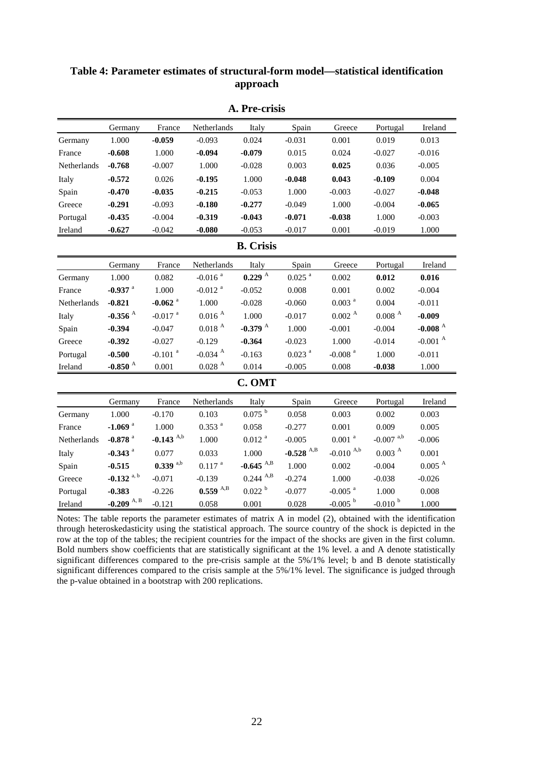# Table 4: Parameter estimates of structural-form model—statistical identification approach

**A. Pre-crisis**

| | Germany | France | Netherlands | Italy | Spain | Greece | Portugal | Ireland |
|---|---|---|---|---|---|---|---|---|
| Germany | 1.000 | **-0.059** | -0.093 | 0.024 | -0.031 | 0.001 | 0.019 | 0.013 |
| France | **-0.608** | 1.000 | **-0.094** | **-0.079** | 0.015 | 0.024 | -0.027 | -0.016 |
| Netherlands | **-0.768** | -0.007 | 1.000 | -0.028 | 0.003 | **0.025** | 0.036 | -0.005 |
| Italy | **-0.572** | 0.026 | **-0.195** | 1.000 | **-0.048** | **0.043** | **-0.109** | 0.004 |
| Spain | **-0.470** | **-0.035** | **-0.215** | -0.053 | 1.000 | -0.003 | -0.027 | **-0.048** |
| Greece | **-0.291** | -0.093 | **-0.180** | **-0.277** | -0.049 | 1.000 | -0.004 | **-0.065** |
| Portugal | **-0.435** | -0.004 | **-0.319** | **-0.043** | **-0.071** | **-0.038** | 1.000 | -0.003 |
| Ireland | **-0.627** | -0.042 | **-0.080** | -0.053 | -0.017 | 0.001 | -0.019 | 1.000 |

**B. Crisis**

| | Germany | France | Netherlands | Italy | Spain | Greece | Portugal | Ireland |
|---|---|---|---|---|---|---|---|---|
| Germany | 1.000 | 0.082 | -0.016 [a] | **0.229** [A] | 0.025 [a] | 0.002 | **0.012** | **0.016** |
| France | **-0.937** [a] | 1.000 | -0.012 [a] | -0.052 | 0.008 | 0.001 | 0.002 | -0.004 |
| Netherlands | **-0.821** | **-0.062** [a] | 1.000 | -0.028 | -0.060 | 0.003 [a] | 0.004 | -0.011 |
| Italy | **-0.356** [A] | -0.017 [a] | 0.016 [A] | 1.000 | -0.017 | 0.002 [A] | 0.008 [A] | **-0.009** |
| Spain | **-0.394** | -0.047 | 0.018 [A] | **-0.379** [A] | 1.000 | -0.001 | -0.004 | **-0.008** [A] |
| Greece | **-0.392** | -0.027 | -0.129 | **-0.364** | -0.023 | 1.000 | -0.014 | -0.001 [A] |
| Portugal | **-0.500** | -0.101 [a] | -0.034 [A] | -0.163 | 0.023 [a] | -0.008 [a] | 1.000 | -0.011 |
| Ireland | **-0.850** [A] | 0.001 | 0.028 [A] | 0.014 | -0.005 | 0.008 | **-0.038** | 1.000 |

**C. OMT**

| | Germany | France | Netherlands | Italy | Spain | Greece | Portugal | Ireland |
|---|---|---|---|---|---|---|---|---|
| Germany | 1.000 | -0.170 | 0.103 | 0.075 [b] | 0.058 | 0.003 | 0.002 | 0.003 |
| France | **-1.069** [a] | 1.000 | 0.353 [a] | 0.058 | -0.277 | 0.001 | 0.009 | 0.005 |
| Netherlands | **-0.878** [a] | **-0.143** [A,b] | 1.000 | 0.012 [a] | -0.005 | 0.001 [a] | -0.007 [a,b] | -0.006 |
| Italy | **-0.343** [a] | 0.077 | 0.033 | 1.000 | **-0.528** [A,B] | -0.010 [A,b] | 0.003 [A] | 0.001 |
| Spain | **-0.515** | **0.339** [a,b] | 0.117 [a] | **-0.645** [A,B] | 1.000 | 0.002 | -0.004 | 0.005 [A] |
| Greece | **-0.132** [a, b] | -0.071 | -0.139 | 0.244 [A,B] | -0.274 | 1.000 | -0.038 | -0.026 |
| Portugal | **-0.383** | -0.226 | **0.559** [A,B] | 0.022 [b] | -0.077 | -0.005 [a] | 1.000 | 0.008 |
| Ireland | **-0.209** [A, B] | -0.121 | 0.058 | 0.001 | 0.028 | -0.005 [b] | -0.010 [b] | 1.000 |

Notes: The table reports the parameter estimates of matrix A in model (2), obtained with the identification through heteroskedasticity using the statistical approach. The source country of the shock is depicted in the row at the top of the tables; the recipient countries for the impact of the shocks are given in the first column. Bold numbers show coefficients that are statistically significant at the 1% level. a and A denote statistically significant differences compared to the pre-crisis sample at the 5%/1% level; b and B denote statistically significant differences compared to the crisis sample at the 5%/1% level. The significance is judged through the p-value obtained in a bootstrap with 200 replications.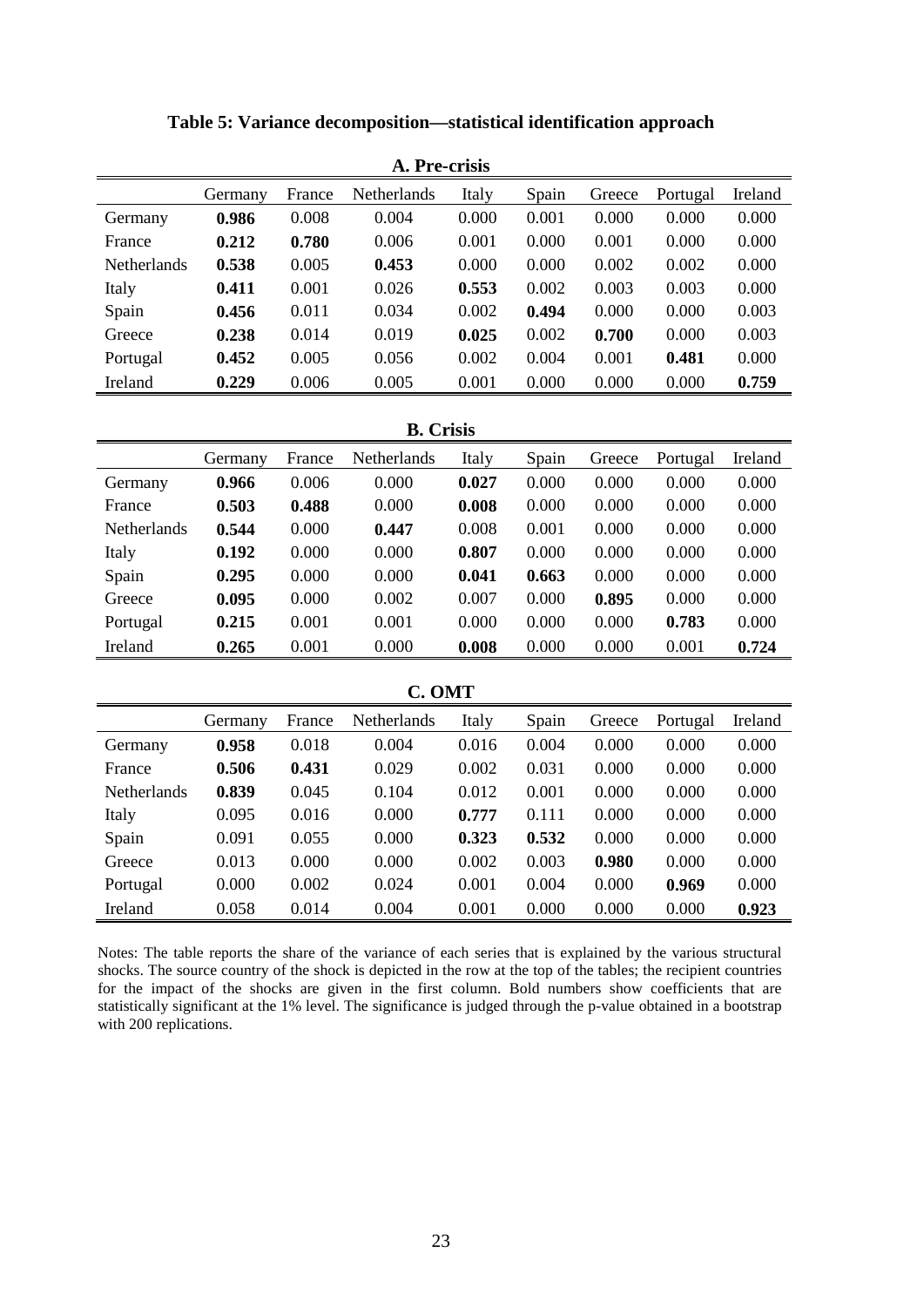# Table 5: Variance decomposition—statistical identification approach

**A. Pre-crisis**

| | Germany | France | Netherlands | Italy | Spain | Greece | Portugal | Ireland |
|---|---|---|---|---|---|---|---|---|
| Germany | **0.986** | 0.008 | 0.004 | 0.000 | 0.001 | 0.000 | 0.000 | 0.000 |
| France | **0.212** | **0.780** | 0.006 | 0.001 | 0.000 | 0.001 | 0.000 | 0.000 |
| Netherlands | **0.538** | 0.005 | **0.453** | 0.000 | 0.000 | 0.002 | 0.002 | 0.000 |
| Italy | **0.411** | 0.001 | 0.026 | **0.553** | 0.002 | 0.003 | 0.003 | 0.000 |
| Spain | **0.456** | 0.011 | 0.034 | 0.002 | **0.494** | 0.000 | 0.000 | 0.003 |
| Greece | **0.238** | 0.014 | 0.019 | **0.025** | 0.002 | **0.700** | 0.000 | 0.003 |
| Portugal | **0.452** | 0.005 | 0.056 | 0.002 | 0.004 | 0.001 | **0.481** | 0.000 |
| Ireland | **0.229** | 0.006 | 0.005 | 0.001 | 0.000 | 0.000 | 0.000 | **0.759** |

**B. Crisis**

| | Germany | France | Netherlands | Italy | Spain | Greece | Portugal | Ireland |
|---|---|---|---|---|---|---|---|---|
| Germany | **0.966** | 0.006 | 0.000 | **0.027** | 0.000 | 0.000 | 0.000 | 0.000 |
| France | **0.503** | **0.488** | 0.000 | **0.008** | 0.000 | 0.000 | 0.000 | 0.000 |
| Netherlands | **0.544** | 0.000 | **0.447** | 0.008 | 0.001 | 0.000 | 0.000 | 0.000 |
| Italy | **0.192** | 0.000 | 0.000 | **0.807** | 0.000 | 0.000 | 0.000 | 0.000 |
| Spain | **0.295** | 0.000 | 0.000 | **0.041** | **0.663** | 0.000 | 0.000 | 0.000 |
| Greece | **0.095** | 0.000 | 0.002 | 0.007 | 0.000 | **0.895** | 0.000 | 0.000 |
| Portugal | **0.215** | 0.001 | 0.001 | 0.000 | 0.000 | 0.000 | **0.783** | 0.000 |
| Ireland | **0.265** | 0.001 | 0.000 | **0.008** | 0.000 | 0.000 | 0.001 | **0.724** |

**C. OMT**

| | Germany | France | Netherlands | Italy | Spain | Greece | Portugal | Ireland |
|---|---|---|---|---|---|---|---|---|
| Germany | **0.958** | 0.018 | 0.004 | 0.016 | 0.004 | 0.000 | 0.000 | 0.000 |
| France | **0.506** | **0.431** | 0.029 | 0.002 | 0.031 | 0.000 | 0.000 | 0.000 |
| Netherlands | **0.839** | 0.045 | 0.104 | 0.012 | 0.001 | 0.000 | 0.000 | 0.000 |
| Italy | 0.095 | 0.016 | 0.000 | **0.777** | 0.111 | 0.000 | 0.000 | 0.000 |
| Spain | 0.091 | 0.055 | 0.000 | **0.323** | **0.532** | 0.000 | 0.000 | 0.000 |
| Greece | 0.013 | 0.000 | 0.000 | 0.002 | 0.003 | **0.980** | 0.000 | 0.000 |
| Portugal | 0.000 | 0.002 | 0.024 | 0.001 | 0.004 | 0.000 | **0.969** | 0.000 |
| Ireland | 0.058 | 0.014 | 0.004 | 0.001 | 0.000 | 0.000 | 0.000 | **0.923** |

Notes: The table reports the share of the variance of each series that is explained by the various structural shocks. The source country of the shock is depicted in the row at the top of the tables; the recipient countries for the impact of the shocks are given in the first column. Bold numbers show coefficients that are statistically significant at the 1% level. The significance is judged through the p-value obtained in a bootstrap with 200 replications.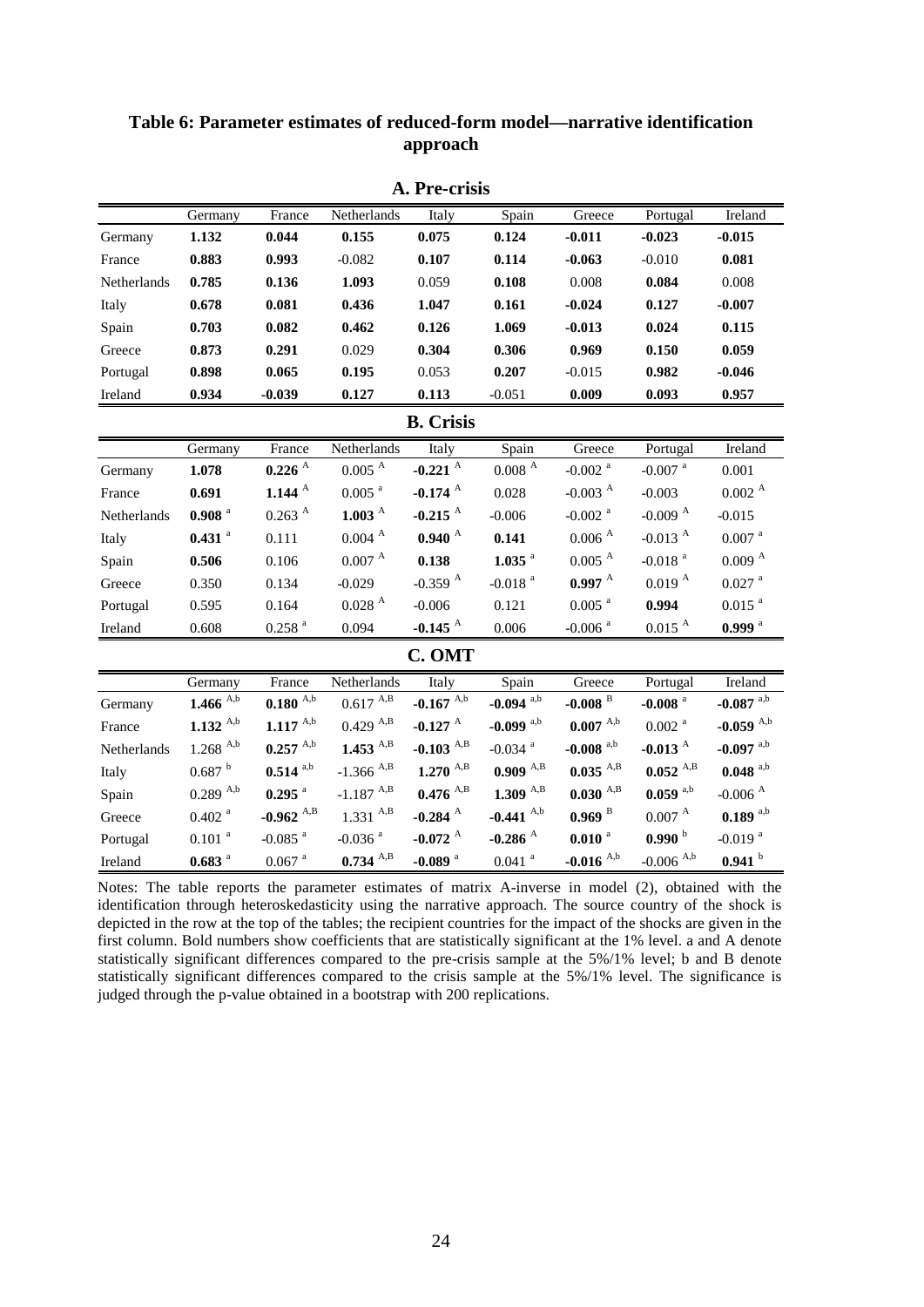**Table 6: Parameter estimates of reduced-form model—narrative identification approach**

**A. Pre-crisis**

| | Germany | France | Netherlands | Italy | Spain | Greece | Portugal | Ireland |
|---|---|---|---|---|---|---|---|---|
| Germany | **1.132** | **0.044** | **0.155** | **0.075** | **0.124** | **-0.011** | **-0.023** | **-0.015** |
| France | **0.883** | **0.993** | -0.082 | **0.107** | **0.114** | **-0.063** | -0.010 | **0.081** |
| Netherlands | **0.785** | **0.136** | **1.093** | 0.059 | **0.108** | 0.008 | **0.084** | 0.008 |
| Italy | **0.678** | **0.081** | **0.436** | **1.047** | **0.161** | **-0.024** | **0.127** | **-0.007** |
| Spain | **0.703** | **0.082** | **0.462** | **0.126** | **1.069** | **-0.013** | **0.024** | **0.115** |
| Greece | **0.873** | **0.291** | 0.029 | **0.304** | **0.306** | **0.969** | **0.150** | **0.059** |
| Portugal | **0.898** | **0.065** | **0.195** | 0.053 | **0.207** | -0.015 | **0.982** | **-0.046** |
| Ireland | **0.934** | **-0.039** | **0.127** | **0.113** | -0.051 | **0.009** | **0.093** | **0.957** |

**B. Crisis**

| | Germany | France | Netherlands | Italy | Spain | Greece | Portugal | Ireland |
|---|---|---|---|---|---|---|---|---|
| Germany | **1.078** | **0.226** [A] | 0.005 [A] | **-0.221** [A] | 0.008 [A] | -0.002 [a] | -0.007 [a] | 0.001 |
| France | **0.691** | **1.144** [A] | 0.005 [a] | **-0.174** [A] | 0.028 | -0.003 [A] | -0.003 | 0.002 [A] |
| Netherlands | **0.908** [a] | 0.263 [A] | **1.003** [A] | **-0.215** [A] | -0.006 | -0.002 [a] | -0.009 [A] | -0.015 |
| Italy | **0.431** [a] | 0.111 | 0.004 [A] | **0.940** [A] | **0.141** | 0.006 [A] | -0.013 [A] | 0.007 [a] |
| Spain | **0.506** | 0.106 | 0.007 [A] | **0.138** | **1.035** [a] | 0.005 [A] | -0.018 [a] | 0.009 [A] |
| Greece | 0.350 | 0.134 | -0.029 | -0.359 [A] | -0.018 [a] | **0.997** [A] | 0.019 [A] | 0.027 [a] |
| Portugal | 0.595 | 0.164 | 0.028 [A] | -0.006 | 0.121 | 0.005 [a] | **0.994** | 0.015 [a] |
| Ireland | 0.608 | 0.258 [a] | 0.094 | **-0.145** [A] | 0.006 | -0.006 [a] | 0.015 [A] | **0.999** [a] |

**C. OMT**

| | Germany | France | Netherlands | Italy | Spain | Greece | Portugal | Ireland |
|---|---|---|---|---|---|---|---|---|
| Germany | **1.466** [A,b] | **0.180** [A,b] | 0.617 [A,B] | **-0.167** [A,b] | **-0.094** [a,b] | **-0.008** [B] | **-0.008** [a] | **-0.087** [a,b] |
| France | **1.132** [A,b] | **1.117** [A,b] | 0.429 [A,B] | **-0.127** [A] | **-0.099** [a,b] | **0.007** [A,b] | 0.002 [a] | **-0.059** [A,b] |
| Netherlands | 1.268 [A,b] | **0.257** [A,b] | **1.453** [A,B] | **-0.103** [A,B] | -0.034 [a] | **-0.008** [a,b] | **-0.013** [A] | **-0.097** [a,b] |
| Italy | 0.687 [b] | **0.514** [a,b] | -1.366 [A,B] | **1.270** [A,B] | **0.909** [A,B] | **0.035** [A,B] | **0.052** [A,B] | **0.048** [a,b] |
| Spain | 0.289 [A,b] | **0.295** [a] | -1.187 [A,B] | **0.476** [A,B] | **1.309** [A,B] | **0.030** [A,B] | **0.059** [a,b] | -0.006 [A] |
| Greece | 0.402 [a] | **-0.962** [A,B] | 1.331 [A,B] | **-0.284** [A] | **-0.441** [A,b] | **0.969** [B] | 0.007 [A] | **0.189** [a,b] |
| Portugal | 0.101 [a] | -0.085 [a] | -0.036 [a] | **-0.072** [A] | **-0.286** [A] | **0.010** [a] | **0.990** [b] | -0.019 [a] |
| Ireland | **0.683** [a] | 0.067 [a] | **0.734** [A,B] | **-0.089** [a] | 0.041 [a] | **-0.016** [A,b] | -0.006 [A,b] | **0.941** [b] |

Notes: The table reports the parameter estimates of matrix A-inverse in model (2), obtained with the identification through heteroskedasticity using the narrative approach. The source country of the shock is depicted in the row at the top of the tables; the recipient countries for the impact of the shocks are given in the first column. Bold numbers show coefficients that are statistically significant at the 1% level. a and A denote statistically significant differences compared to the pre-crisis sample at the 5%/1% level; b and B denote statistically significant differences compared to the crisis sample at the 5%/1% level. The significance is judged through the p-value obtained in a bootstrap with 200 replications.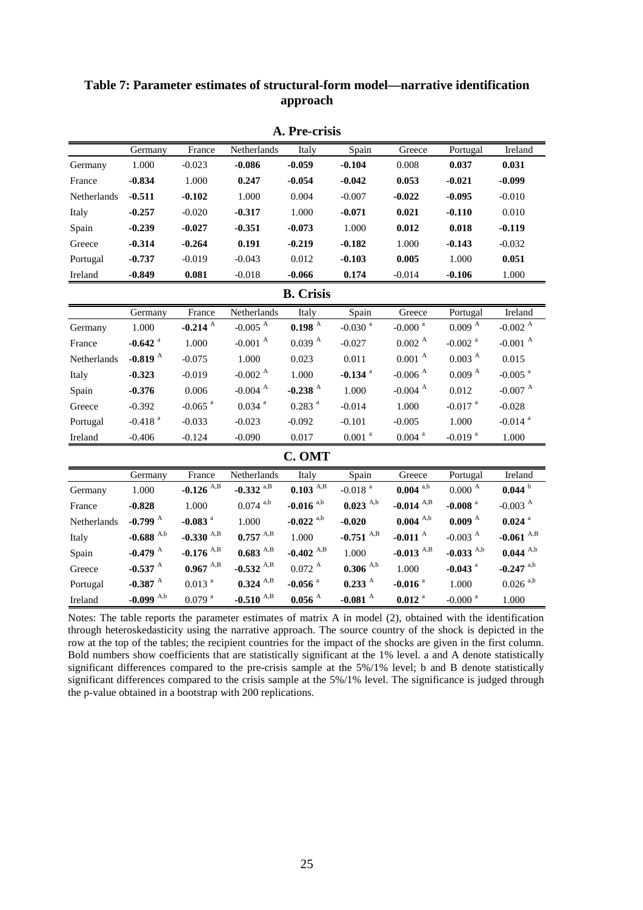**Table 7: Parameter estimates of structural-form model—narrative identification approach**

**A. Pre-crisis**

| | Germany | France | Netherlands | Italy | Spain | Greece | Portugal | Ireland |
|---|---|---|---|---|---|---|---|---|
| Germany | 1.000 | -0.023 | **-0.086** | **-0.059** | **-0.104** | 0.008 | **0.037** | **0.031** |
| France | **-0.834** | 1.000 | **0.247** | **-0.054** | **-0.042** | **0.053** | **-0.021** | **-0.099** |
| Netherlands | **-0.511** | **-0.102** | 1.000 | 0.004 | -0.007 | **-0.022** | **-0.095** | -0.010 |
| Italy | **-0.257** | -0.020 | **-0.317** | 1.000 | **-0.071** | **0.021** | **-0.110** | 0.010 |
| Spain | **-0.239** | **-0.027** | **-0.351** | **-0.073** | 1.000 | **0.012** | **0.018** | **-0.119** |
| Greece | **-0.314** | **-0.264** | **0.191** | **-0.219** | **-0.182** | 1.000 | **-0.143** | -0.032 |
| Portugal | **-0.737** | -0.019 | -0.043 | 0.012 | **-0.103** | **0.005** | 1.000 | **0.051** |
| Ireland | **-0.849** | **0.081** | -0.018 | **-0.066** | **0.174** | -0.014 | **-0.106** | 1.000 |

**B. Crisis**

| | Germany | France | Netherlands | Italy | Spain | Greece | Portugal | Ireland |
|---|---|---|---|---|---|---|---|---|
| Germany | 1.000 | **-0.214** A | -0.005 A | **0.198** A | -0.030 a | -0.000 a | 0.009 A | -0.002 A |
| France | **-0.642** a | 1.000 | -0.001 A | 0.039 A | -0.027 | 0.002 A | -0.002 a | -0.001 A |
| Netherlands | **-0.819** A | -0.075 | 1.000 | 0.023 | 0.011 | 0.001 A | 0.003 A | 0.015 |
| Italy | **-0.323** | -0.019 | -0.002 A | 1.000 | **-0.134** a | -0.006 A | 0.009 A | -0.005 a |
| Spain | **-0.376** | 0.006 | -0.004 A | **-0.238** A | 1.000 | -0.004 A | 0.012 | -0.007 A |
| Greece | -0.392 | -0.065 a | 0.034 a | 0.283 a | -0.014 | 1.000 | -0.017 a | -0.028 |
| Portugal | -0.418 a | -0.033 | -0.023 | -0.092 | -0.101 | -0.005 | 1.000 | -0.014 a |
| Ireland | -0.406 | -0.124 | -0.090 | 0.017 | 0.001 a | 0.004 a | -0.019 a | 1.000 |

**C. OMT**

| | Germany | France | Netherlands | Italy | Spain | Greece | Portugal | Ireland |
|---|---|---|---|---|---|---|---|---|
| Germany | 1.000 | **-0.126** A,B | **-0.332** a,B | **0.103** A,B | -0.018 a | **0.004** a,b | 0.000 A | **0.044** b |
| France | **-0.828** | 1.000 | 0.074 a,b | **-0.016** a,b | **0.023** A,b | **-0.014** A,B | **-0.008** a | -0.003 A |
| Netherlands | **-0.799** A | **-0.083** a | 1.000 | **-0.022** a,b | **-0.020** | **0.004** A,b | **0.009** A | **0.024** a |
| Italy | **-0.688** A,b | **-0.330** A,B | **0.757** A,B | 1.000 | **-0.751** A,B | **-0.011** A | -0.003 A | **-0.061** A,B |
| Spain | **-0.479** A | **-0.176** A,B | **0.683** A,B | **-0.402** A,B | 1.000 | **-0.013** A,B | **-0.033** A,b | **0.044** A,b |
| Greece | **-0.537** A | **0.967** A,B | **-0.532** A,B | 0.072 A | **0.306** A,b | 1.000 | **-0.043** a | **-0.247** a,b |
| Portugal | **-0.387** A | 0.013 a | **0.324** A,B | **-0.056** a | **0.233** A | **-0.016** a | 1.000 | 0.026 a,b |
| Ireland | **-0.099** A,b | 0.079 a | **-0.510** A,B | **0.056** A | **-0.081** A | **0.012** a | -0.000 a | 1.000 |

Notes: The table reports the parameter estimates of matrix A in model (2), obtained with the identification through heteroskedasticity using the narrative approach. The source country of the shock is depicted in the row at the top of the tables; the recipient countries for the impact of the shocks are given in the first column. Bold numbers show coefficients that are statistically significant at the 1% level. a and A denote statistically significant differences compared to the pre-crisis sample at the 5%/1% level; b and B denote statistically significant differences compared to the crisis sample at the 5%/1% level. The significance is judged through the p-value obtained in a bootstrap with 200 replications.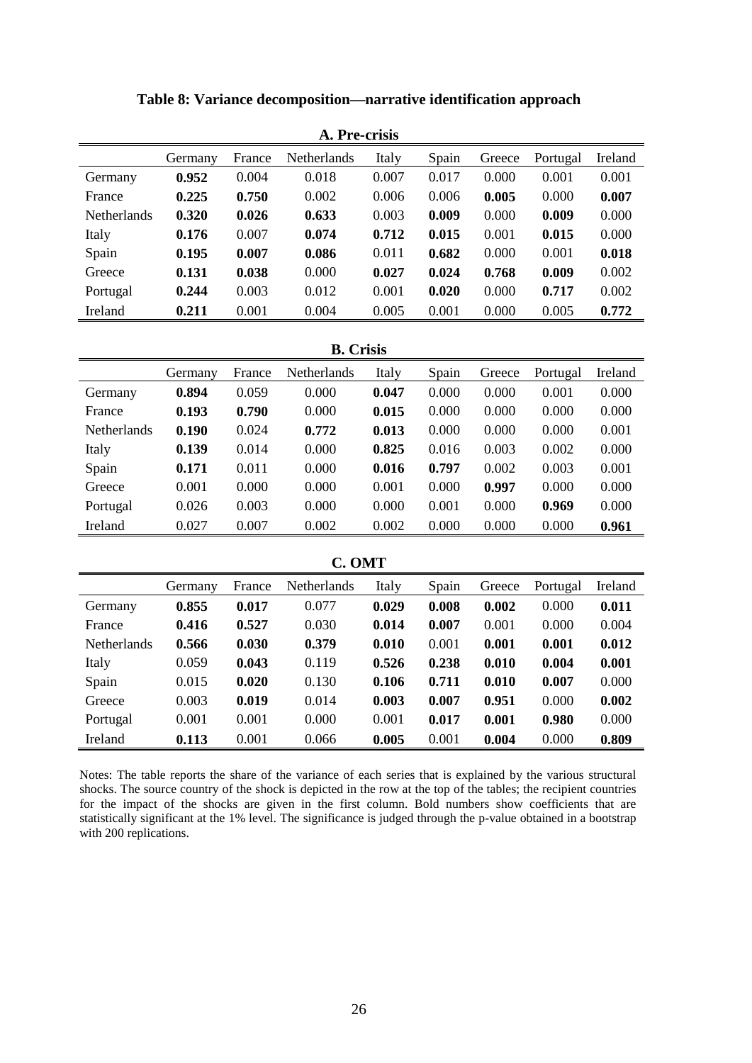**Table 8: Variance decomposition—narrative identification approach**

**A. Pre-crisis**

| | Germany | France | Netherlands | Italy | Spain | Greece | Portugal | Ireland |
|---|---|---|---|---|---|---|---|---|
| Germany | **0.952** | 0.004 | 0.018 | 0.007 | 0.017 | 0.000 | 0.001 | 0.001 |
| France | **0.225** | **0.750** | 0.002 | 0.006 | 0.006 | **0.005** | 0.000 | **0.007** |
| Netherlands | **0.320** | **0.026** | **0.633** | 0.003 | **0.009** | 0.000 | **0.009** | 0.000 |
| Italy | **0.176** | 0.007 | **0.074** | **0.712** | 0.015 | 0.001 | **0.015** | 0.000 |
| Spain | **0.195** | **0.007** | **0.086** | 0.011 | **0.682** | 0.000 | 0.001 | **0.018** |
| Greece | **0.131** | **0.038** | 0.000 | **0.027** | **0.024** | **0.768** | **0.009** | 0.002 |
| Portugal | **0.244** | 0.003 | 0.012 | 0.001 | **0.020** | 0.000 | **0.717** | 0.002 |
| Ireland | **0.211** | 0.001 | 0.004 | 0.005 | 0.001 | 0.000 | 0.005 | **0.772** |

**B. Crisis**

| | Germany | France | Netherlands | Italy | Spain | Greece | Portugal | Ireland |
|---|---|---|---|---|---|---|---|---|
| Germany | **0.894** | 0.059 | 0.000 | **0.047** | 0.000 | 0.000 | 0.001 | 0.000 |
| France | **0.193** | **0.790** | 0.000 | **0.015** | 0.000 | 0.000 | 0.000 | 0.000 |
| Netherlands | **0.190** | 0.024 | **0.772** | **0.013** | 0.000 | 0.000 | 0.000 | 0.001 |
| Italy | **0.139** | 0.014 | 0.000 | **0.825** | 0.016 | 0.003 | 0.002 | 0.000 |
| Spain | **0.171** | 0.011 | 0.000 | **0.016** | **0.797** | 0.002 | 0.003 | 0.001 |
| Greece | 0.001 | 0.000 | 0.000 | 0.001 | 0.000 | **0.997** | 0.000 | 0.000 |
| Portugal | 0.026 | 0.003 | 0.000 | 0.000 | 0.001 | 0.000 | **0.969** | 0.000 |
| Ireland | 0.027 | 0.007 | 0.002 | 0.002 | 0.000 | 0.000 | 0.000 | **0.961** |

**C. OMT**

| | Germany | France | Netherlands | Italy | Spain | Greece | Portugal | Ireland |
|---|---|---|---|---|---|---|---|---|
| Germany | **0.855** | **0.017** | 0.077 | **0.029** | **0.008** | **0.002** | 0.000 | **0.011** |
| France | **0.416** | **0.527** | 0.030 | **0.014** | **0.007** | 0.001 | 0.000 | 0.004 |
| Netherlands | **0.566** | **0.030** | **0.379** | **0.010** | 0.001 | **0.001** | **0.001** | **0.012** |
| Italy | 0.059 | **0.043** | 0.119 | **0.526** | **0.238** | **0.010** | **0.004** | **0.001** |
| Spain | 0.015 | **0.020** | 0.130 | **0.106** | **0.711** | **0.010** | **0.007** | 0.000 |
| Greece | 0.003 | **0.019** | 0.014 | **0.003** | **0.007** | **0.951** | 0.000 | **0.002** |
| Portugal | 0.001 | 0.001 | 0.000 | 0.001 | **0.017** | **0.001** | **0.980** | 0.000 |
| Ireland | **0.113** | 0.001 | 0.066 | **0.005** | 0.001 | **0.004** | 0.000 | **0.809** |

Notes: The table reports the share of the variance of each series that is explained by the various structural shocks. The source country of the shock is depicted in the row at the top of the tables; the recipient countries for the impact of the shocks are given in the first column. Bold numbers show coefficients that are statistically significant at the 1% level. The significance is judged through the p-value obtained in a bootstrap with 200 replications.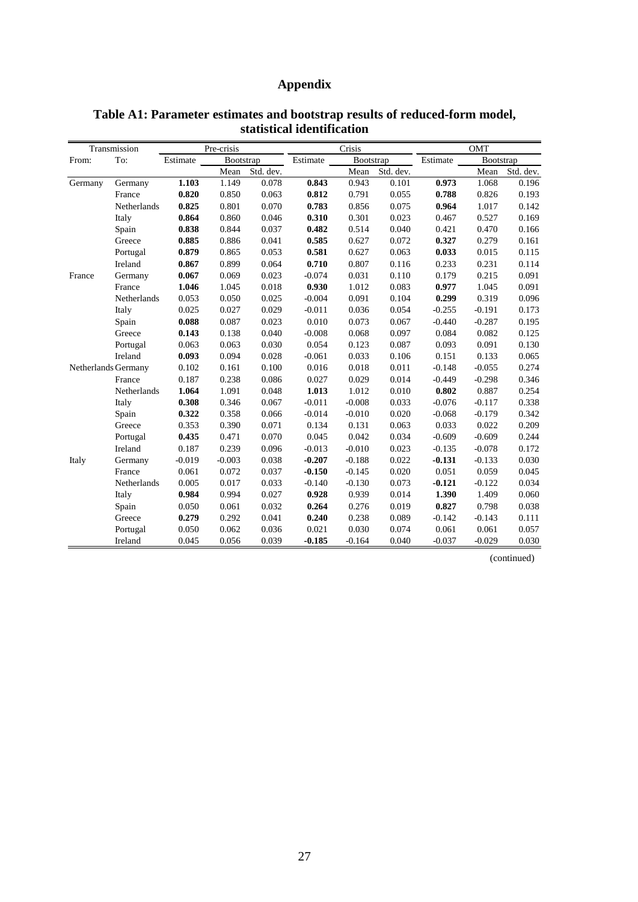# Appendix

## Table A1: Parameter estimates and bootstrap results of reduced-form model, statistical identification

| Transmission | | Pre-crisis | | | Crisis | | | OMT | | |
|---|---|---|---|---|---|---|---|---|---|---|
| From: | To: | Estimate | Bootstrap | | Estimate | Bootstrap | | Estimate | Bootstrap | |
| | | | Mean | Std. dev. | | Mean | Std. dev. | | Mean | Std. dev. |
| Germany | Germany | **1.103** | 1.149 | 0.078 | **0.843** | 0.943 | 0.101 | **0.973** | 1.068 | 0.196 |
| | France | **0.820** | 0.850 | 0.063 | **0.812** | 0.791 | 0.055 | **0.788** | 0.826 | 0.193 |
| | Netherlands | **0.825** | 0.801 | 0.070 | **0.783** | 0.856 | 0.075 | **0.964** | 1.017 | 0.142 |
| | Italy | **0.864** | 0.860 | 0.046 | **0.310** | 0.301 | 0.023 | 0.467 | 0.527 | 0.169 |
| | Spain | **0.838** | 0.844 | 0.037 | **0.482** | 0.514 | 0.040 | 0.421 | 0.470 | 0.166 |
| | Greece | **0.885** | 0.886 | 0.041 | **0.585** | 0.627 | 0.072 | **0.327** | 0.279 | 0.161 |
| | Portugal | **0.879** | 0.865 | 0.053 | **0.581** | 0.627 | 0.063 | **0.033** | 0.015 | 0.115 |
| | Ireland | **0.867** | 0.899 | 0.064 | **0.710** | 0.807 | 0.116 | 0.233 | 0.231 | 0.114 |
| France | Germany | **0.067** | 0.069 | 0.023 | -0.074 | 0.031 | 0.110 | 0.179 | 0.215 | 0.091 |
| | France | **1.046** | 1.045 | 0.018 | **0.930** | 1.012 | 0.083 | **0.977** | 1.045 | 0.091 |
| | Netherlands | 0.053 | 0.050 | 0.025 | -0.004 | 0.091 | 0.104 | **0.299** | 0.319 | 0.096 |
| | Italy | 0.025 | 0.027 | 0.029 | -0.011 | 0.036 | 0.054 | -0.255 | -0.191 | 0.173 |
| | Spain | **0.088** | 0.087 | 0.023 | 0.010 | 0.073 | 0.067 | -0.440 | -0.287 | 0.195 |
| | Greece | **0.143** | 0.138 | 0.040 | -0.008 | 0.068 | 0.097 | 0.084 | 0.082 | 0.125 |
| | Portugal | 0.063 | 0.063 | 0.030 | 0.054 | 0.123 | 0.087 | 0.093 | 0.091 | 0.130 |
| | Ireland | **0.093** | 0.094 | 0.028 | -0.061 | 0.033 | 0.106 | 0.151 | 0.133 | 0.065 |
| Netherlands | Germany | 0.102 | 0.161 | 0.100 | 0.016 | 0.018 | 0.011 | -0.148 | -0.055 | 0.274 |
| | France | 0.187 | 0.238 | 0.086 | 0.027 | 0.029 | 0.014 | -0.449 | -0.298 | 0.346 |
| | Netherlands | **1.064** | 1.091 | 0.048 | **1.013** | 1.012 | 0.010 | **0.802** | 0.887 | 0.254 |
| | Italy | **0.308** | 0.346 | 0.067 | -0.011 | -0.008 | 0.033 | -0.076 | -0.117 | 0.338 |
| | Spain | **0.322** | 0.358 | 0.066 | -0.014 | -0.010 | 0.020 | -0.068 | -0.179 | 0.342 |
| | Greece | 0.353 | 0.390 | 0.071 | 0.134 | 0.131 | 0.063 | 0.033 | 0.022 | 0.209 |
| | Portugal | **0.435** | 0.471 | 0.070 | 0.045 | 0.042 | 0.034 | -0.609 | -0.609 | 0.244 |
| | Ireland | 0.187 | 0.239 | 0.096 | -0.013 | -0.010 | 0.023 | -0.135 | -0.078 | 0.172 |
| Italy | Germany | -0.019 | -0.003 | 0.038 | **-0.207** | -0.188 | 0.022 | **-0.131** | -0.133 | 0.030 |
| | France | 0.061 | 0.072 | 0.037 | **-0.150** | -0.145 | 0.020 | 0.051 | 0.059 | 0.045 |
| | Netherlands | 0.005 | 0.017 | 0.033 | -0.140 | -0.130 | 0.073 | **-0.121** | -0.122 | 0.034 |
| | Italy | **0.984** | 0.994 | 0.027 | **0.928** | 0.939 | 0.014 | **1.390** | 1.409 | 0.060 |
| | Spain | 0.050 | 0.061 | 0.032 | **0.264** | 0.276 | 0.019 | **0.827** | 0.798 | 0.038 |
| | Greece | **0.279** | 0.292 | 0.041 | **0.240** | 0.238 | 0.089 | -0.142 | -0.143 | 0.111 |
| | Portugal | 0.050 | 0.062 | 0.036 | 0.021 | 0.030 | 0.074 | 0.061 | 0.061 | 0.057 |
| | Ireland | 0.045 | 0.056 | 0.039 | **-0.185** | -0.164 | 0.040 | -0.037 | -0.029 | 0.030 |

(continued)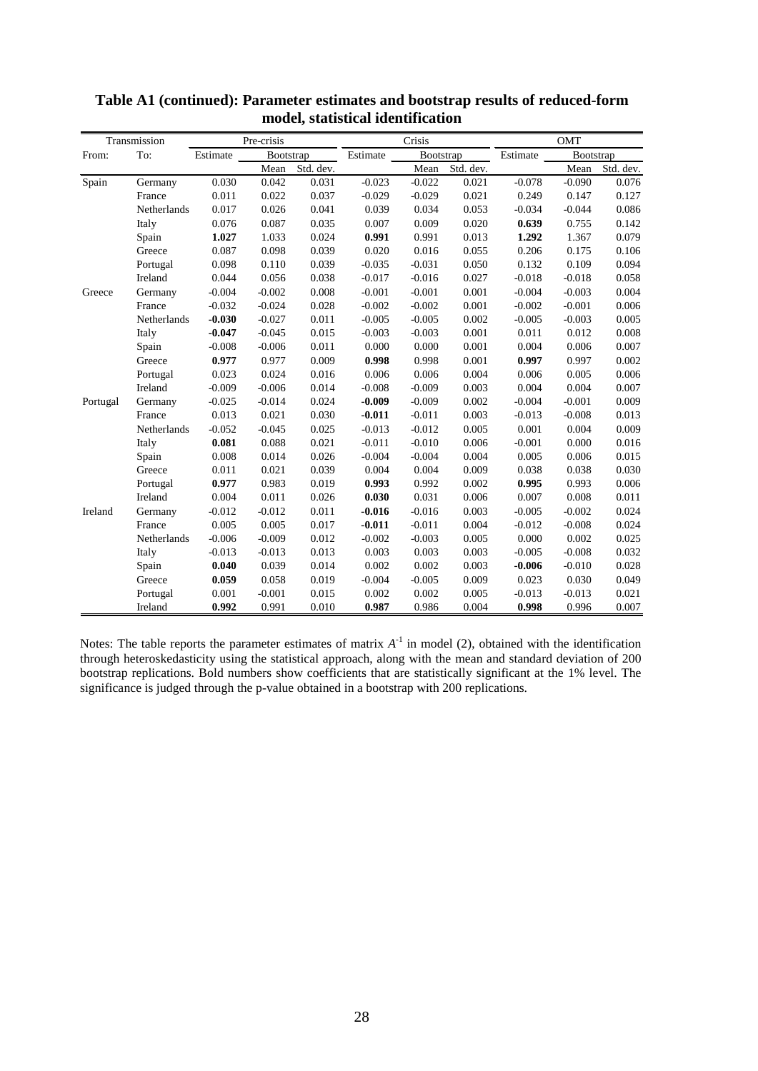**Table A1 (continued): Parameter estimates and bootstrap results of reduced-form model, statistical identification**

| Transmission | | Pre-crisis | | | Crisis | | | OMT | | |
|---|---|---|---|---|---|---|---|---|---|---|
| From: | To: | Estimate | Bootstrap | | Estimate | Bootstrap | | Estimate | Bootstrap | |
| | | | Mean | Std. dev. | | Mean | Std. dev. | | Mean | Std. dev. |
| Spain | Germany | 0.030 | 0.042 | 0.031 | -0.023 | -0.022 | 0.021 | -0.078 | -0.090 | 0.076 |
| | France | 0.011 | 0.022 | 0.037 | -0.029 | -0.029 | 0.021 | 0.249 | 0.147 | 0.127 |
| | Netherlands | 0.017 | 0.026 | 0.041 | 0.039 | 0.034 | 0.053 | -0.034 | -0.044 | 0.086 |
| | Italy | 0.076 | 0.087 | 0.035 | 0.007 | 0.009 | 0.020 | **0.639** | 0.755 | 0.142 |
| | Spain | **1.027** | 1.033 | 0.024 | **0.991** | 0.991 | 0.013 | **1.292** | 1.367 | 0.079 |
| | Greece | 0.087 | 0.098 | 0.039 | 0.020 | 0.016 | 0.055 | 0.206 | 0.175 | 0.106 |
| | Portugal | 0.098 | 0.110 | 0.039 | -0.035 | -0.031 | 0.050 | 0.132 | 0.109 | 0.094 |
| | Ireland | 0.044 | 0.056 | 0.038 | -0.017 | -0.016 | 0.027 | -0.018 | -0.018 | 0.058 |
| Greece | Germany | -0.004 | -0.002 | 0.008 | -0.001 | -0.001 | 0.001 | -0.004 | -0.003 | 0.004 |
| | France | -0.032 | -0.024 | 0.028 | -0.002 | -0.002 | 0.001 | -0.002 | -0.001 | 0.006 |
| | Netherlands | **-0.030** | -0.027 | 0.011 | -0.005 | -0.005 | 0.002 | -0.005 | -0.003 | 0.005 |
| | Italy | **-0.047** | -0.045 | 0.015 | -0.003 | -0.003 | 0.001 | 0.011 | 0.012 | 0.008 |
| | Spain | -0.008 | -0.006 | 0.011 | 0.000 | 0.000 | 0.001 | 0.004 | 0.006 | 0.007 |
| | Greece | **0.977** | 0.977 | 0.009 | **0.998** | 0.998 | 0.001 | **0.997** | 0.997 | 0.002 |
| | Portugal | 0.023 | 0.024 | 0.016 | 0.006 | 0.006 | 0.004 | 0.006 | 0.005 | 0.006 |
| | Ireland | -0.009 | -0.006 | 0.014 | -0.008 | -0.009 | 0.003 | 0.004 | 0.004 | 0.007 |
| Portugal | Germany | -0.025 | -0.014 | 0.024 | **-0.009** | -0.009 | 0.002 | -0.004 | -0.001 | 0.009 |
| | France | 0.013 | 0.021 | 0.030 | **-0.011** | -0.011 | 0.003 | -0.013 | -0.008 | 0.013 |
| | Netherlands | -0.052 | -0.045 | 0.025 | -0.013 | -0.012 | 0.005 | 0.001 | 0.004 | 0.009 |
| | Italy | **0.081** | 0.088 | 0.021 | -0.011 | -0.010 | 0.006 | -0.001 | 0.000 | 0.016 |
| | Spain | 0.008 | 0.014 | 0.026 | -0.004 | -0.004 | 0.004 | 0.005 | 0.006 | 0.015 |
| | Greece | 0.011 | 0.021 | 0.039 | 0.004 | 0.004 | 0.009 | 0.038 | 0.038 | 0.030 |
| | Portugal | **0.977** | 0.983 | 0.019 | **0.993** | 0.992 | 0.002 | **0.995** | 0.993 | 0.006 |
| | Ireland | 0.004 | 0.011 | 0.026 | **0.030** | 0.031 | 0.006 | 0.007 | 0.008 | 0.011 |
| Ireland | Germany | -0.012 | -0.012 | 0.011 | **-0.016** | -0.016 | 0.003 | -0.005 | -0.002 | 0.024 |
| | France | 0.005 | 0.005 | 0.017 | **-0.011** | -0.011 | 0.004 | -0.012 | -0.008 | 0.024 |
| | Netherlands | -0.006 | -0.009 | 0.012 | -0.002 | -0.003 | 0.005 | 0.000 | 0.002 | 0.025 |
| | Italy | -0.013 | -0.013 | 0.013 | 0.003 | 0.003 | 0.003 | -0.005 | -0.008 | 0.032 |
| | Spain | **0.040** | 0.039 | 0.014 | 0.002 | 0.002 | 0.003 | **-0.006** | -0.010 | 0.028 |
| | Greece | **0.059** | 0.058 | 0.019 | -0.004 | -0.005 | 0.009 | 0.023 | 0.030 | 0.049 |
| | Portugal | 0.001 | -0.001 | 0.015 | 0.002 | 0.002 | 0.005 | -0.013 | -0.013 | 0.021 |
| | Ireland | **0.992** | 0.991 | 0.010 | **0.987** | 0.986 | 0.004 | **0.998** | 0.996 | 0.007 |

Notes: The table reports the parameter estimates of matrix $A^{-1}$ in model (2), obtained with the identification through heteroskedasticity using the statistical approach, along with the mean and standard deviation of 200 bootstrap replications. Bold numbers show coefficients that are statistically significant at the 1% level. The significance is judged through the p-value obtained in a bootstrap with 200 replications.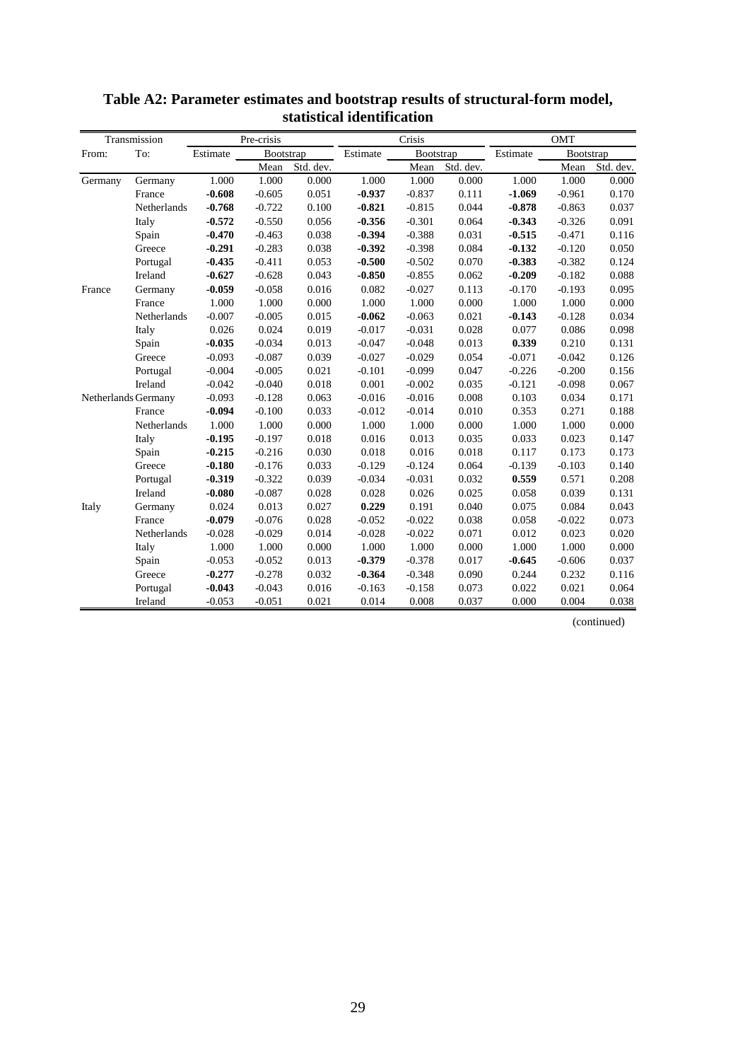**Table A2: Parameter estimates and bootstrap results of structural-form model, statistical identification**

| Transmission | | Pre-crisis | | | Crisis | | | OMT | | |
|---|---|---|---|---|---|---|---|---|---|---|
| From: | To: | Estimate | Bootstrap | | Estimate | Bootstrap | | Estimate | Bootstrap | |
| | | | Mean | Std. dev. | | Mean | Std. dev. | | Mean | Std. dev. |
| Germany | Germany | 1.000 | 1.000 | 0.000 | 1.000 | 1.000 | 0.000 | 1.000 | 1.000 | 0.000 |
| | France | **-0.608** | -0.605 | 0.051 | **-0.937** | -0.837 | 0.111 | **-1.069** | -0.961 | 0.170 |
| | Netherlands | **-0.768** | -0.722 | 0.100 | **-0.821** | -0.815 | 0.044 | **-0.878** | -0.863 | 0.037 |
| | Italy | **-0.572** | -0.550 | 0.056 | **-0.356** | -0.301 | 0.064 | **-0.343** | -0.326 | 0.091 |
| | Spain | **-0.470** | -0.463 | 0.038 | **-0.394** | -0.388 | 0.031 | **-0.515** | -0.471 | 0.116 |
| | Greece | **-0.291** | -0.283 | 0.038 | **-0.392** | -0.398 | 0.084 | **-0.132** | -0.120 | 0.050 |
| | Portugal | **-0.435** | -0.411 | 0.053 | **-0.500** | -0.502 | 0.070 | **-0.383** | -0.382 | 0.124 |
| | Ireland | **-0.627** | -0.628 | 0.043 | **-0.850** | -0.855 | 0.062 | **-0.209** | -0.182 | 0.088 |
| France | Germany | **-0.059** | -0.058 | 0.016 | 0.082 | -0.027 | 0.113 | -0.170 | -0.193 | 0.095 |
| | France | 1.000 | 1.000 | 0.000 | 1.000 | 1.000 | 0.000 | 1.000 | 1.000 | 0.000 |
| | Netherlands | -0.007 | -0.005 | 0.015 | **-0.062** | -0.063 | 0.021 | **-0.143** | -0.128 | 0.034 |
| | Italy | 0.026 | 0.024 | 0.019 | -0.017 | -0.031 | 0.028 | 0.077 | 0.086 | 0.098 |
| | Spain | **-0.035** | -0.034 | 0.013 | -0.047 | -0.048 | 0.013 | **0.339** | 0.210 | 0.131 |
| | Greece | -0.093 | -0.087 | 0.039 | -0.027 | -0.029 | 0.054 | -0.071 | -0.042 | 0.126 |
| | Portugal | -0.004 | -0.005 | 0.021 | -0.101 | -0.099 | 0.047 | -0.226 | -0.200 | 0.156 |
| | Ireland | -0.042 | -0.040 | 0.018 | 0.001 | -0.002 | 0.035 | -0.121 | -0.098 | 0.067 |
| Netherlands | Germany | -0.093 | -0.128 | 0.063 | -0.016 | -0.016 | 0.008 | 0.103 | 0.034 | 0.171 |
| | France | **-0.094** | -0.100 | 0.033 | -0.012 | -0.014 | 0.010 | 0.353 | 0.271 | 0.188 |
| | Netherlands | 1.000 | 1.000 | 0.000 | 1.000 | 1.000 | 0.000 | 1.000 | 1.000 | 0.000 |
| | Italy | **-0.195** | -0.197 | 0.018 | 0.016 | 0.013 | 0.035 | 0.033 | 0.023 | 0.147 |
| | Spain | **-0.215** | -0.216 | 0.030 | 0.018 | 0.016 | 0.018 | 0.117 | 0.173 | 0.173 |
| | Greece | **-0.180** | -0.176 | 0.033 | -0.129 | -0.124 | 0.064 | -0.139 | -0.103 | 0.140 |
| | Portugal | **-0.319** | -0.322 | 0.039 | -0.034 | -0.031 | 0.032 | **0.559** | 0.571 | 0.208 |
| | Ireland | **-0.080** | -0.087 | 0.028 | 0.028 | 0.026 | 0.025 | 0.058 | 0.039 | 0.131 |
| Italy | Germany | 0.024 | 0.013 | 0.027 | **0.229** | 0.191 | 0.040 | 0.075 | 0.084 | 0.043 |
| | France | **-0.079** | -0.076 | 0.028 | -0.052 | -0.022 | 0.038 | 0.058 | -0.022 | 0.073 |
| | Netherlands | -0.028 | -0.029 | 0.014 | -0.028 | -0.022 | 0.071 | 0.012 | 0.023 | 0.020 |
| | Italy | 1.000 | 1.000 | 0.000 | 1.000 | 1.000 | 0.000 | 1.000 | 1.000 | 0.000 |
| | Spain | -0.053 | -0.052 | 0.013 | **-0.379** | -0.378 | 0.017 | **-0.645** | -0.606 | 0.037 |
| | Greece | **-0.277** | -0.278 | 0.032 | **-0.364** | -0.348 | 0.090 | 0.244 | 0.232 | 0.116 |
| | Portugal | **-0.043** | -0.043 | 0.016 | -0.163 | -0.158 | 0.073 | 0.022 | 0.021 | 0.064 |
| | Ireland | -0.053 | -0.051 | 0.021 | 0.014 | 0.008 | 0.037 | 0.000 | 0.004 | 0.038 |

(continued)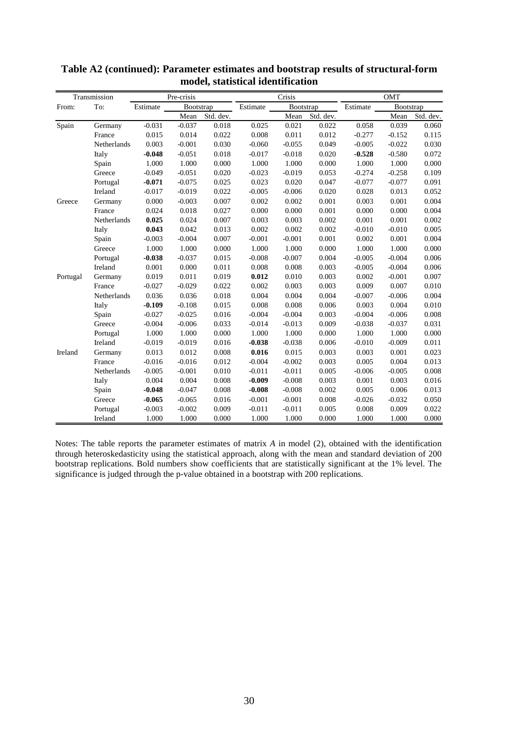**Table A2 (continued): Parameter estimates and bootstrap results of structural-form model, statistical identification**

| Transmission | | Pre-crisis | | | Crisis | | | OMT | | |
|---|---|---|---|---|---|---|---|---|---|---|
| From: | To: | Estimate | Bootstrap | | Estimate | Bootstrap | | Estimate | Bootstrap | |
| | | | Mean | Std. dev. | | Mean | Std. dev. | | Mean | Std. dev. |
| Spain | Germany | -0.031 | -0.037 | 0.018 | 0.025 | 0.021 | 0.022 | 0.058 | 0.039 | 0.060 |
| | France | 0.015 | 0.014 | 0.022 | 0.008 | 0.011 | 0.012 | -0.277 | -0.152 | 0.115 |
| | Netherlands | 0.003 | -0.001 | 0.030 | -0.060 | -0.055 | 0.049 | -0.005 | -0.022 | 0.030 |
| | Italy | **-0.048** | -0.051 | 0.018 | -0.017 | -0.018 | 0.020 | **-0.528** | -0.580 | 0.072 |
| | Spain | 1.000 | 1.000 | 0.000 | 1.000 | 1.000 | 0.000 | 1.000 | 1.000 | 0.000 |
| | Greece | -0.049 | -0.051 | 0.020 | -0.023 | -0.019 | 0.053 | -0.274 | -0.258 | 0.109 |
| | Portugal | **-0.071** | -0.075 | 0.025 | 0.023 | 0.020 | 0.047 | -0.077 | -0.077 | 0.091 |
| | Ireland | -0.017 | -0.019 | 0.022 | -0.005 | -0.006 | 0.020 | 0.028 | 0.013 | 0.052 |
| Greece | Germany | 0.000 | -0.003 | 0.007 | 0.002 | 0.002 | 0.001 | 0.003 | 0.001 | 0.004 |
| | France | 0.024 | 0.018 | 0.027 | 0.000 | 0.000 | 0.001 | 0.000 | 0.000 | 0.004 |
| | Netherlands | **0.025** | 0.024 | 0.007 | 0.003 | 0.003 | 0.002 | 0.001 | 0.001 | 0.002 |
| | Italy | **0.043** | 0.042 | 0.013 | 0.002 | 0.002 | 0.002 | -0.010 | -0.010 | 0.005 |
| | Spain | -0.003 | -0.004 | 0.007 | -0.001 | -0.001 | 0.001 | 0.002 | 0.001 | 0.004 |
| | Greece | 1.000 | 1.000 | 0.000 | 1.000 | 1.000 | 0.000 | 1.000 | 1.000 | 0.000 |
| | Portugal | **-0.038** | -0.037 | 0.015 | -0.008 | -0.007 | 0.004 | -0.005 | -0.004 | 0.006 |
| | Ireland | 0.001 | 0.000 | 0.011 | 0.008 | 0.008 | 0.003 | -0.005 | -0.004 | 0.006 |
| Portugal | Germany | 0.019 | 0.011 | 0.019 | **0.012** | 0.010 | 0.003 | 0.002 | -0.001 | 0.007 |
| | France | -0.027 | -0.029 | 0.022 | 0.002 | 0.003 | 0.003 | 0.009 | 0.007 | 0.010 |
| | Netherlands | 0.036 | 0.036 | 0.018 | 0.004 | 0.004 | 0.004 | -0.007 | -0.006 | 0.004 |
| | Italy | **-0.109** | -0.108 | 0.015 | 0.008 | 0.008 | 0.006 | 0.003 | 0.004 | 0.010 |
| | Spain | -0.027 | -0.025 | 0.016 | -0.004 | -0.004 | 0.003 | -0.004 | -0.006 | 0.008 |
| | Greece | -0.004 | -0.006 | 0.033 | -0.014 | -0.013 | 0.009 | -0.038 | -0.037 | 0.031 |
| | Portugal | 1.000 | 1.000 | 0.000 | 1.000 | 1.000 | 0.000 | 1.000 | 1.000 | 0.000 |
| | Ireland | -0.019 | -0.019 | 0.016 | **-0.038** | -0.038 | 0.006 | -0.010 | -0.009 | 0.011 |
| Ireland | Germany | 0.013 | 0.012 | 0.008 | **0.016** | 0.015 | 0.003 | 0.003 | 0.001 | 0.023 |
| | France | -0.016 | -0.016 | 0.012 | -0.004 | -0.002 | 0.003 | 0.005 | 0.004 | 0.013 |
| | Netherlands | -0.005 | -0.001 | 0.010 | -0.011 | -0.011 | 0.005 | -0.006 | -0.005 | 0.008 |
| | Italy | 0.004 | 0.004 | 0.008 | **-0.009** | -0.008 | 0.003 | 0.001 | 0.003 | 0.016 |
| | Spain | **-0.048** | -0.047 | 0.008 | **-0.008** | -0.008 | 0.002 | 0.005 | 0.006 | 0.013 |
| | Greece | **-0.065** | -0.065 | 0.016 | -0.001 | -0.001 | 0.008 | -0.026 | -0.032 | 0.050 |
| | Portugal | -0.003 | -0.002 | 0.009 | -0.011 | -0.011 | 0.005 | 0.008 | 0.009 | 0.022 |
| | Ireland | 1.000 | 1.000 | 0.000 | 1.000 | 1.000 | 0.000 | 1.000 | 1.000 | 0.000 |

Notes: The table reports the parameter estimates of matrix $A$ in model (2), obtained with the identification through heteroskedasticity using the statistical approach, along with the mean and standard deviation of 200 bootstrap replications. Bold numbers show coefficients that are statistically significant at the 1% level. The significance is judged through the p-value obtained in a bootstrap with 200 replications.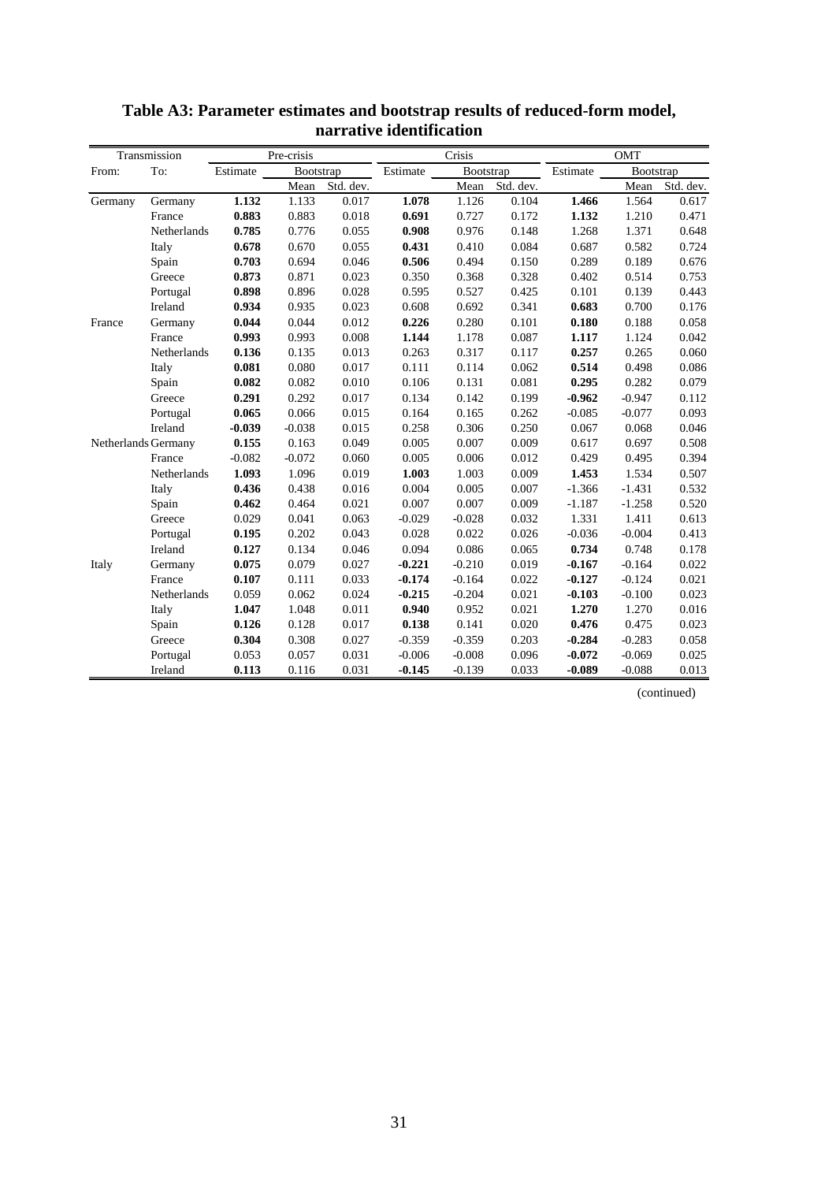**Table A3: Parameter estimates and bootstrap results of reduced-form model, narrative identification**

| Transmission | | Pre-crisis | | | Crisis | | | OMT | | |
|---|---|---|---|---|---|---|---|---|---|---|
| From: | To: | Estimate | Bootstrap | | Estimate | Bootstrap | | Estimate | Bootstrap | |
| | | | Mean | Std. dev. | | Mean | Std. dev. | | Mean | Std. dev. |
| Germany | Germany | **1.132** | 1.133 | 0.017 | **1.078** | 1.126 | 0.104 | **1.466** | 1.564 | 0.617 |
| | France | **0.883** | 0.883 | 0.018 | **0.691** | 0.727 | 0.172 | **1.132** | 1.210 | 0.471 |
| | Netherlands | **0.785** | 0.776 | 0.055 | **0.908** | 0.976 | 0.148 | 1.268 | 1.371 | 0.648 |
| | Italy | **0.678** | 0.670 | 0.055 | **0.431** | 0.410 | 0.084 | 0.687 | 0.582 | 0.724 |
| | Spain | **0.703** | 0.694 | 0.046 | **0.506** | 0.494 | 0.150 | 0.289 | 0.189 | 0.676 |
| | Greece | **0.873** | 0.871 | 0.023 | 0.350 | 0.368 | 0.328 | 0.402 | 0.514 | 0.753 |
| | Portugal | **0.898** | 0.896 | 0.028 | 0.595 | 0.527 | 0.425 | 0.101 | 0.139 | 0.443 |
| | Ireland | **0.934** | 0.935 | 0.023 | 0.608 | 0.692 | 0.341 | **0.683** | 0.700 | 0.176 |
| France | Germany | **0.044** | 0.044 | 0.012 | **0.226** | 0.280 | 0.101 | **0.180** | 0.188 | 0.058 |
| | France | **0.993** | 0.993 | 0.008 | **1.144** | 1.178 | 0.087 | **1.117** | 1.124 | 0.042 |
| | Netherlands | **0.136** | 0.135 | 0.013 | 0.263 | 0.317 | 0.117 | **0.257** | 0.265 | 0.060 |
| | Italy | **0.081** | 0.080 | 0.017 | 0.111 | 0.114 | 0.062 | **0.514** | 0.498 | 0.086 |
| | Spain | **0.082** | 0.082 | 0.010 | 0.106 | 0.131 | 0.081 | **0.295** | 0.282 | 0.079 |
| | Greece | **0.291** | 0.292 | 0.017 | 0.134 | 0.142 | 0.199 | **-0.962** | -0.947 | 0.112 |
| | Portugal | **0.065** | 0.066 | 0.015 | 0.164 | 0.165 | 0.262 | -0.085 | -0.077 | 0.093 |
| | Ireland | **-0.039** | -0.038 | 0.015 | 0.258 | 0.306 | 0.250 | 0.067 | 0.068 | 0.046 |
| Netherlands | Germany | **0.155** | 0.163 | 0.049 | 0.005 | 0.007 | 0.009 | 0.617 | 0.697 | 0.508 |
| | France | -0.082 | -0.072 | 0.060 | 0.005 | 0.006 | 0.012 | 0.429 | 0.495 | 0.394 |
| | Netherlands | **1.093** | 1.096 | 0.019 | **1.003** | 1.003 | 0.009 | **1.453** | 1.534 | 0.507 |
| | Italy | **0.436** | 0.438 | 0.016 | 0.004 | 0.005 | 0.007 | -1.366 | -1.431 | 0.532 |
| | Spain | **0.462** | 0.464 | 0.021 | 0.007 | 0.007 | 0.009 | -1.187 | -1.258 | 0.520 |
| | Greece | 0.029 | 0.041 | 0.063 | -0.029 | -0.028 | 0.032 | 1.331 | 1.411 | 0.613 |
| | Portugal | **0.195** | 0.202 | 0.043 | 0.028 | 0.022 | 0.026 | -0.036 | -0.004 | 0.413 |
| | Ireland | **0.127** | 0.134 | 0.046 | 0.094 | 0.086 | 0.065 | **0.734** | 0.748 | 0.178 |
| Italy | Germany | **0.075** | 0.079 | 0.027 | **-0.221** | -0.210 | 0.019 | **-0.167** | -0.164 | 0.022 |
| | France | **0.107** | 0.111 | 0.033 | **-0.174** | -0.164 | 0.022 | **-0.127** | -0.124 | 0.021 |
| | Netherlands | 0.059 | 0.062 | 0.024 | **-0.215** | -0.204 | 0.021 | **-0.103** | -0.100 | 0.023 |
| | Italy | **1.047** | 1.048 | 0.011 | **0.940** | 0.952 | 0.021 | **1.270** | 1.270 | 0.016 |
| | Spain | **0.126** | 0.128 | 0.017 | **0.138** | 0.141 | 0.020 | **0.476** | 0.475 | 0.023 |
| | Greece | **0.304** | 0.308 | 0.027 | -0.359 | -0.359 | 0.203 | **-0.284** | -0.283 | 0.058 |
| | Portugal | 0.053 | 0.057 | 0.031 | -0.006 | -0.008 | 0.096 | **-0.072** | -0.069 | 0.025 |
| | Ireland | **0.113** | 0.116 | 0.031 | **-0.145** | -0.139 | 0.033 | **-0.089** | -0.088 | 0.013 |

(continued)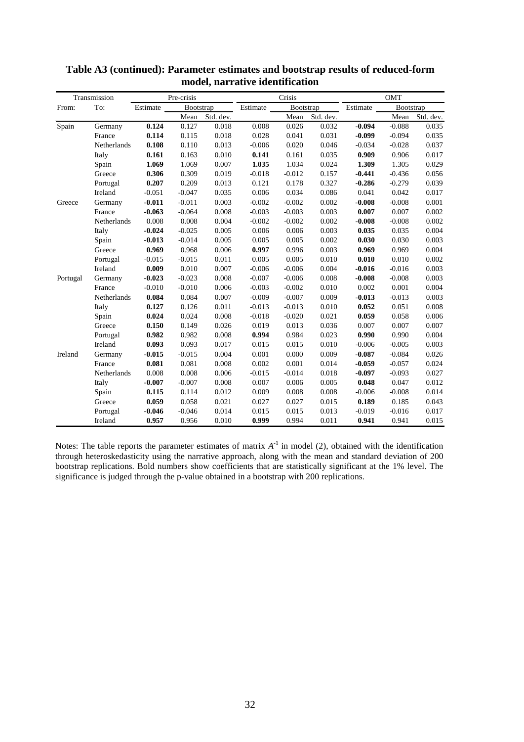**Table A3 (continued): Parameter estimates and bootstrap results of reduced-form model, narrative identification**

| Transmission | | Pre-crisis | | | Crisis | | | OMT | | |
|---|---|---|---|---|---|---|---|---|---|---|
| From: | To: | Estimate | Bootstrap | | Estimate | Bootstrap | | Estimate | Bootstrap | |
| | | | Mean | Std. dev. | | Mean | Std. dev. | | Mean | Std. dev. |
| Spain | Germany | **0.124** | 0.127 | 0.018 | 0.008 | 0.026 | 0.032 | **-0.094** | -0.088 | 0.035 |
| | France | **0.114** | 0.115 | 0.018 | 0.028 | 0.041 | 0.031 | **-0.099** | -0.094 | 0.035 |
| | Netherlands | **0.108** | 0.110 | 0.013 | -0.006 | 0.020 | 0.046 | -0.034 | -0.028 | 0.037 |
| | Italy | **0.161** | 0.163 | 0.010 | **0.141** | 0.161 | 0.035 | **0.909** | 0.906 | 0.017 |
| | Spain | **1.069** | 1.069 | 0.007 | **1.035** | 1.034 | 0.024 | **1.309** | 1.305 | 0.029 |
| | Greece | **0.306** | 0.309 | 0.019 | -0.018 | -0.012 | 0.157 | **-0.441** | -0.436 | 0.056 |
| | Portugal | **0.207** | 0.209 | 0.013 | 0.121 | 0.178 | 0.327 | **-0.286** | -0.279 | 0.039 |
| | Ireland | -0.051 | -0.047 | 0.035 | 0.006 | 0.034 | 0.086 | 0.041 | 0.042 | 0.017 |
| Greece | Germany | **-0.011** | -0.011 | 0.003 | -0.002 | -0.002 | 0.002 | **-0.008** | -0.008 | 0.001 |
| | France | **-0.063** | -0.064 | 0.008 | -0.003 | -0.003 | 0.003 | **0.007** | 0.007 | 0.002 |
| | Netherlands | 0.008 | 0.008 | 0.004 | -0.002 | -0.002 | 0.002 | **-0.008** | -0.008 | 0.002 |
| | Italy | **-0.024** | -0.025 | 0.005 | 0.006 | 0.006 | 0.003 | **0.035** | 0.035 | 0.004 |
| | Spain | **-0.013** | -0.014 | 0.005 | 0.005 | 0.005 | 0.002 | **0.030** | 0.030 | 0.003 |
| | Greece | **0.969** | 0.968 | 0.006 | **0.997** | 0.996 | 0.003 | **0.969** | 0.969 | 0.004 |
| | Portugal | -0.015 | -0.015 | 0.011 | 0.005 | 0.005 | 0.010 | **0.010** | 0.010 | 0.002 |
| | Ireland | **0.009** | 0.010 | 0.007 | -0.006 | -0.006 | 0.004 | **-0.016** | -0.016 | 0.003 |
| Portugal | Germany | **-0.023** | -0.023 | 0.008 | -0.007 | -0.006 | 0.008 | **-0.008** | -0.008 | 0.003 |
| | France | -0.010 | -0.010 | 0.006 | -0.003 | -0.002 | 0.010 | 0.002 | 0.001 | 0.004 |
| | Netherlands | **0.084** | 0.084 | 0.007 | -0.009 | -0.007 | 0.009 | **-0.013** | -0.013 | 0.003 |
| | Italy | **0.127** | 0.126 | 0.011 | -0.013 | -0.013 | 0.010 | **0.052** | 0.051 | 0.008 |
| | Spain | **0.024** | 0.024 | 0.008 | -0.018 | -0.020 | 0.021 | **0.059** | 0.058 | 0.006 |
| | Greece | **0.150** | 0.149 | 0.026 | 0.019 | 0.013 | 0.036 | 0.007 | 0.007 | 0.007 |
| | Portugal | **0.982** | 0.982 | 0.008 | **0.994** | 0.984 | 0.023 | **0.990** | 0.990 | 0.004 |
| | Ireland | **0.093** | 0.093 | 0.017 | 0.015 | 0.015 | 0.010 | -0.006 | -0.005 | 0.003 |
| Ireland | Germany | **-0.015** | -0.015 | 0.004 | 0.001 | 0.000 | 0.009 | **-0.087** | -0.084 | 0.026 |
| | France | **0.081** | 0.081 | 0.008 | 0.002 | 0.001 | 0.014 | **-0.059** | -0.057 | 0.024 |
| | Netherlands | 0.008 | 0.008 | 0.006 | -0.015 | -0.014 | 0.018 | **-0.097** | -0.093 | 0.027 |
| | Italy | **-0.007** | -0.007 | 0.008 | 0.007 | 0.006 | 0.005 | **0.048** | 0.047 | 0.012 |
| | Spain | **0.115** | 0.114 | 0.012 | 0.009 | 0.008 | 0.008 | -0.006 | -0.008 | 0.014 |
| | Greece | **0.059** | 0.058 | 0.021 | 0.027 | 0.027 | 0.015 | **0.189** | 0.185 | 0.043 |
| | Portugal | **-0.046** | -0.046 | 0.014 | 0.015 | 0.015 | 0.013 | -0.019 | -0.016 | 0.017 |
| | Ireland | **0.957** | 0.956 | 0.010 | **0.999** | 0.994 | 0.011 | **0.941** | 0.941 | 0.015 |

Notes: The table reports the parameter estimates of matrix $A^{-1}$ in model (2), obtained with the identification through heteroskedasticity using the narrative approach, along with the mean and standard deviation of 200 bootstrap replications. Bold numbers show coefficients that are statistically significant at the 1% level. The significance is judged through the p-value obtained in a bootstrap with 200 replications.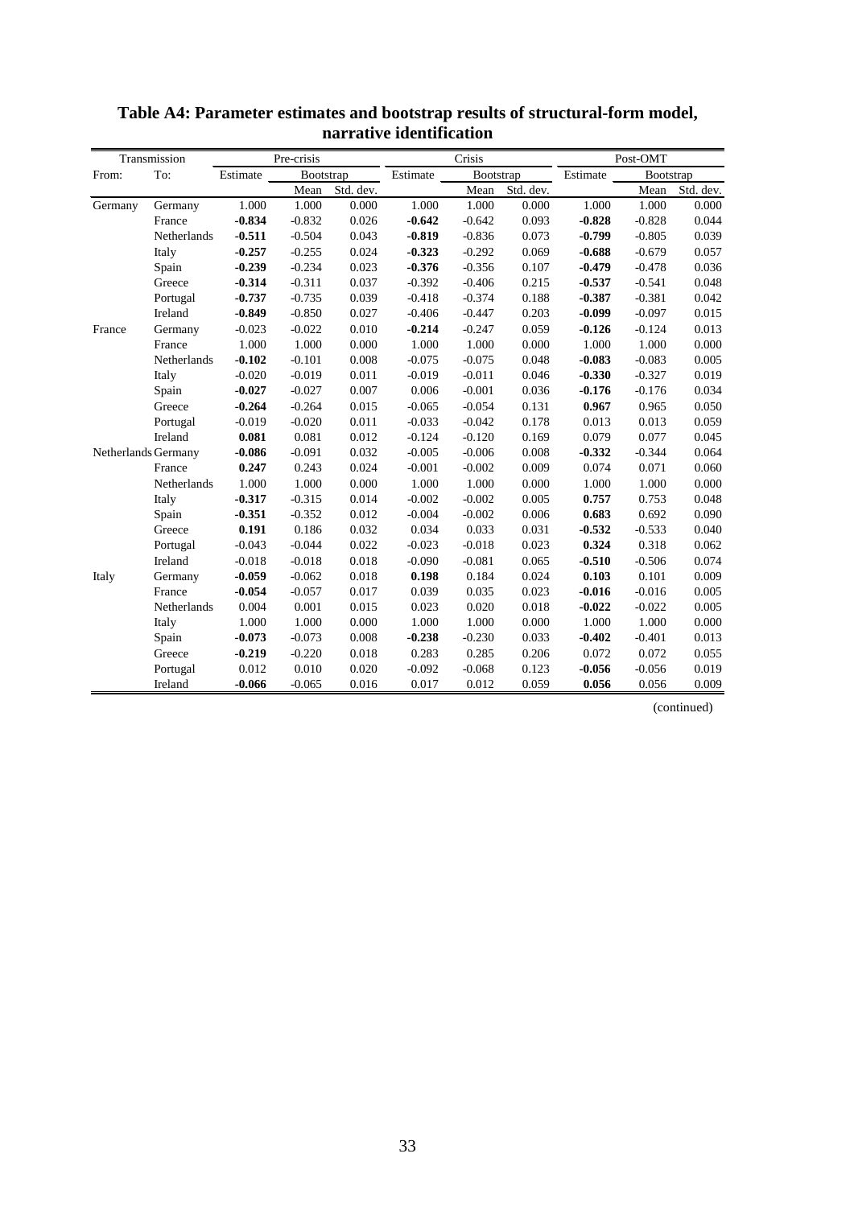## Table A4: Parameter estimates and bootstrap results of structural-form model, narrative identification

| Transmission | | Pre-crisis | | | Crisis | | | Post-OMT | | |
|---|---|---|---|---|---|---|---|---|---|---|
| From: | To: | Estimate | Bootstrap | | Estimate | Bootstrap | | Estimate | Bootstrap | |
| | | | Mean | Std. dev. | | Mean | Std. dev. | | Mean | Std. dev. |
| Germany | Germany | 1.000 | 1.000 | 0.000 | 1.000 | 1.000 | 0.000 | 1.000 | 1.000 | 0.000 |
| | France | **-0.834** | -0.832 | 0.026 | **-0.642** | -0.642 | 0.093 | **-0.828** | -0.828 | 0.044 |
| | Netherlands | **-0.511** | -0.504 | 0.043 | **-0.819** | -0.836 | 0.073 | **-0.799** | -0.805 | 0.039 |
| | Italy | **-0.257** | -0.255 | 0.024 | **-0.323** | -0.292 | 0.069 | **-0.688** | -0.679 | 0.057 |
| | Spain | **-0.239** | -0.234 | 0.023 | **-0.376** | -0.356 | 0.107 | **-0.479** | -0.478 | 0.036 |
| | Greece | **-0.314** | -0.311 | 0.037 | -0.392 | -0.406 | 0.215 | **-0.537** | -0.541 | 0.048 |
| | Portugal | **-0.737** | -0.735 | 0.039 | -0.418 | -0.374 | 0.188 | **-0.387** | -0.381 | 0.042 |
| | Ireland | **-0.849** | -0.850 | 0.027 | -0.406 | -0.447 | 0.203 | **-0.099** | -0.097 | 0.015 |
| France | Germany | -0.023 | -0.022 | 0.010 | **-0.214** | -0.247 | 0.059 | **-0.126** | -0.124 | 0.013 |
| | France | 1.000 | 1.000 | 0.000 | 1.000 | 1.000 | 0.000 | 1.000 | 1.000 | 0.000 |
| | Netherlands | **-0.102** | -0.101 | 0.008 | -0.075 | -0.075 | 0.048 | **-0.083** | -0.083 | 0.005 |
| | Italy | -0.020 | -0.019 | 0.011 | -0.019 | -0.011 | 0.046 | **-0.330** | -0.327 | 0.019 |
| | Spain | **-0.027** | -0.027 | 0.007 | 0.006 | -0.001 | 0.036 | **-0.176** | -0.176 | 0.034 |
| | Greece | **-0.264** | -0.264 | 0.015 | -0.065 | -0.054 | 0.131 | **0.967** | 0.965 | 0.050 |
| | Portugal | -0.019 | -0.020 | 0.011 | -0.033 | -0.042 | 0.178 | 0.013 | 0.013 | 0.059 |
| | Ireland | **0.081** | 0.081 | 0.012 | -0.124 | -0.120 | 0.169 | 0.079 | 0.077 | 0.045 |
| Netherlands | Germany | **-0.086** | -0.091 | 0.032 | -0.005 | -0.006 | 0.008 | **-0.332** | -0.344 | 0.064 |
| | France | **0.247** | 0.243 | 0.024 | -0.001 | -0.002 | 0.009 | 0.074 | 0.071 | 0.060 |
| | Netherlands | 1.000 | 1.000 | 0.000 | 1.000 | 1.000 | 0.000 | 1.000 | 1.000 | 0.000 |
| | Italy | **-0.317** | -0.315 | 0.014 | -0.002 | -0.002 | 0.005 | **0.757** | 0.753 | 0.048 |
| | Spain | **-0.351** | -0.352 | 0.012 | -0.004 | -0.002 | 0.006 | **0.683** | 0.692 | 0.090 |
| | Greece | **0.191** | 0.186 | 0.032 | 0.034 | 0.033 | 0.031 | **-0.532** | -0.533 | 0.040 |
| | Portugal | -0.043 | -0.044 | 0.022 | -0.023 | -0.018 | 0.023 | **0.324** | 0.318 | 0.062 |
| | Ireland | -0.018 | -0.018 | 0.018 | -0.090 | -0.081 | 0.065 | **-0.510** | -0.506 | 0.074 |
| Italy | Germany | **-0.059** | -0.062 | 0.018 | **0.198** | 0.184 | 0.024 | **0.103** | 0.101 | 0.009 |
| | France | **-0.054** | -0.057 | 0.017 | 0.039 | 0.035 | 0.023 | **-0.016** | -0.016 | 0.005 |
| | Netherlands | 0.004 | 0.001 | 0.015 | 0.023 | 0.020 | 0.018 | **-0.022** | -0.022 | 0.005 |
| | Italy | 1.000 | 1.000 | 0.000 | 1.000 | 1.000 | 0.000 | 1.000 | 1.000 | 0.000 |
| | Spain | **-0.073** | -0.073 | 0.008 | **-0.238** | -0.230 | 0.033 | **-0.402** | -0.401 | 0.013 |
| | Greece | **-0.219** | -0.220 | 0.018 | 0.283 | 0.285 | 0.206 | 0.072 | 0.072 | 0.055 |
| | Portugal | 0.012 | 0.010 | 0.020 | -0.092 | -0.068 | 0.123 | **-0.056** | -0.056 | 0.019 |
| | Ireland | **-0.066** | -0.065 | 0.016 | 0.017 | 0.012 | 0.059 | **0.056** | 0.056 | 0.009 |

(continued)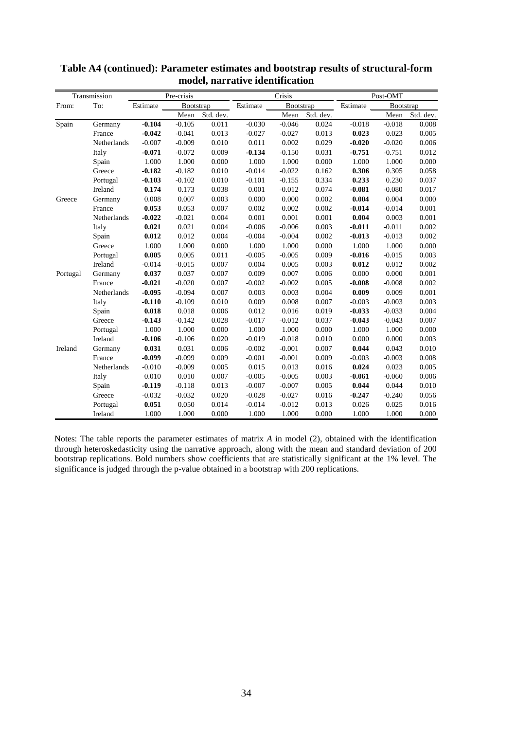**Table A4 (continued): Parameter estimates and bootstrap results of structural-form model, narrative identification**

| Transmission | | Pre-crisis | | | Crisis | | | Post-OMT | | |
|---|---|---|---|---|---|---|---|---|---|---|
| From: | To: | Estimate | Bootstrap | | Estimate | Bootstrap | | Estimate | Bootstrap | |
| | | | Mean | Std. dev. | | Mean | Std. dev. | | Mean | Std. dev. |
| Spain | Germany | **-0.104** | -0.105 | 0.011 | -0.030 | -0.046 | 0.024 | -0.018 | -0.018 | 0.008 |
| | France | **-0.042** | -0.041 | 0.013 | -0.027 | -0.027 | 0.013 | **0.023** | 0.023 | 0.005 |
| | Netherlands | -0.007 | -0.009 | 0.010 | 0.011 | 0.002 | 0.029 | **-0.020** | -0.020 | 0.006 |
| | Italy | **-0.071** | -0.072 | 0.009 | **-0.134** | -0.150 | 0.031 | **-0.751** | -0.751 | 0.012 |
| | Spain | 1.000 | 1.000 | 0.000 | 1.000 | 1.000 | 0.000 | 1.000 | 1.000 | 0.000 |
| | Greece | **-0.182** | -0.182 | 0.010 | -0.014 | -0.022 | 0.162 | **0.306** | 0.305 | 0.058 |
| | Portugal | **-0.103** | -0.102 | 0.010 | -0.101 | -0.155 | 0.334 | **0.233** | 0.230 | 0.037 |
| | Ireland | **0.174** | 0.173 | 0.038 | 0.001 | -0.012 | 0.074 | **-0.081** | -0.080 | 0.017 |
| Greece | Germany | 0.008 | 0.007 | 0.003 | 0.000 | 0.000 | 0.002 | **0.004** | 0.004 | 0.000 |
| | France | **0.053** | 0.053 | 0.007 | 0.002 | 0.002 | 0.002 | **-0.014** | -0.014 | 0.001 |
| | Netherlands | **-0.022** | -0.021 | 0.004 | 0.001 | 0.001 | 0.001 | **0.004** | 0.003 | 0.001 |
| | Italy | **0.021** | 0.021 | 0.004 | -0.006 | -0.006 | 0.003 | **-0.011** | -0.011 | 0.002 |
| | Spain | **0.012** | 0.012 | 0.004 | -0.004 | -0.004 | 0.002 | **-0.013** | -0.013 | 0.002 |
| | Greece | 1.000 | 1.000 | 0.000 | 1.000 | 1.000 | 0.000 | 1.000 | 1.000 | 0.000 |
| | Portugal | **0.005** | 0.005 | 0.011 | -0.005 | -0.005 | 0.009 | **-0.016** | -0.015 | 0.003 |
| | Ireland | -0.014 | -0.015 | 0.007 | 0.004 | 0.005 | 0.003 | **0.012** | 0.012 | 0.002 |
| Portugal | Germany | **0.037** | 0.037 | 0.007 | 0.009 | 0.007 | 0.006 | 0.000 | 0.000 | 0.001 |
| | France | **-0.021** | -0.020 | 0.007 | -0.002 | -0.002 | 0.005 | **-0.008** | -0.008 | 0.002 |
| | Netherlands | **-0.095** | -0.094 | 0.007 | 0.003 | 0.003 | 0.004 | **0.009** | 0.009 | 0.001 |
| | Italy | **-0.110** | -0.109 | 0.010 | 0.009 | 0.008 | 0.007 | -0.003 | -0.003 | 0.003 |
| | Spain | **0.018** | 0.018 | 0.006 | 0.012 | 0.016 | 0.019 | **-0.033** | -0.033 | 0.004 |
| | Greece | **-0.143** | -0.142 | 0.028 | -0.017 | -0.012 | 0.037 | **-0.043** | -0.043 | 0.007 |
| | Portugal | 1.000 | 1.000 | 0.000 | 1.000 | 1.000 | 0.000 | 1.000 | 1.000 | 0.000 |
| | Ireland | **-0.106** | -0.106 | 0.020 | -0.019 | -0.018 | 0.010 | 0.000 | 0.000 | 0.003 |
| Ireland | Germany | **0.031** | 0.031 | 0.006 | -0.002 | -0.001 | 0.007 | **0.044** | 0.043 | 0.010 |
| | France | **-0.099** | -0.099 | 0.009 | -0.001 | -0.001 | 0.009 | -0.003 | -0.003 | 0.008 |
| | Netherlands | -0.010 | -0.009 | 0.005 | 0.015 | 0.013 | 0.016 | **0.024** | 0.023 | 0.005 |
| | Italy | 0.010 | 0.010 | 0.007 | -0.005 | -0.005 | 0.003 | **-0.061** | -0.060 | 0.006 |
| | Spain | **-0.119** | -0.118 | 0.013 | -0.007 | -0.007 | 0.005 | **0.044** | 0.044 | 0.010 |
| | Greece | -0.032 | -0.032 | 0.020 | -0.028 | -0.027 | 0.016 | **-0.247** | -0.240 | 0.056 |
| | Portugal | **0.051** | 0.050 | 0.014 | -0.014 | -0.012 | 0.013 | 0.026 | 0.025 | 0.016 |
| | Ireland | 1.000 | 1.000 | 0.000 | 1.000 | 1.000 | 0.000 | 1.000 | 1.000 | 0.000 |

Notes: The table reports the parameter estimates of matrix $A$ in model (2), obtained with the identification through heteroskedasticity using the narrative approach, along with the mean and standard deviation of 200 bootstrap replications. Bold numbers show coefficients that are statistically significant at the 1% level. The significance is judged through the p-value obtained in a bootstrap with 200 replications.